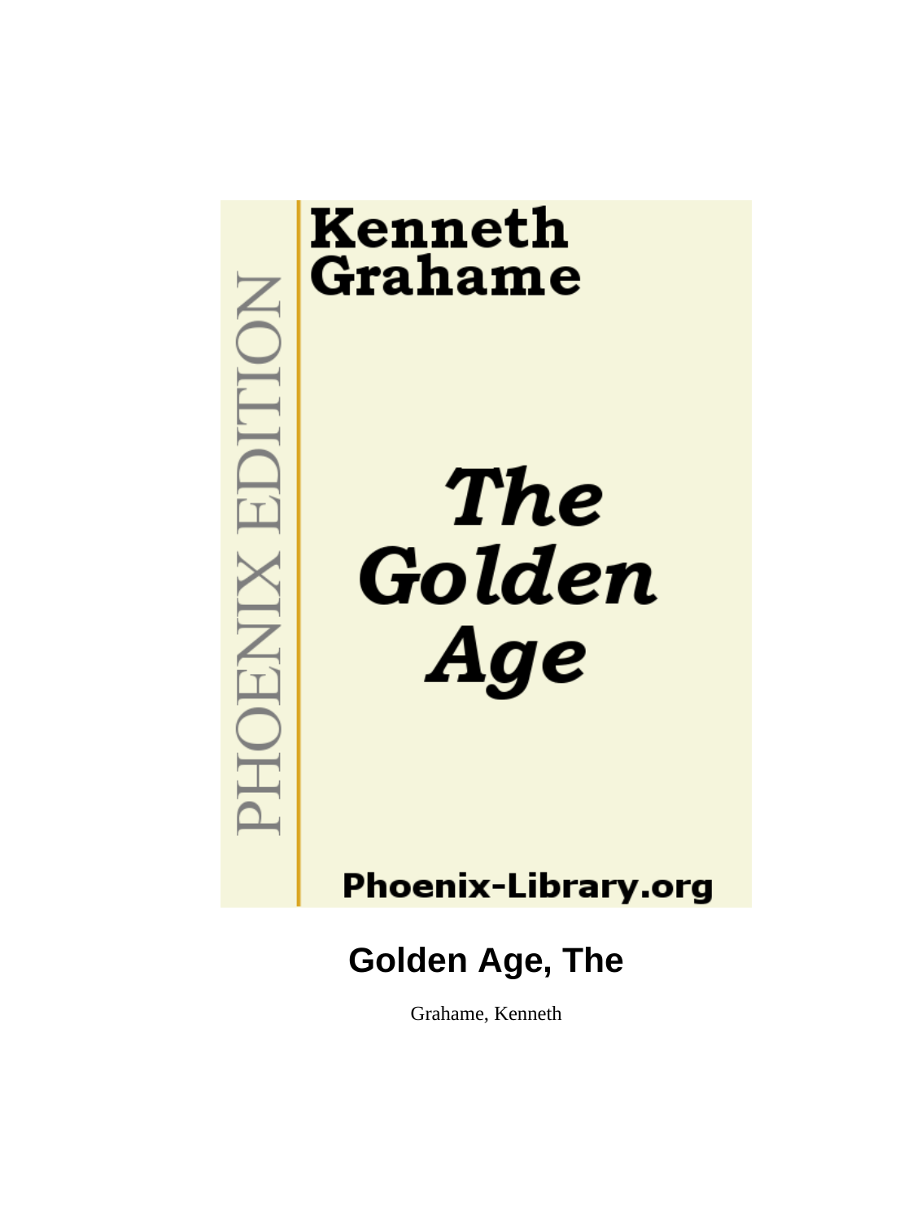PHOENIX EDITION

Kenneth Grahame

*The Golden Age*

Phoenix-Library.org

# Golden Age, The

Grahame, Kenneth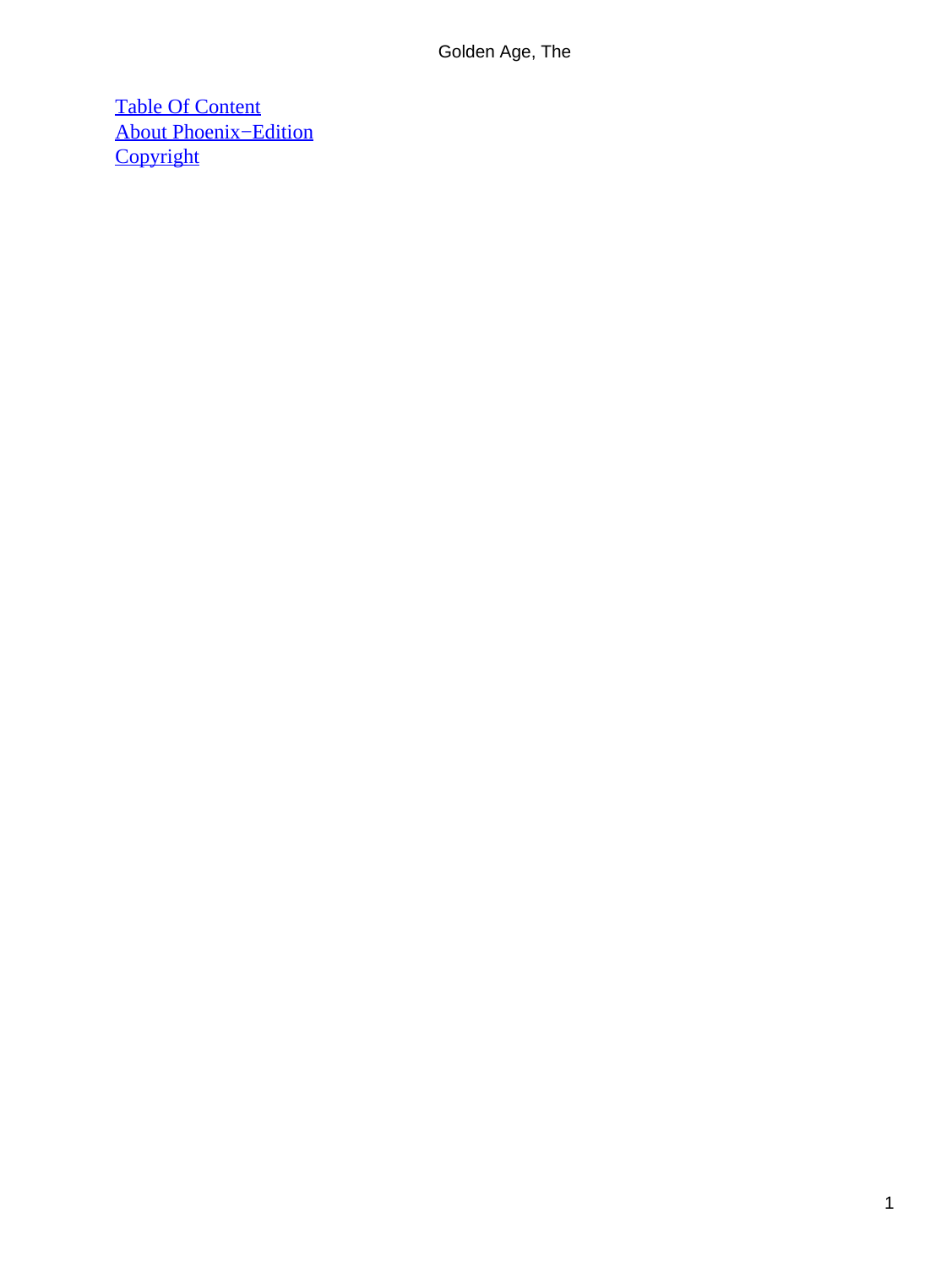[Table Of Content](#)
[About Phoenix−Edition](#)
[Copyright](#)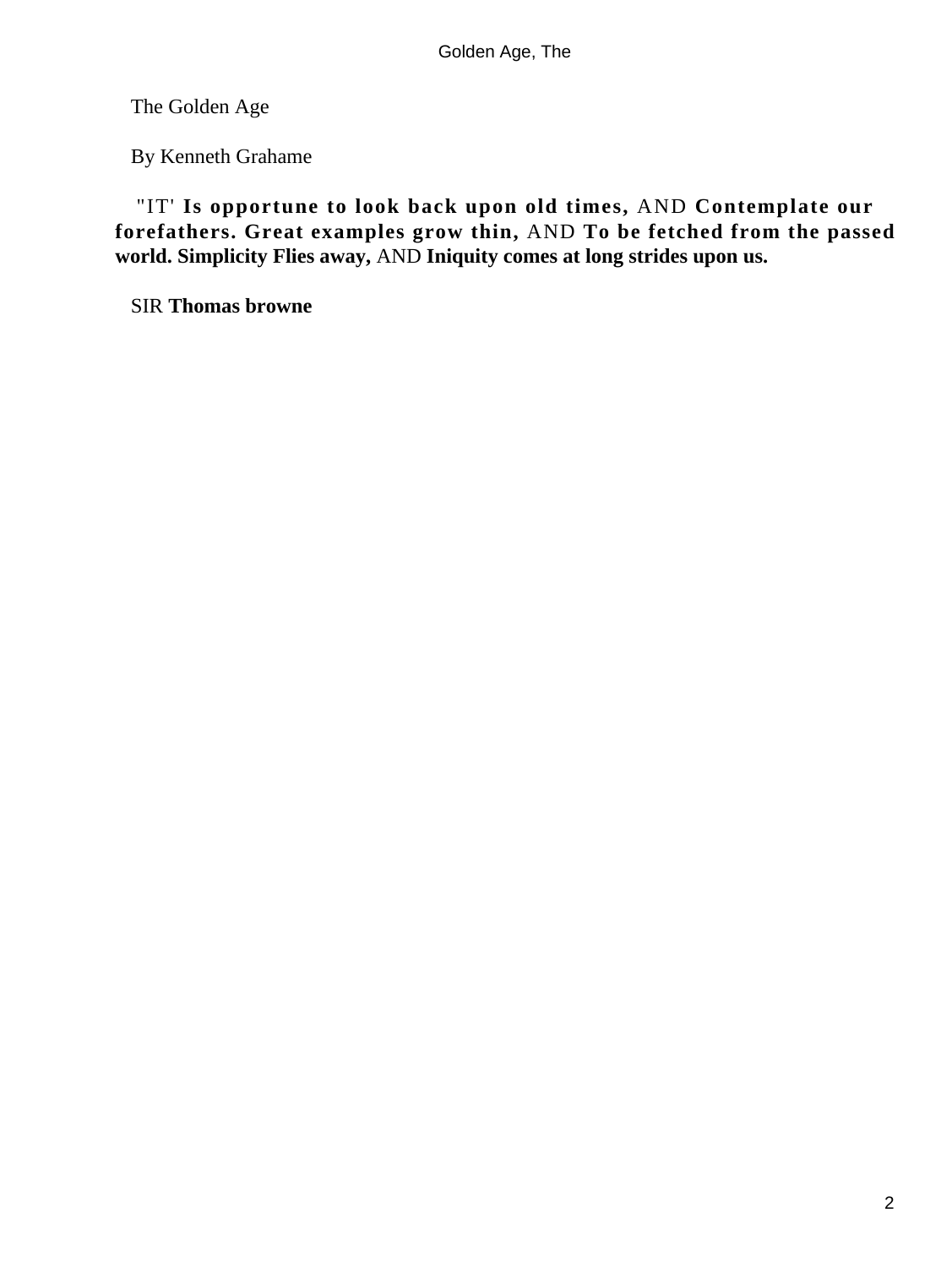The Golden Age

By Kenneth Grahame

"IT' **Is opportune to look back upon old times,** AND **Contemplate our forefathers. Great examples grow thin,** AND **To be fetched from the passed world. Simplicity Flies away,** AND **Iniquity comes at long strides upon us.**

SIR **Thomas browne**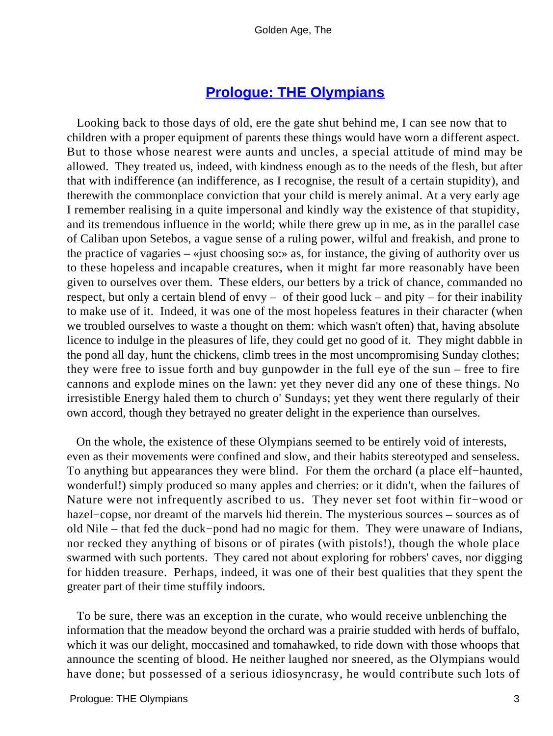## Prologue: THE Olympians

Looking back to those days of old, ere the gate shut behind me, I can see now that to children with a proper equipment of parents these things would have worn a different aspect. But to those whose nearest were aunts and uncles, a special attitude of mind may be allowed. They treated us, indeed, with kindness enough as to the needs of the flesh, but after that with indifference (an indifference, as I recognise, the result of a certain stupidity), and therewith the commonplace conviction that your child is merely animal. At a very early age I remember realising in a quite impersonal and kindly way the existence of that stupidity, and its tremendous influence in the world; while there grew up in me, as in the parallel case of Caliban upon Setebos, a vague sense of a ruling power, wilful and freakish, and prone to the practice of vagaries – «just choosing so:» as, for instance, the giving of authority over us to these hopeless and incapable creatures, when it might far more reasonably have been given to ourselves over them. These elders, our betters by a trick of chance, commanded no respect, but only a certain blend of envy – of their good luck – and pity – for their inability to make use of it. Indeed, it was one of the most hopeless features in their character (when we troubled ourselves to waste a thought on them: which wasn't often) that, having absolute licence to indulge in the pleasures of life, they could get no good of it. They might dabble in the pond all day, hunt the chickens, climb trees in the most uncompromising Sunday clothes; they were free to issue forth and buy gunpowder in the full eye of the sun – free to fire cannons and explode mines on the lawn: yet they never did any one of these things. No irresistible Energy haled them to church o' Sundays; yet they went there regularly of their own accord, though they betrayed no greater delight in the experience than ourselves.

On the whole, the existence of these Olympians seemed to be entirely void of interests, even as their movements were confined and slow, and their habits stereotyped and senseless. To anything but appearances they were blind. For them the orchard (a place elf−haunted, wonderful!) simply produced so many apples and cherries: or it didn't, when the failures of Nature were not infrequently ascribed to us. They never set foot within fir−wood or hazel−copse, nor dreamt of the marvels hid therein. The mysterious sources – sources as of old Nile – that fed the duck−pond had no magic for them. They were unaware of Indians, nor recked they anything of bisons or of pirates (with pistols!), though the whole place swarmed with such portents. They cared not about exploring for robbers' caves, nor digging for hidden treasure. Perhaps, indeed, it was one of their best qualities that they spent the greater part of their time stuffily indoors.

To be sure, there was an exception in the curate, who would receive unblenching the information that the meadow beyond the orchard was a prairie studded with herds of buffalo, which it was our delight, moccasined and tomahawked, to ride down with those whoops that announce the scenting of blood. He neither laughed nor sneered, as the Olympians would have done; but possessed of a serious idiosyncrasy, he would contribute such lots of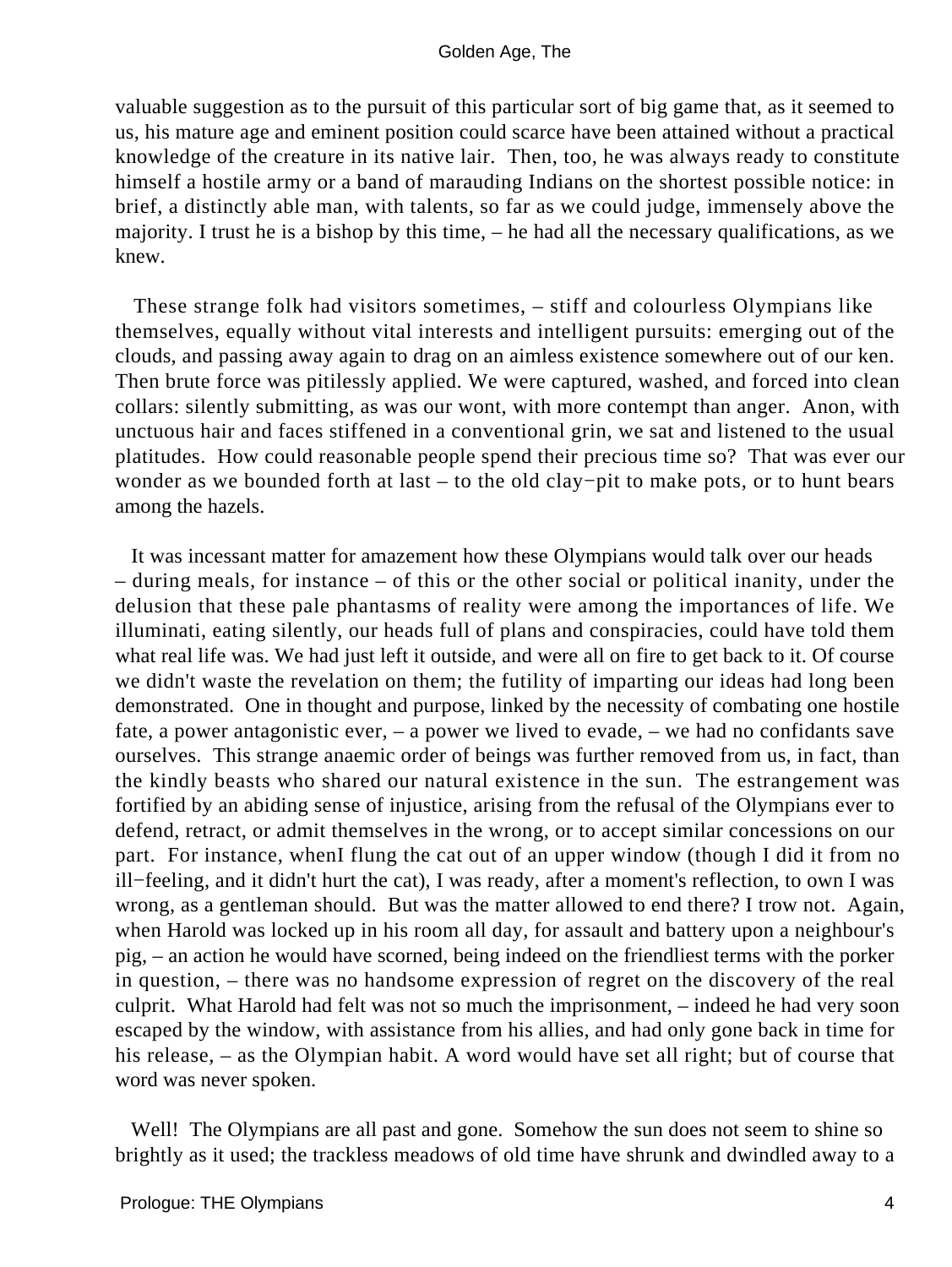valuable suggestion as to the pursuit of this particular sort of big game that, as it seemed to us, his mature age and eminent position could scarce have been attained without a practical knowledge of the creature in its native lair. Then, too, he was always ready to constitute himself a hostile army or a band of marauding Indians on the shortest possible notice: in brief, a distinctly able man, with talents, so far as we could judge, immensely above the majority. I trust he is a bishop by this time, – he had all the necessary qualifications, as we knew.

These strange folk had visitors sometimes, – stiff and colourless Olympians like themselves, equally without vital interests and intelligent pursuits: emerging out of the clouds, and passing away again to drag on an aimless existence somewhere out of our ken. Then brute force was pitilessly applied. We were captured, washed, and forced into clean collars: silently submitting, as was our wont, with more contempt than anger. Anon, with unctuous hair and faces stiffened in a conventional grin, we sat and listened to the usual platitudes. How could reasonable people spend their precious time so? That was ever our wonder as we bounded forth at last – to the old clay−pit to make pots, or to hunt bears among the hazels.

It was incessant matter for amazement how these Olympians would talk over our heads – during meals, for instance – of this or the other social or political inanity, under the delusion that these pale phantasms of reality were among the importances of life. We illuminati, eating silently, our heads full of plans and conspiracies, could have told them what real life was. We had just left it outside, and were all on fire to get back to it. Of course we didn't waste the revelation on them; the futility of imparting our ideas had long been demonstrated. One in thought and purpose, linked by the necessity of combating one hostile fate, a power antagonistic ever, – a power we lived to evade, – we had no confidants save ourselves. This strange anaemic order of beings was further removed from us, in fact, than the kindly beasts who shared our natural existence in the sun. The estrangement was fortified by an abiding sense of injustice, arising from the refusal of the Olympians ever to defend, retract, or admit themselves in the wrong, or to accept similar concessions on our part. For instance, whenI flung the cat out of an upper window (though I did it from no ill−feeling, and it didn't hurt the cat), I was ready, after a moment's reflection, to own I was wrong, as a gentleman should. But was the matter allowed to end there? I trow not. Again, when Harold was locked up in his room all day, for assault and battery upon a neighbour's pig, – an action he would have scorned, being indeed on the friendliest terms with the porker in question, – there was no handsome expression of regret on the discovery of the real culprit. What Harold had felt was not so much the imprisonment, – indeed he had very soon escaped by the window, with assistance from his allies, and had only gone back in time for his release, – as the Olympian habit. A word would have set all right; but of course that word was never spoken.

Well! The Olympians are all past and gone. Somehow the sun does not seem to shine so brightly as it used; the trackless meadows of old time have shrunk and dwindled away to a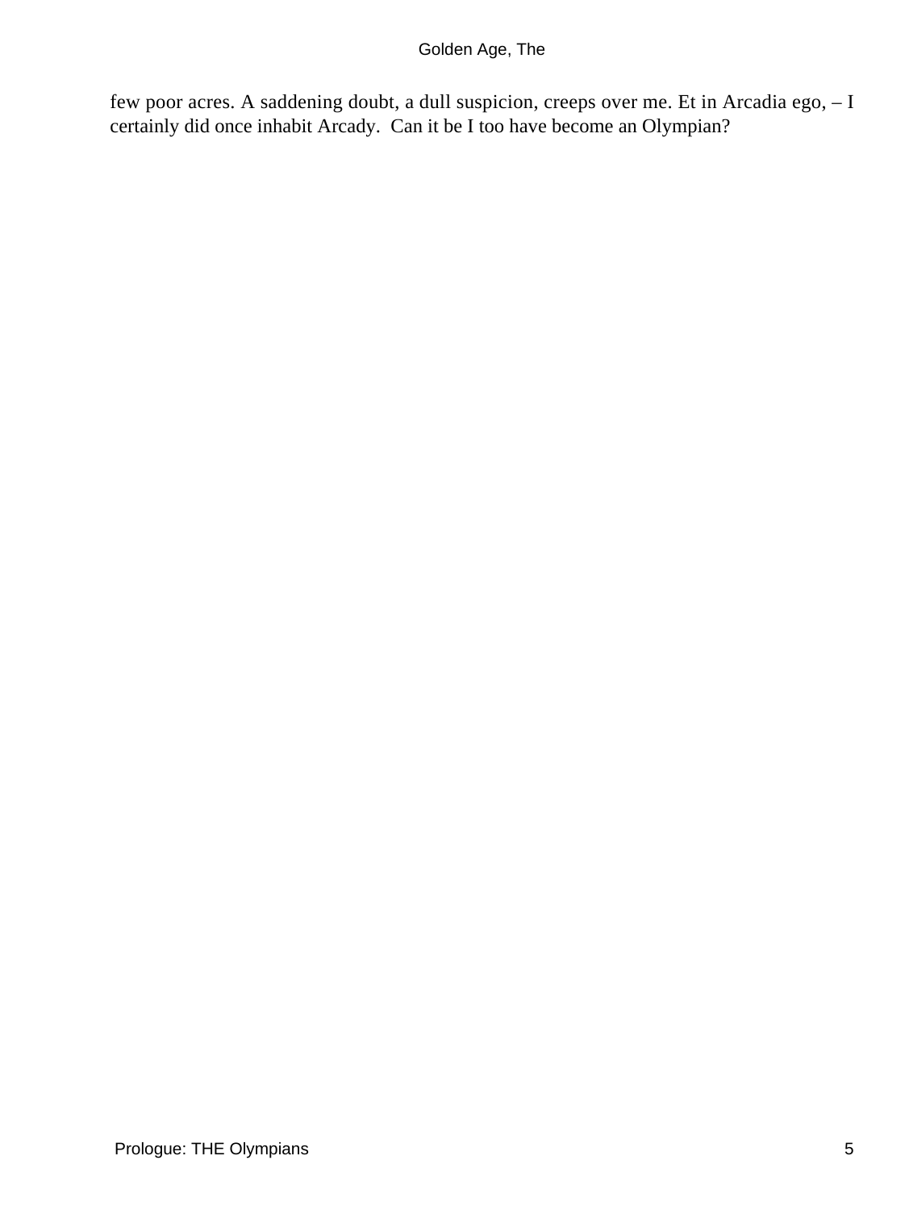few poor acres. A saddening doubt, a dull suspicion, creeps over me. Et in Arcadia ego, – I certainly did once inhabit Arcady. Can it be I too have become an Olympian?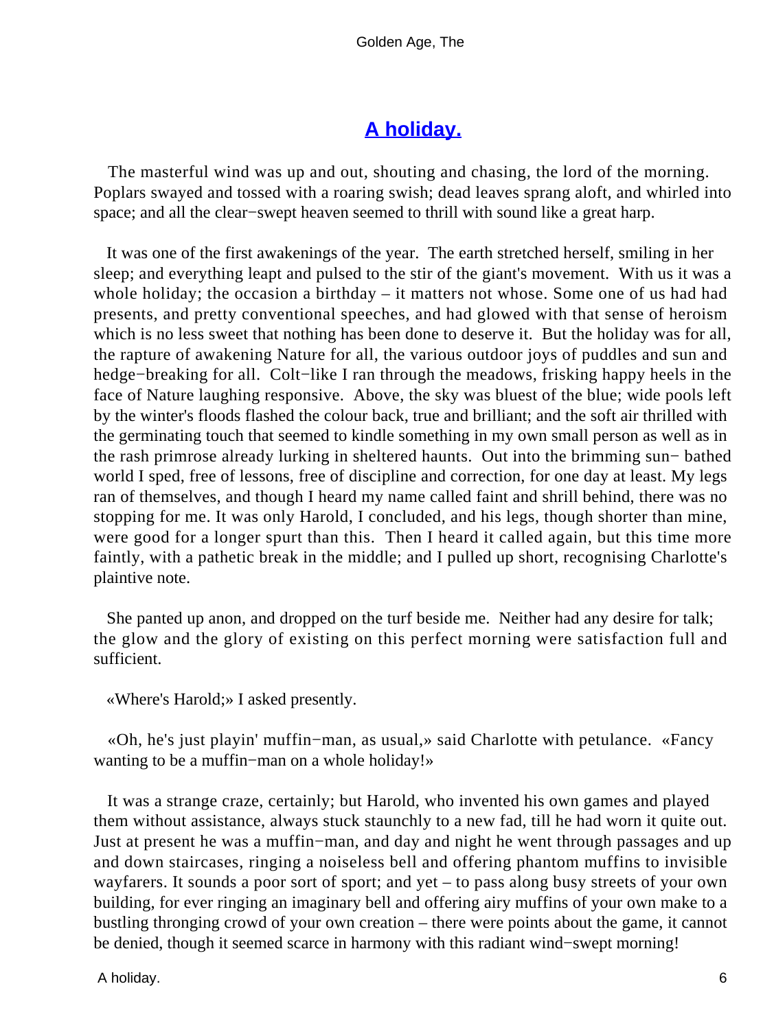# A holiday.

The masterful wind was up and out, shouting and chasing, the lord of the morning. Poplars swayed and tossed with a roaring swish; dead leaves sprang aloft, and whirled into space; and all the clear−swept heaven seemed to thrill with sound like a great harp.

It was one of the first awakenings of the year. The earth stretched herself, smiling in her sleep; and everything leapt and pulsed to the stir of the giant's movement. With us it was a whole holiday; the occasion a birthday – it matters not whose. Some one of us had had presents, and pretty conventional speeches, and had glowed with that sense of heroism which is no less sweet that nothing has been done to deserve it. But the holiday was for all, the rapture of awakening Nature for all, the various outdoor joys of puddles and sun and hedge−breaking for all. Colt−like I ran through the meadows, frisking happy heels in the face of Nature laughing responsive. Above, the sky was bluest of the blue; wide pools left by the winter's floods flashed the colour back, true and brilliant; and the soft air thrilled with the germinating touch that seemed to kindle something in my own small person as well as in the rash primrose already lurking in sheltered haunts. Out into the brimming sun− bathed world I sped, free of lessons, free of discipline and correction, for one day at least. My legs ran of themselves, and though I heard my name called faint and shrill behind, there was no stopping for me. It was only Harold, I concluded, and his legs, though shorter than mine, were good for a longer spurt than this. Then I heard it called again, but this time more faintly, with a pathetic break in the middle; and I pulled up short, recognising Charlotte's plaintive note.

She panted up anon, and dropped on the turf beside me. Neither had any desire for talk; the glow and the glory of existing on this perfect morning were satisfaction full and sufficient.

«Where's Harold;» I asked presently.

«Oh, he's just playin' muffin−man, as usual,» said Charlotte with petulance. «Fancy wanting to be a muffin−man on a whole holiday!»

It was a strange craze, certainly; but Harold, who invented his own games and played them without assistance, always stuck staunchly to a new fad, till he had worn it quite out. Just at present he was a muffin−man, and day and night he went through passages and up and down staircases, ringing a noiseless bell and offering phantom muffins to invisible wayfarers. It sounds a poor sort of sport; and yet – to pass along busy streets of your own building, for ever ringing an imaginary bell and offering airy muffins of your own make to a bustling thronging crowd of your own creation – there were points about the game, it cannot be denied, though it seemed scarce in harmony with this radiant wind−swept morning!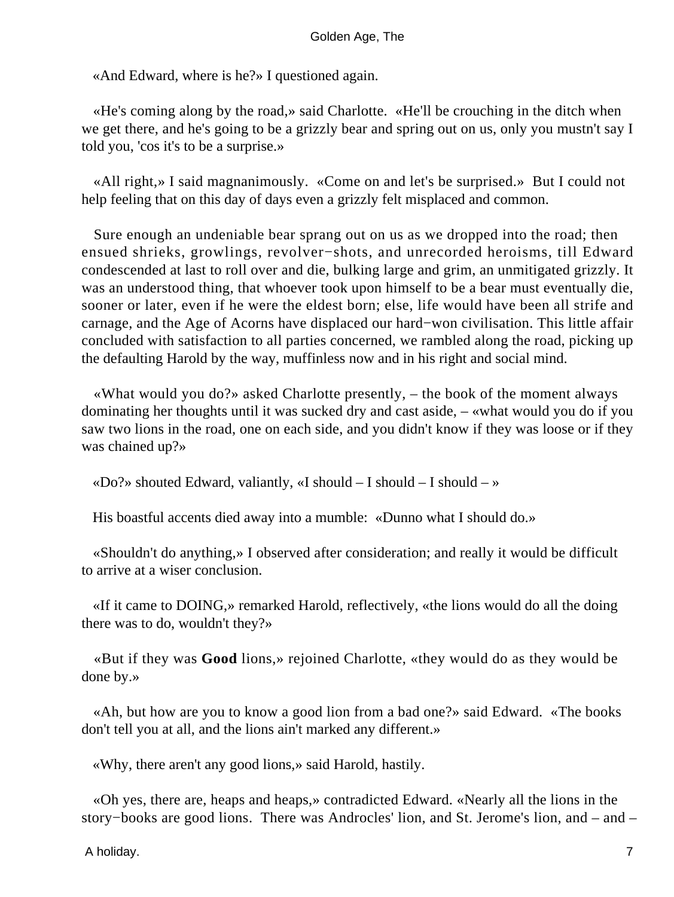«And Edward, where is he?» I questioned again.

«He's coming along by the road,» said Charlotte. «He'll be crouching in the ditch when we get there, and he's going to be a grizzly bear and spring out on us, only you mustn't say I told you, 'cos it's to be a surprise.»

«All right,» I said magnanimously. «Come on and let's be surprised.» But I could not help feeling that on this day of days even a grizzly felt misplaced and common.

Sure enough an undeniable bear sprang out on us as we dropped into the road; then ensued shrieks, growlings, revolver−shots, and unrecorded heroisms, till Edward condescended at last to roll over and die, bulking large and grim, an unmitigated grizzly. It was an understood thing, that whoever took upon himself to be a bear must eventually die, sooner or later, even if he were the eldest born; else, life would have been all strife and carnage, and the Age of Acorns have displaced our hard−won civilisation. This little affair concluded with satisfaction to all parties concerned, we rambled along the road, picking up the defaulting Harold by the way, muffinless now and in his right and social mind.

«What would you do?» asked Charlotte presently, – the book of the moment always dominating her thoughts until it was sucked dry and cast aside, – «what would you do if you saw two lions in the road, one on each side, and you didn't know if they was loose or if they was chained up?»

«Do?» shouted Edward, valiantly, «I should – I should – I should – »

His boastful accents died away into a mumble: «Dunno what I should do.»

«Shouldn't do anything,» I observed after consideration; and really it would be difficult to arrive at a wiser conclusion.

«If it came to DOING,» remarked Harold, reflectively, «the lions would do all the doing there was to do, wouldn't they?»

«But if they was **Good** lions,» rejoined Charlotte, «they would do as they would be done by.»

«Ah, but how are you to know a good lion from a bad one?» said Edward. «The books don't tell you at all, and the lions ain't marked any different.»

«Why, there aren't any good lions,» said Harold, hastily.

«Oh yes, there are, heaps and heaps,» contradicted Edward. «Nearly all the lions in the story−books are good lions. There was Androcles' lion, and St. Jerome's lion, and – and –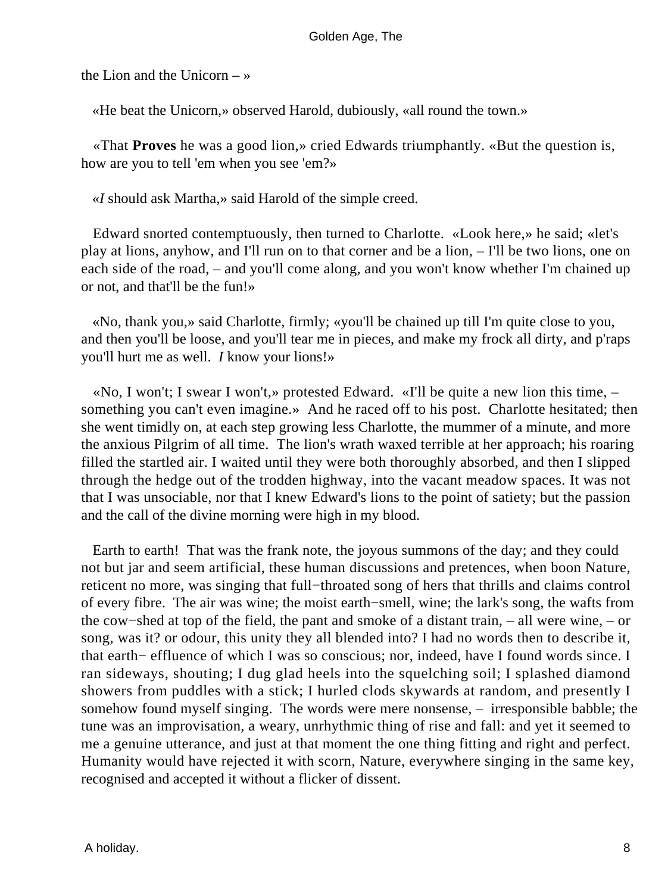the Lion and the Unicorn – »

«He beat the Unicorn,» observed Harold, dubiously, «all round the town.»

«That **Proves** he was a good lion,» cried Edwards triumphantly. «But the question is, how are you to tell 'em when you see 'em?»

«*I* should ask Martha,» said Harold of the simple creed.

Edward snorted contemptuously, then turned to Charlotte. «Look here,» he said; «let's play at lions, anyhow, and I'll run on to that corner and be a lion, – I'll be two lions, one on each side of the road, – and you'll come along, and you won't know whether I'm chained up or not, and that'll be the fun!»

«No, thank you,» said Charlotte, firmly; «you'll be chained up till I'm quite close to you, and then you'll be loose, and you'll tear me in pieces, and make my frock all dirty, and p'raps you'll hurt me as well. *I* know your lions!»

«No, I won't; I swear I won't,» protested Edward. «I'll be quite a new lion this time, – something you can't even imagine.» And he raced off to his post. Charlotte hesitated; then she went timidly on, at each step growing less Charlotte, the mummer of a minute, and more the anxious Pilgrim of all time. The lion's wrath waxed terrible at her approach; his roaring filled the startled air. I waited until they were both thoroughly absorbed, and then I slipped through the hedge out of the trodden highway, into the vacant meadow spaces. It was not that I was unsociable, nor that I knew Edward's lions to the point of satiety; but the passion and the call of the divine morning were high in my blood.

Earth to earth! That was the frank note, the joyous summons of the day; and they could not but jar and seem artificial, these human discussions and pretences, when boon Nature, reticent no more, was singing that full−throated song of hers that thrills and claims control of every fibre. The air was wine; the moist earth−smell, wine; the lark's song, the wafts from the cow−shed at top of the field, the pant and smoke of a distant train, – all were wine, – or song, was it? or odour, this unity they all blended into? I had no words then to describe it, that earth− effluence of which I was so conscious; nor, indeed, have I found words since. I ran sideways, shouting; I dug glad heels into the squelching soil; I splashed diamond showers from puddles with a stick; I hurled clods skywards at random, and presently I somehow found myself singing. The words were mere nonsense, – irresponsible babble; the tune was an improvisation, a weary, unrhythmic thing of rise and fall: and yet it seemed to me a genuine utterance, and just at that moment the one thing fitting and right and perfect. Humanity would have rejected it with scorn, Nature, everywhere singing in the same key, recognised and accepted it without a flicker of dissent.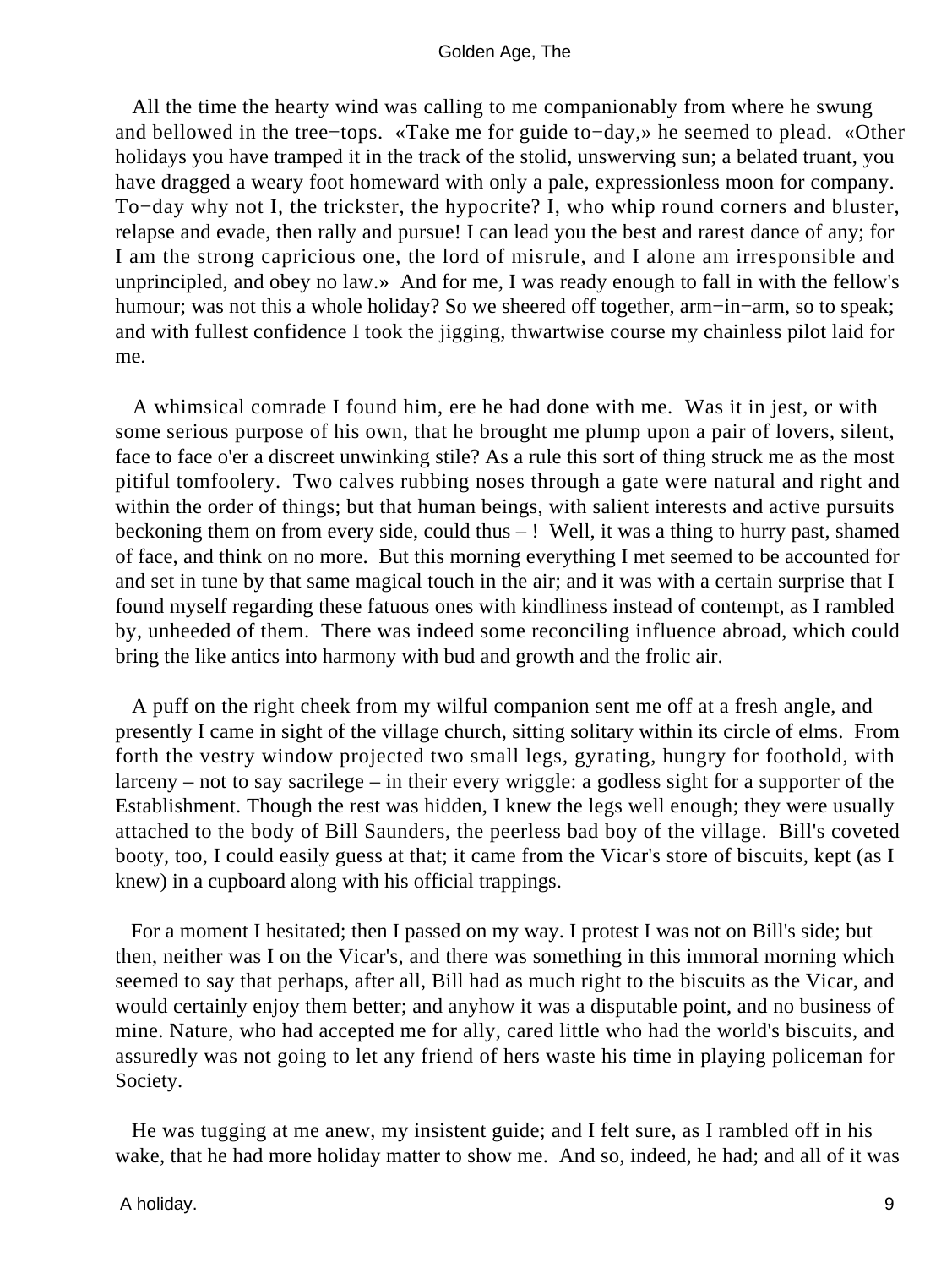All the time the hearty wind was calling to me companionably from where he swung and bellowed in the tree−tops. «Take me for guide to−day,» he seemed to plead. «Other holidays you have tramped it in the track of the stolid, unswerving sun; a belated truant, you have dragged a weary foot homeward with only a pale, expressionless moon for company. To−day why not I, the trickster, the hypocrite? I, who whip round corners and bluster, relapse and evade, then rally and pursue! I can lead you the best and rarest dance of any; for I am the strong capricious one, the lord of misrule, and I alone am irresponsible and unprincipled, and obey no law.» And for me, I was ready enough to fall in with the fellow's humour; was not this a whole holiday? So we sheered off together, arm−in−arm, so to speak; and with fullest confidence I took the jigging, thwartwise course my chainless pilot laid for me.

A whimsical comrade I found him, ere he had done with me. Was it in jest, or with some serious purpose of his own, that he brought me plump upon a pair of lovers, silent, face to face o'er a discreet unwinking stile? As a rule this sort of thing struck me as the most pitiful tomfoolery. Two calves rubbing noses through a gate were natural and right and within the order of things; but that human beings, with salient interests and active pursuits beckoning them on from every side, could thus – ! Well, it was a thing to hurry past, shamed of face, and think on no more. But this morning everything I met seemed to be accounted for and set in tune by that same magical touch in the air; and it was with a certain surprise that I found myself regarding these fatuous ones with kindliness instead of contempt, as I rambled by, unheeded of them. There was indeed some reconciling influence abroad, which could bring the like antics into harmony with bud and growth and the frolic air.

A puff on the right cheek from my wilful companion sent me off at a fresh angle, and presently I came in sight of the village church, sitting solitary within its circle of elms. From forth the vestry window projected two small legs, gyrating, hungry for foothold, with larceny – not to say sacrilege – in their every wriggle: a godless sight for a supporter of the Establishment. Though the rest was hidden, I knew the legs well enough; they were usually attached to the body of Bill Saunders, the peerless bad boy of the village. Bill's coveted booty, too, I could easily guess at that; it came from the Vicar's store of biscuits, kept (as I knew) in a cupboard along with his official trappings.

For a moment I hesitated; then I passed on my way. I protest I was not on Bill's side; but then, neither was I on the Vicar's, and there was something in this immoral morning which seemed to say that perhaps, after all, Bill had as much right to the biscuits as the Vicar, and would certainly enjoy them better; and anyhow it was a disputable point, and no business of mine. Nature, who had accepted me for ally, cared little who had the world's biscuits, and assuredly was not going to let any friend of hers waste his time in playing policeman for Society.

He was tugging at me anew, my insistent guide; and I felt sure, as I rambled off in his wake, that he had more holiday matter to show me. And so, indeed, he had; and all of it was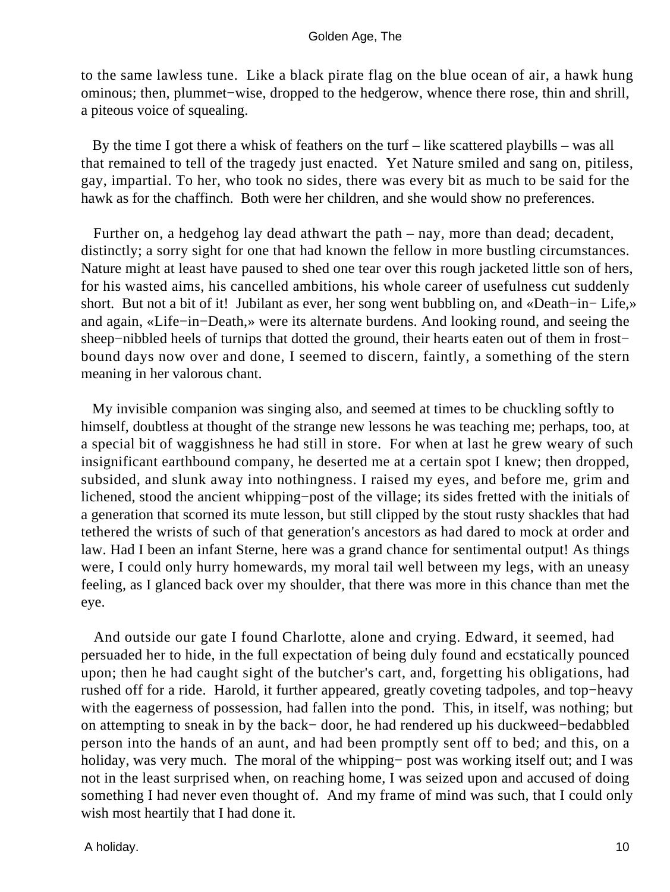to the same lawless tune. Like a black pirate flag on the blue ocean of air, a hawk hung ominous; then, plummet−wise, dropped to the hedgerow, whence there rose, thin and shrill, a piteous voice of squealing.

By the time I got there a whisk of feathers on the turf – like scattered playbills – was all that remained to tell of the tragedy just enacted. Yet Nature smiled and sang on, pitiless, gay, impartial. To her, who took no sides, there was every bit as much to be said for the hawk as for the chaffinch. Both were her children, and she would show no preferences.

Further on, a hedgehog lay dead athwart the path – nay, more than dead; decadent, distinctly; a sorry sight for one that had known the fellow in more bustling circumstances. Nature might at least have paused to shed one tear over this rough jacketed little son of hers, for his wasted aims, his cancelled ambitions, his whole career of usefulness cut suddenly short. But not a bit of it! Jubilant as ever, her song went bubbling on, and «Death−in− Life,» and again, «Life−in−Death,» were its alternate burdens. And looking round, and seeing the sheep−nibbled heels of turnips that dotted the ground, their hearts eaten out of them in frost−bound days now over and done, I seemed to discern, faintly, a something of the stern meaning in her valorous chant.

My invisible companion was singing also, and seemed at times to be chuckling softly to himself, doubtless at thought of the strange new lessons he was teaching me; perhaps, too, at a special bit of waggishness he had still in store. For when at last he grew weary of such insignificant earthbound company, he deserted me at a certain spot I knew; then dropped, subsided, and slunk away into nothingness. I raised my eyes, and before me, grim and lichened, stood the ancient whipping−post of the village; its sides fretted with the initials of a generation that scorned its mute lesson, but still clipped by the stout rusty shackles that had tethered the wrists of such of that generation's ancestors as had dared to mock at order and law. Had I been an infant Sterne, here was a grand chance for sentimental output! As things were, I could only hurry homewards, my moral tail well between my legs, with an uneasy feeling, as I glanced back over my shoulder, that there was more in this chance than met the eye.

And outside our gate I found Charlotte, alone and crying. Edward, it seemed, had persuaded her to hide, in the full expectation of being duly found and ecstatically pounced upon; then he had caught sight of the butcher's cart, and, forgetting his obligations, had rushed off for a ride. Harold, it further appeared, greatly coveting tadpoles, and top−heavy with the eagerness of possession, had fallen into the pond. This, in itself, was nothing; but on attempting to sneak in by the back− door, he had rendered up his duckweed−bedabbled person into the hands of an aunt, and had been promptly sent off to bed; and this, on a holiday, was very much. The moral of the whipping− post was working itself out; and I was not in the least surprised when, on reaching home, I was seized upon and accused of doing something I had never even thought of. And my frame of mind was such, that I could only wish most heartily that I had done it.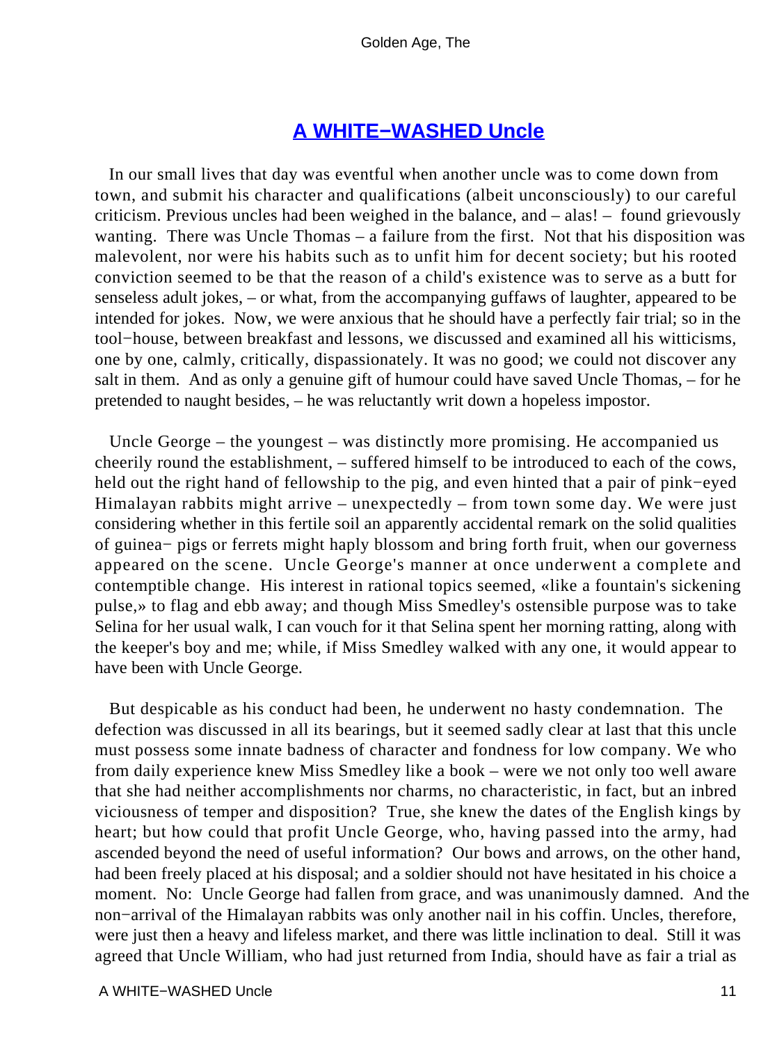## A WHITE−WASHED Uncle

In our small lives that day was eventful when another uncle was to come down from town, and submit his character and qualifications (albeit unconsciously) to our careful criticism. Previous uncles had been weighed in the balance, and – alas! – found grievously wanting. There was Uncle Thomas – a failure from the first. Not that his disposition was malevolent, nor were his habits such as to unfit him for decent society; but his rooted conviction seemed to be that the reason of a child's existence was to serve as a butt for senseless adult jokes, – or what, from the accompanying guffaws of laughter, appeared to be intended for jokes. Now, we were anxious that he should have a perfectly fair trial; so in the tool−house, between breakfast and lessons, we discussed and examined all his witticisms, one by one, calmly, critically, dispassionately. It was no good; we could not discover any salt in them. And as only a genuine gift of humour could have saved Uncle Thomas, – for he pretended to naught besides, – he was reluctantly writ down a hopeless impostor.

Uncle George – the youngest – was distinctly more promising. He accompanied us cheerily round the establishment, – suffered himself to be introduced to each of the cows, held out the right hand of fellowship to the pig, and even hinted that a pair of pink−eyed Himalayan rabbits might arrive – unexpectedly – from town some day. We were just considering whether in this fertile soil an apparently accidental remark on the solid qualities of guinea− pigs or ferrets might haply blossom and bring forth fruit, when our governess appeared on the scene. Uncle George's manner at once underwent a complete and contemptible change. His interest in rational topics seemed, «like a fountain's sickening pulse,» to flag and ebb away; and though Miss Smedley's ostensible purpose was to take Selina for her usual walk, I can vouch for it that Selina spent her morning ratting, along with the keeper's boy and me; while, if Miss Smedley walked with any one, it would appear to have been with Uncle George.

But despicable as his conduct had been, he underwent no hasty condemnation. The defection was discussed in all its bearings, but it seemed sadly clear at last that this uncle must possess some innate badness of character and fondness for low company. We who from daily experience knew Miss Smedley like a book – were we not only too well aware that she had neither accomplishments nor charms, no characteristic, in fact, but an inbred viciousness of temper and disposition? True, she knew the dates of the English kings by heart; but how could that profit Uncle George, who, having passed into the army, had ascended beyond the need of useful information? Our bows and arrows, on the other hand, had been freely placed at his disposal; and a soldier should not have hesitated in his choice a moment. No: Uncle George had fallen from grace, and was unanimously damned. And the non−arrival of the Himalayan rabbits was only another nail in his coffin. Uncles, therefore, were just then a heavy and lifeless market, and there was little inclination to deal. Still it was agreed that Uncle William, who had just returned from India, should have as fair a trial as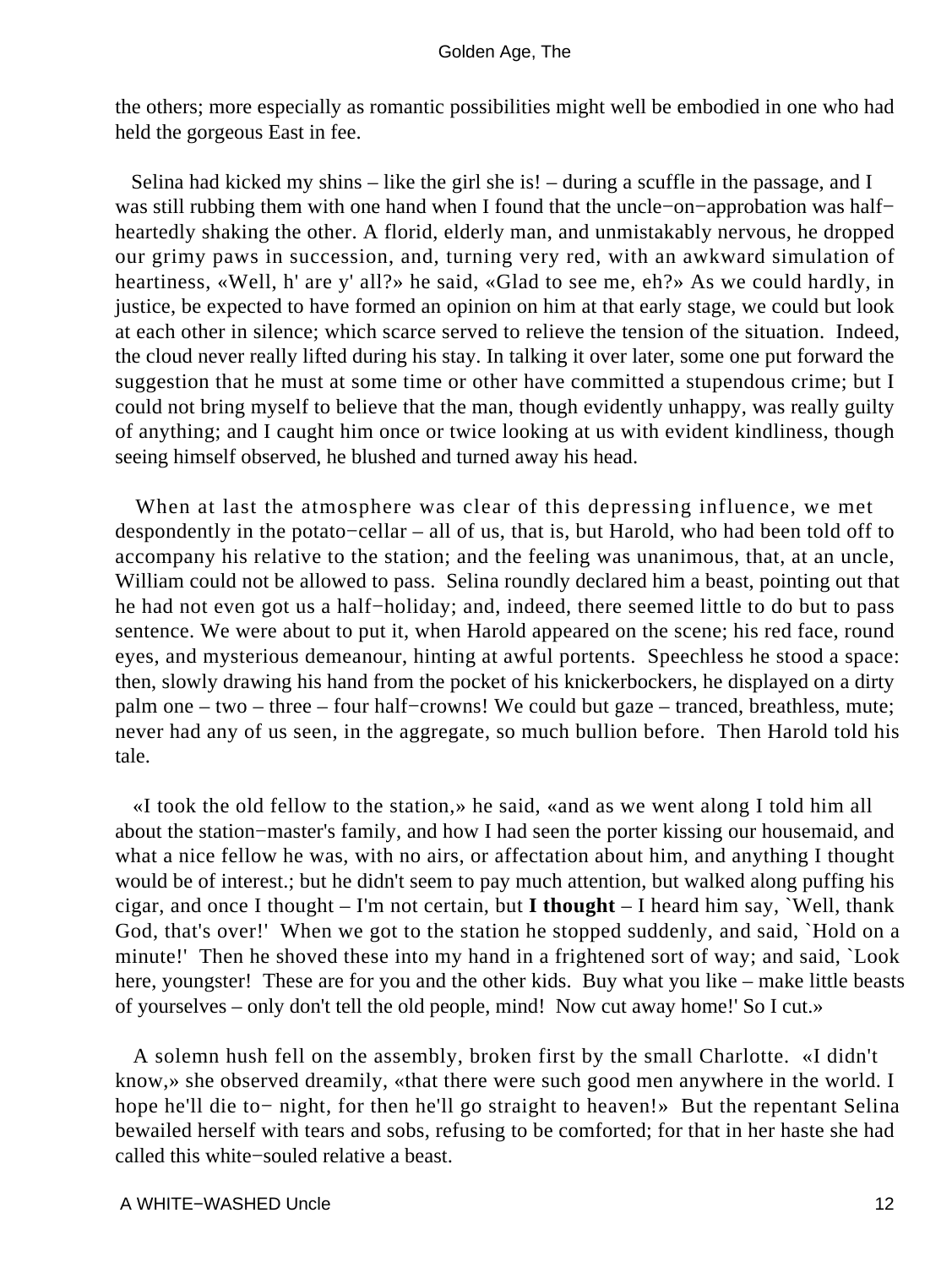the others; more especially as romantic possibilities might well be embodied in one who had held the gorgeous East in fee.

Selina had kicked my shins – like the girl she is! – during a scuffle in the passage, and I was still rubbing them with one hand when I found that the uncle−on−approbation was half−heartedly shaking the other. A florid, elderly man, and unmistakably nervous, he dropped our grimy paws in succession, and, turning very red, with an awkward simulation of heartiness, «Well, h' are y' all?» he said, «Glad to see me, eh?» As we could hardly, in justice, be expected to have formed an opinion on him at that early stage, we could but look at each other in silence; which scarce served to relieve the tension of the situation. Indeed, the cloud never really lifted during his stay. In talking it over later, some one put forward the suggestion that he must at some time or other have committed a stupendous crime; but I could not bring myself to believe that the man, though evidently unhappy, was really guilty of anything; and I caught him once or twice looking at us with evident kindliness, though seeing himself observed, he blushed and turned away his head.

When at last the atmosphere was clear of this depressing influence, we met despondently in the potato−cellar – all of us, that is, but Harold, who had been told off to accompany his relative to the station; and the feeling was unanimous, that, at an uncle, William could not be allowed to pass. Selina roundly declared him a beast, pointing out that he had not even got us a half−holiday; and, indeed, there seemed little to do but to pass sentence. We were about to put it, when Harold appeared on the scene; his red face, round eyes, and mysterious demeanour, hinting at awful portents. Speechless he stood a space: then, slowly drawing his hand from the pocket of his knickerbockers, he displayed on a dirty palm one – two – three – four half−crowns! We could but gaze – tranced, breathless, mute; never had any of us seen, in the aggregate, so much bullion before. Then Harold told his tale.

«I took the old fellow to the station,» he said, «and as we went along I told him all about the station−master's family, and how I had seen the porter kissing our housemaid, and what a nice fellow he was, with no airs, or affectation about him, and anything I thought would be of interest.; but he didn't seem to pay much attention, but walked along puffing his cigar, and once I thought – I'm not certain, but **I thought** – I heard him say, `Well, thank God, that's over!' When we got to the station he stopped suddenly, and said, `Hold on a minute!' Then he shoved these into my hand in a frightened sort of way; and said, `Look here, youngster! These are for you and the other kids. Buy what you like – make little beasts of yourselves – only don't tell the old people, mind! Now cut away home!' So I cut.»

A solemn hush fell on the assembly, broken first by the small Charlotte. «I didn't know,» she observed dreamily, «that there were such good men anywhere in the world. I hope he'll die to− night, for then he'll go straight to heaven!» But the repentant Selina bewailed herself with tears and sobs, refusing to be comforted; for that in her haste she had called this white−souled relative a beast.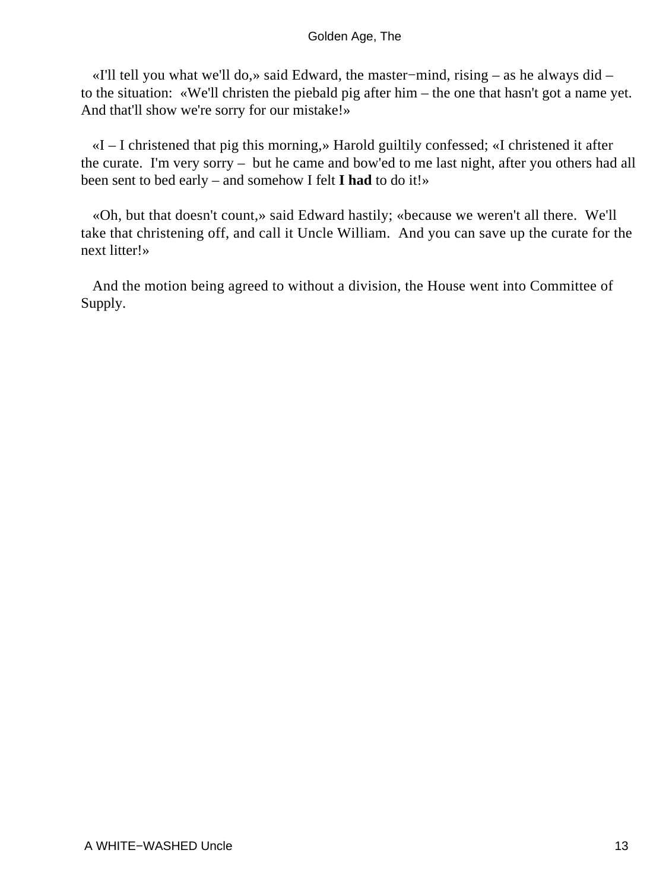«I'll tell you what we'll do,» said Edward, the master−mind, rising – as he always did – to the situation: «We'll christen the piebald pig after him – the one that hasn't got a name yet. And that'll show we're sorry for our mistake!»

«I – I christened that pig this morning,» Harold guiltily confessed; «I christened it after the curate. I'm very sorry – but he came and bow'ed to me last night, after you others had all been sent to bed early – and somehow I felt **I had** to do it!»

«Oh, but that doesn't count,» said Edward hastily; «because we weren't all there. We'll take that christening off, and call it Uncle William. And you can save up the curate for the next litter!»

And the motion being agreed to without a division, the House went into Committee of Supply.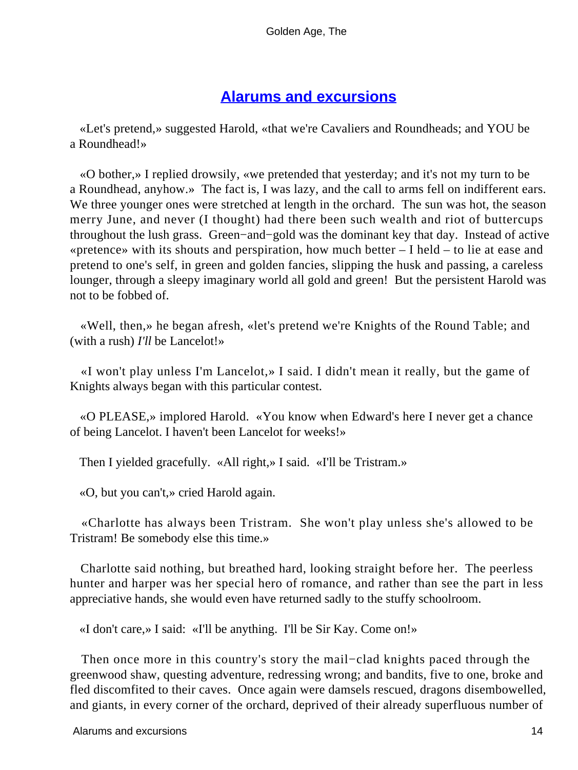## Alarums and excursions

«Let's pretend,» suggested Harold, «that we're Cavaliers and Roundheads; and YOU be a Roundhead!»

«O bother,» I replied drowsily, «we pretended that yesterday; and it's not my turn to be a Roundhead, anyhow.» The fact is, I was lazy, and the call to arms fell on indifferent ears. We three younger ones were stretched at length in the orchard. The sun was hot, the season merry June, and never (I thought) had there been such wealth and riot of buttercups throughout the lush grass. Green−and−gold was the dominant key that day. Instead of active «pretence» with its shouts and perspiration, how much better – I held – to lie at ease and pretend to one's self, in green and golden fancies, slipping the husk and passing, a careless lounger, through a sleepy imaginary world all gold and green! But the persistent Harold was not to be fobbed of.

«Well, then,» he began afresh, «let's pretend we're Knights of the Round Table; and (with a rush) *I'll* be Lancelot!»

«I won't play unless I'm Lancelot,» I said. I didn't mean it really, but the game of Knights always began with this particular contest.

«O PLEASE,» implored Harold. «You know when Edward's here I never get a chance of being Lancelot. I haven't been Lancelot for weeks!»

Then I yielded gracefully. «All right,» I said. «I'll be Tristram.»

«O, but you can't,» cried Harold again.

«Charlotte has always been Tristram. She won't play unless she's allowed to be Tristram! Be somebody else this time.»

Charlotte said nothing, but breathed hard, looking straight before her. The peerless hunter and harper was her special hero of romance, and rather than see the part in less appreciative hands, she would even have returned sadly to the stuffy schoolroom.

«I don't care,» I said: «I'll be anything. I'll be Sir Kay. Come on!»

Then once more in this country's story the mail−clad knights paced through the greenwood shaw, questing adventure, redressing wrong; and bandits, five to one, broke and fled discomfited to their caves. Once again were damsels rescued, dragons disembowelled, and giants, in every corner of the orchard, deprived of their already superfluous number of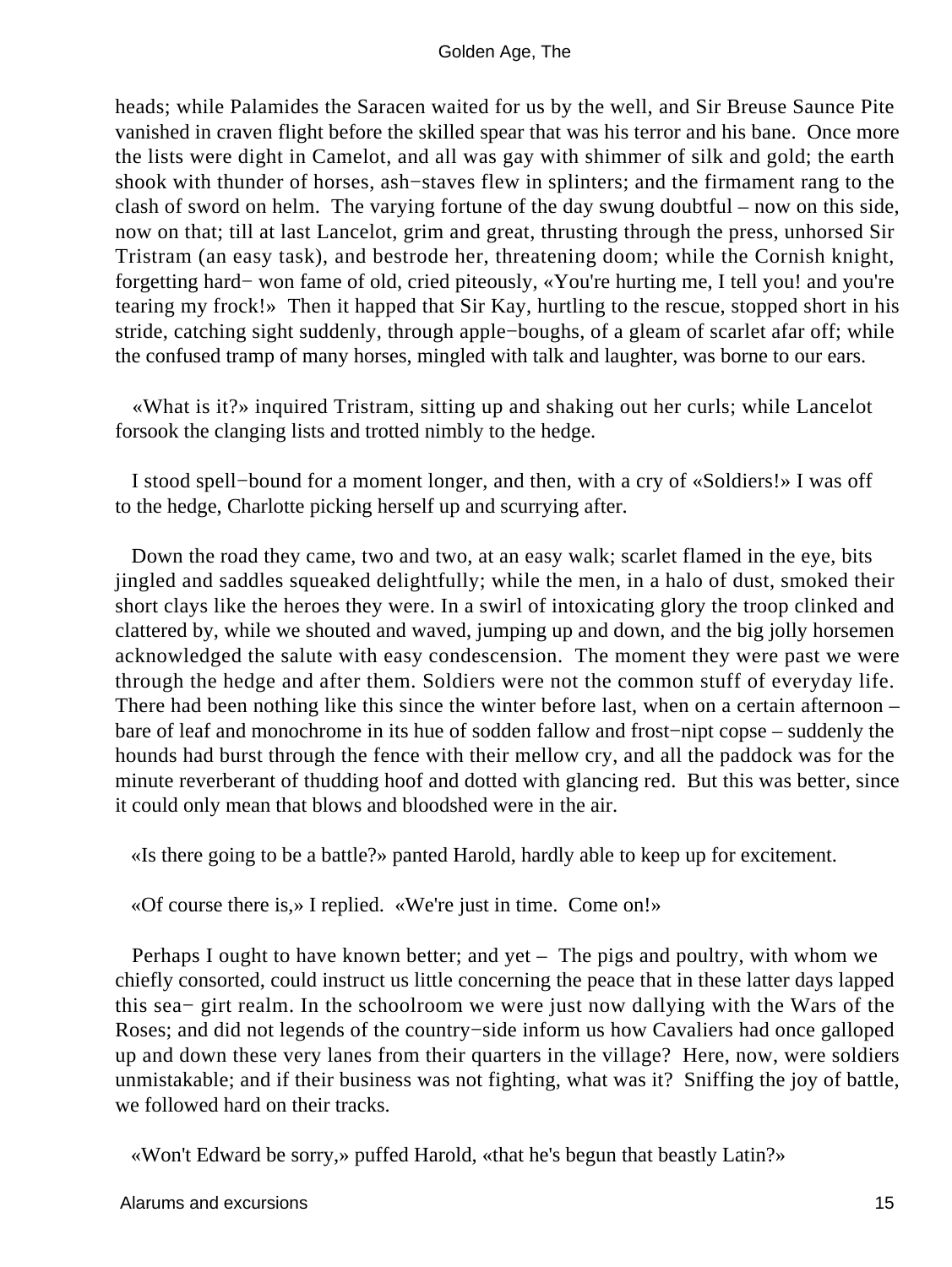heads; while Palamides the Saracen waited for us by the well, and Sir Breuse Saunce Pite vanished in craven flight before the skilled spear that was his terror and his bane. Once more the lists were dight in Camelot, and all was gay with shimmer of silk and gold; the earth shook with thunder of horses, ash−staves flew in splinters; and the firmament rang to the clash of sword on helm. The varying fortune of the day swung doubtful – now on this side, now on that; till at last Lancelot, grim and great, thrusting through the press, unhorsed Sir Tristram (an easy task), and bestrode her, threatening doom; while the Cornish knight, forgetting hard− won fame of old, cried piteously, «You're hurting me, I tell you! and you're tearing my frock!» Then it happed that Sir Kay, hurtling to the rescue, stopped short in his stride, catching sight suddenly, through apple−boughs, of a gleam of scarlet afar off; while the confused tramp of many horses, mingled with talk and laughter, was borne to our ears.

«What is it?» inquired Tristram, sitting up and shaking out her curls; while Lancelot forsook the clanging lists and trotted nimbly to the hedge.

I stood spell−bound for a moment longer, and then, with a cry of «Soldiers!» I was off to the hedge, Charlotte picking herself up and scurrying after.

Down the road they came, two and two, at an easy walk; scarlet flamed in the eye, bits jingled and saddles squeaked delightfully; while the men, in a halo of dust, smoked their short clays like the heroes they were. In a swirl of intoxicating glory the troop clinked and clattered by, while we shouted and waved, jumping up and down, and the big jolly horsemen acknowledged the salute with easy condescension. The moment they were past we were through the hedge and after them. Soldiers were not the common stuff of everyday life. There had been nothing like this since the winter before last, when on a certain afternoon – bare of leaf and monochrome in its hue of sodden fallow and frost−nipt copse – suddenly the hounds had burst through the fence with their mellow cry, and all the paddock was for the minute reverberant of thudding hoof and dotted with glancing red. But this was better, since it could only mean that blows and bloodshed were in the air.

«Is there going to be a battle?» panted Harold, hardly able to keep up for excitement.

«Of course there is,» I replied. «We're just in time. Come on!»

Perhaps I ought to have known better; and yet – The pigs and poultry, with whom we chiefly consorted, could instruct us little concerning the peace that in these latter days lapped this sea− girt realm. In the schoolroom we were just now dallying with the Wars of the Roses; and did not legends of the country−side inform us how Cavaliers had once galloped up and down these very lanes from their quarters in the village? Here, now, were soldiers unmistakable; and if their business was not fighting, what was it? Sniffing the joy of battle, we followed hard on their tracks.

«Won't Edward be sorry,» puffed Harold, «that he's begun that beastly Latin?»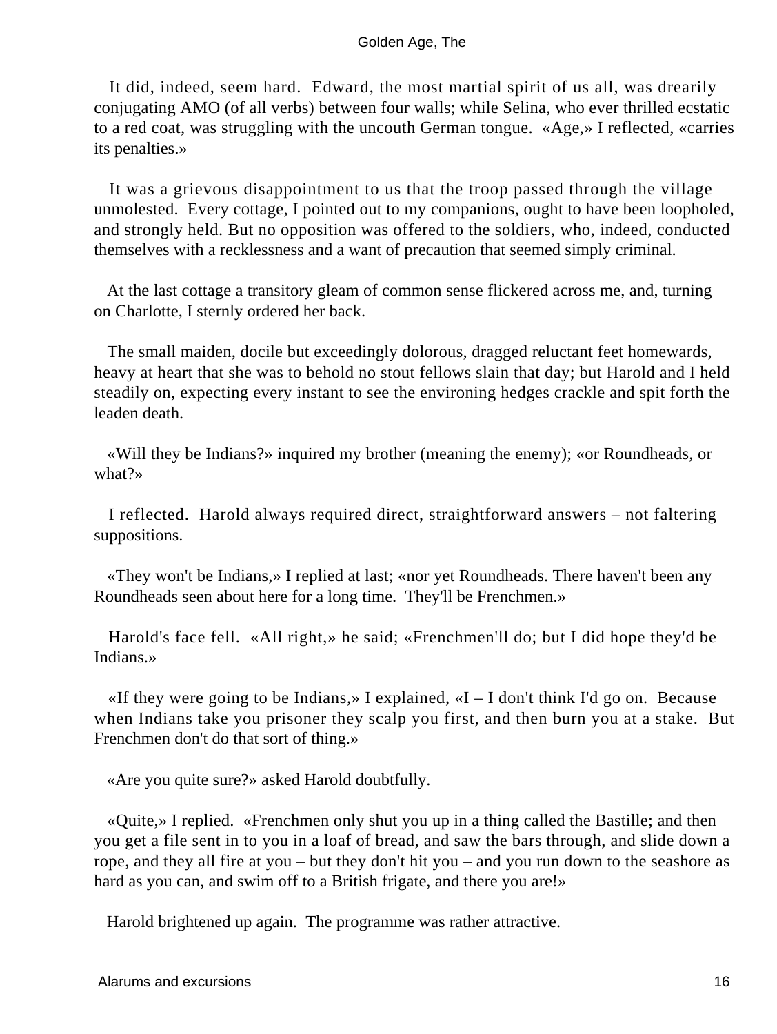It did, indeed, seem hard. Edward, the most martial spirit of us all, was drearily conjugating AMO (of all verbs) between four walls; while Selina, who ever thrilled ecstatic to a red coat, was struggling with the uncouth German tongue. «Age,» I reflected, «carries its penalties.»

It was a grievous disappointment to us that the troop passed through the village unmolested. Every cottage, I pointed out to my companions, ought to have been loopholed, and strongly held. But no opposition was offered to the soldiers, who, indeed, conducted themselves with a recklessness and a want of precaution that seemed simply criminal.

At the last cottage a transitory gleam of common sense flickered across me, and, turning on Charlotte, I sternly ordered her back.

The small maiden, docile but exceedingly dolorous, dragged reluctant feet homewards, heavy at heart that she was to behold no stout fellows slain that day; but Harold and I held steadily on, expecting every instant to see the environing hedges crackle and spit forth the leaden death.

«Will they be Indians?» inquired my brother (meaning the enemy); «or Roundheads, or what?»

I reflected. Harold always required direct, straightforward answers – not faltering suppositions.

«They won't be Indians,» I replied at last; «nor yet Roundheads. There haven't been any Roundheads seen about here for a long time. They'll be Frenchmen.»

Harold's face fell. «All right,» he said; «Frenchmen'll do; but I did hope they'd be Indians.»

«If they were going to be Indians,» I explained, «I – I don't think I'd go on. Because when Indians take you prisoner they scalp you first, and then burn you at a stake. But Frenchmen don't do that sort of thing.»

«Are you quite sure?» asked Harold doubtfully.

«Quite,» I replied. «Frenchmen only shut you up in a thing called the Bastille; and then you get a file sent in to you in a loaf of bread, and saw the bars through, and slide down a rope, and they all fire at you – but they don't hit you – and you run down to the seashore as hard as you can, and swim off to a British frigate, and there you are!»

Harold brightened up again. The programme was rather attractive.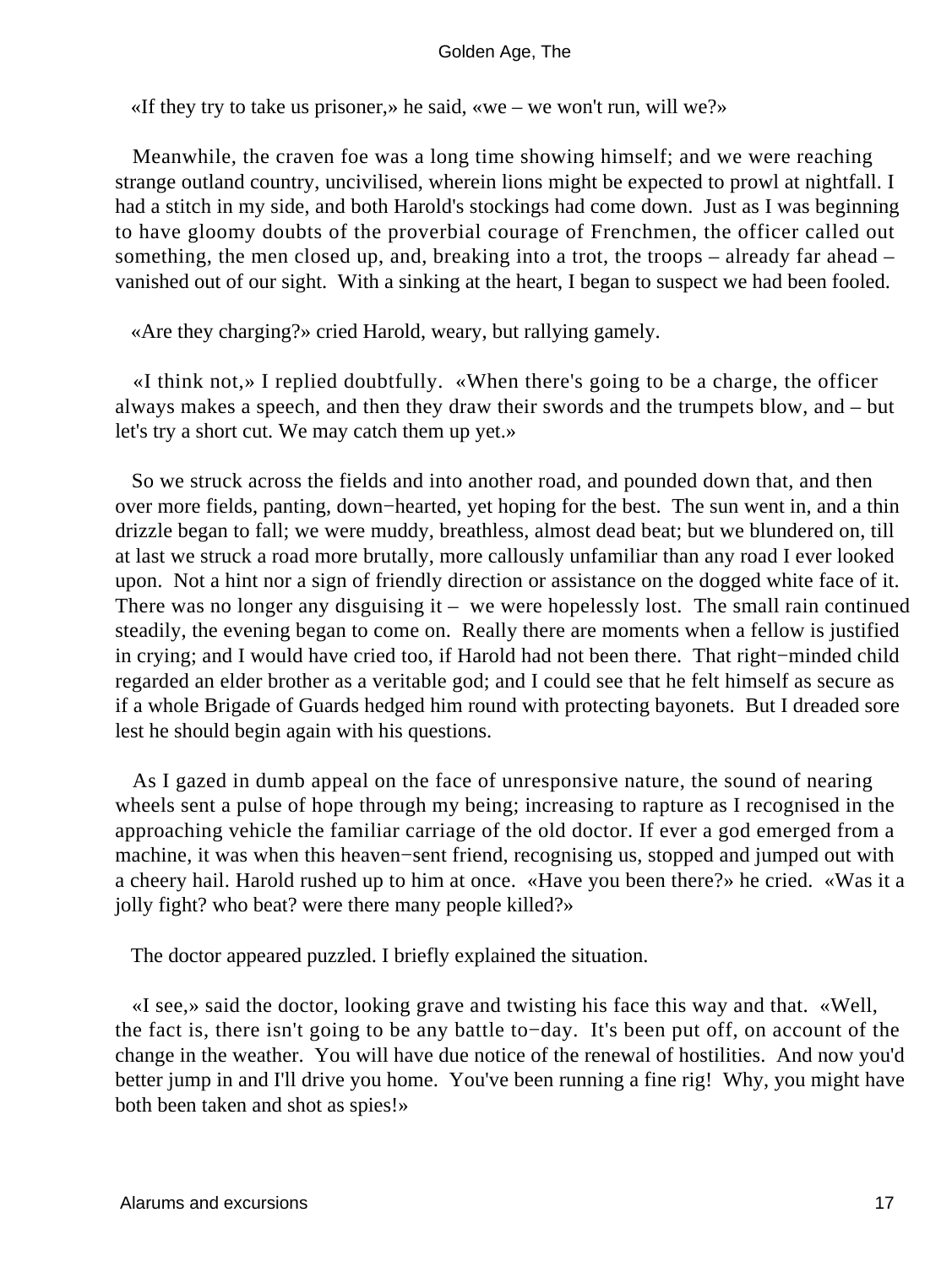«If they try to take us prisoner,» he said, «we – we won't run, will we?»

Meanwhile, the craven foe was a long time showing himself; and we were reaching strange outland country, uncivilised, wherein lions might be expected to prowl at nightfall. I had a stitch in my side, and both Harold's stockings had come down. Just as I was beginning to have gloomy doubts of the proverbial courage of Frenchmen, the officer called out something, the men closed up, and, breaking into a trot, the troops – already far ahead – vanished out of our sight. With a sinking at the heart, I began to suspect we had been fooled.

«Are they charging?» cried Harold, weary, but rallying gamely.

«I think not,» I replied doubtfully. «When there's going to be a charge, the officer always makes a speech, and then they draw their swords and the trumpets blow, and – but let's try a short cut. We may catch them up yet.»

So we struck across the fields and into another road, and pounded down that, and then over more fields, panting, down−hearted, yet hoping for the best. The sun went in, and a thin drizzle began to fall; we were muddy, breathless, almost dead beat; but we blundered on, till at last we struck a road more brutally, more callously unfamiliar than any road I ever looked upon. Not a hint nor a sign of friendly direction or assistance on the dogged white face of it. There was no longer any disguising it – we were hopelessly lost. The small rain continued steadily, the evening began to come on. Really there are moments when a fellow is justified in crying; and I would have cried too, if Harold had not been there. That right−minded child regarded an elder brother as a veritable god; and I could see that he felt himself as secure as if a whole Brigade of Guards hedged him round with protecting bayonets. But I dreaded sore lest he should begin again with his questions.

As I gazed in dumb appeal on the face of unresponsive nature, the sound of nearing wheels sent a pulse of hope through my being; increasing to rapture as I recognised in the approaching vehicle the familiar carriage of the old doctor. If ever a god emerged from a machine, it was when this heaven−sent friend, recognising us, stopped and jumped out with a cheery hail. Harold rushed up to him at once. «Have you been there?» he cried. «Was it a jolly fight? who beat? were there many people killed?»

The doctor appeared puzzled. I briefly explained the situation.

«I see,» said the doctor, looking grave and twisting his face this way and that. «Well, the fact is, there isn't going to be any battle to−day. It's been put off, on account of the change in the weather. You will have due notice of the renewal of hostilities. And now you'd better jump in and I'll drive you home. You've been running a fine rig! Why, you might have both been taken and shot as spies!»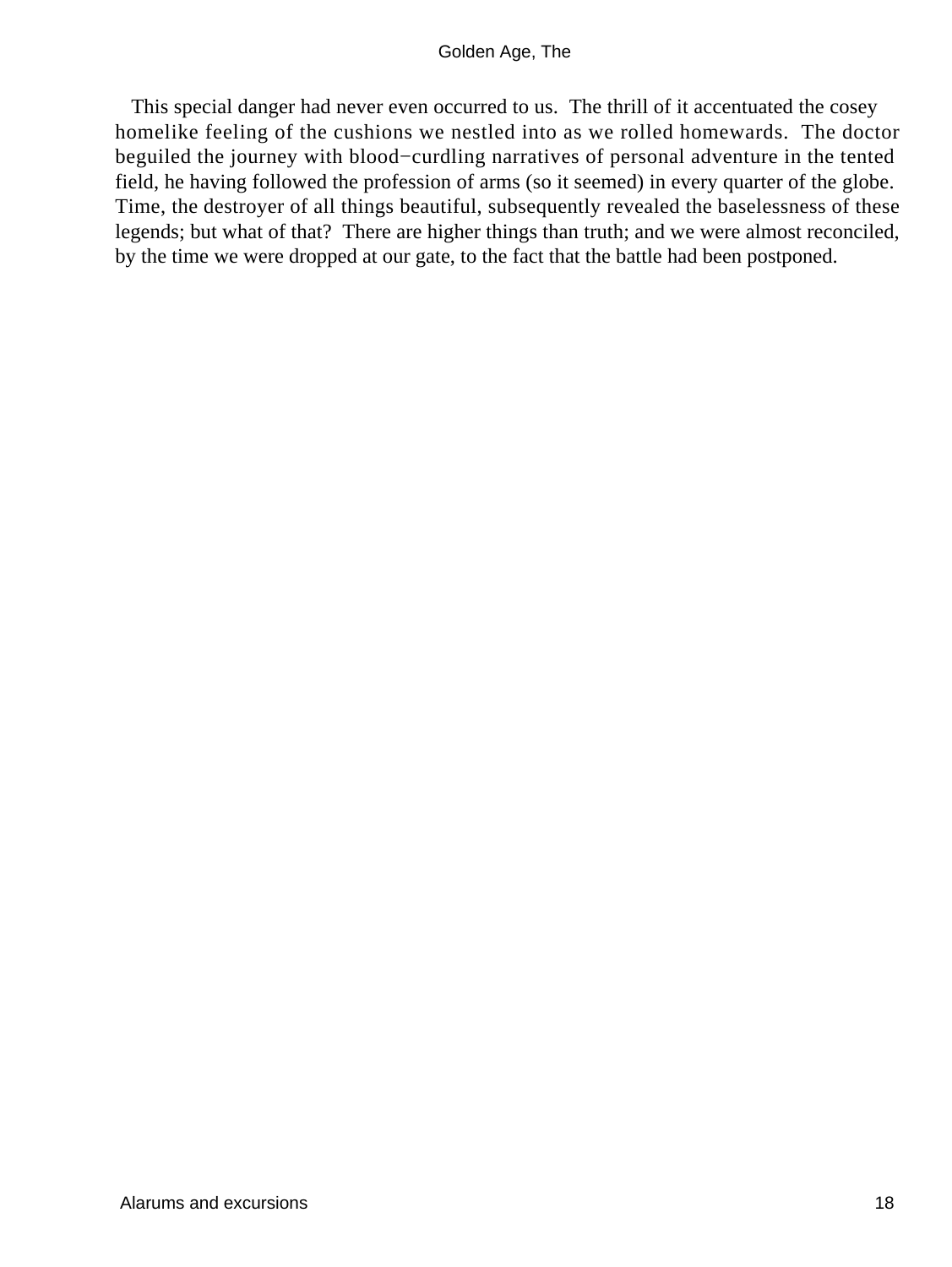This special danger had never even occurred to us. The thrill of it accentuated the cosey homelike feeling of the cushions we nestled into as we rolled homewards. The doctor beguiled the journey with blood−curdling narratives of personal adventure in the tented field, he having followed the profession of arms (so it seemed) in every quarter of the globe. Time, the destroyer of all things beautiful, subsequently revealed the baselessness of these legends; but what of that? There are higher things than truth; and we were almost reconciled, by the time we were dropped at our gate, to the fact that the battle had been postponed.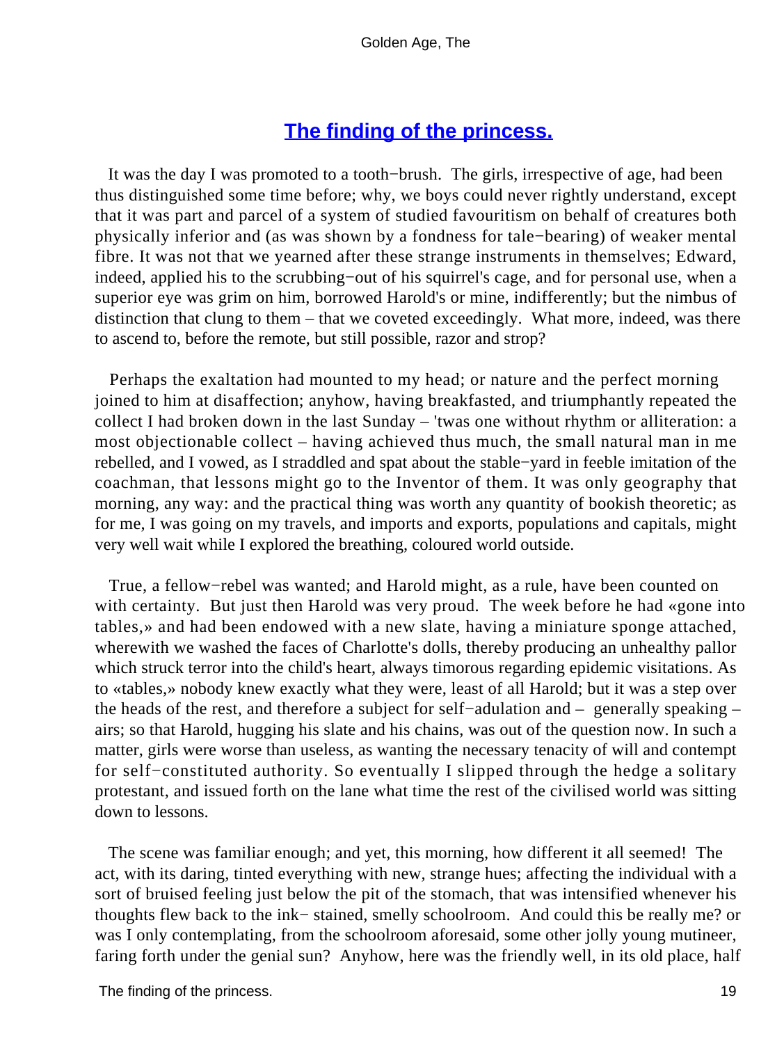## The finding of the princess.

It was the day I was promoted to a tooth−brush. The girls, irrespective of age, had been thus distinguished some time before; why, we boys could never rightly understand, except that it was part and parcel of a system of studied favouritism on behalf of creatures both physically inferior and (as was shown by a fondness for tale−bearing) of weaker mental fibre. It was not that we yearned after these strange instruments in themselves; Edward, indeed, applied his to the scrubbing−out of his squirrel's cage, and for personal use, when a superior eye was grim on him, borrowed Harold's or mine, indifferently; but the nimbus of distinction that clung to them – that we coveted exceedingly. What more, indeed, was there to ascend to, before the remote, but still possible, razor and strop?

Perhaps the exaltation had mounted to my head; or nature and the perfect morning joined to him at disaffection; anyhow, having breakfasted, and triumphantly repeated the collect I had broken down in the last Sunday – 'twas one without rhythm or alliteration: a most objectionable collect – having achieved thus much, the small natural man in me rebelled, and I vowed, as I straddled and spat about the stable−yard in feeble imitation of the coachman, that lessons might go to the Inventor of them. It was only geography that morning, any way: and the practical thing was worth any quantity of bookish theoretic; as for me, I was going on my travels, and imports and exports, populations and capitals, might very well wait while I explored the breathing, coloured world outside.

True, a fellow−rebel was wanted; and Harold might, as a rule, have been counted on with certainty. But just then Harold was very proud. The week before he had «gone into tables,» and had been endowed with a new slate, having a miniature sponge attached, wherewith we washed the faces of Charlotte's dolls, thereby producing an unhealthy pallor which struck terror into the child's heart, always timorous regarding epidemic visitations. As to «tables,» nobody knew exactly what they were, least of all Harold; but it was a step over the heads of the rest, and therefore a subject for self−adulation and – generally speaking – airs; so that Harold, hugging his slate and his chains, was out of the question now. In such a matter, girls were worse than useless, as wanting the necessary tenacity of will and contempt for self−constituted authority. So eventually I slipped through the hedge a solitary protestant, and issued forth on the lane what time the rest of the civilised world was sitting down to lessons.

The scene was familiar enough; and yet, this morning, how different it all seemed! The act, with its daring, tinted everything with new, strange hues; affecting the individual with a sort of bruised feeling just below the pit of the stomach, that was intensified whenever his thoughts flew back to the ink− stained, smelly schoolroom. And could this be really me? or was I only contemplating, from the schoolroom aforesaid, some other jolly young mutineer, faring forth under the genial sun? Anyhow, here was the friendly well, in its old place, half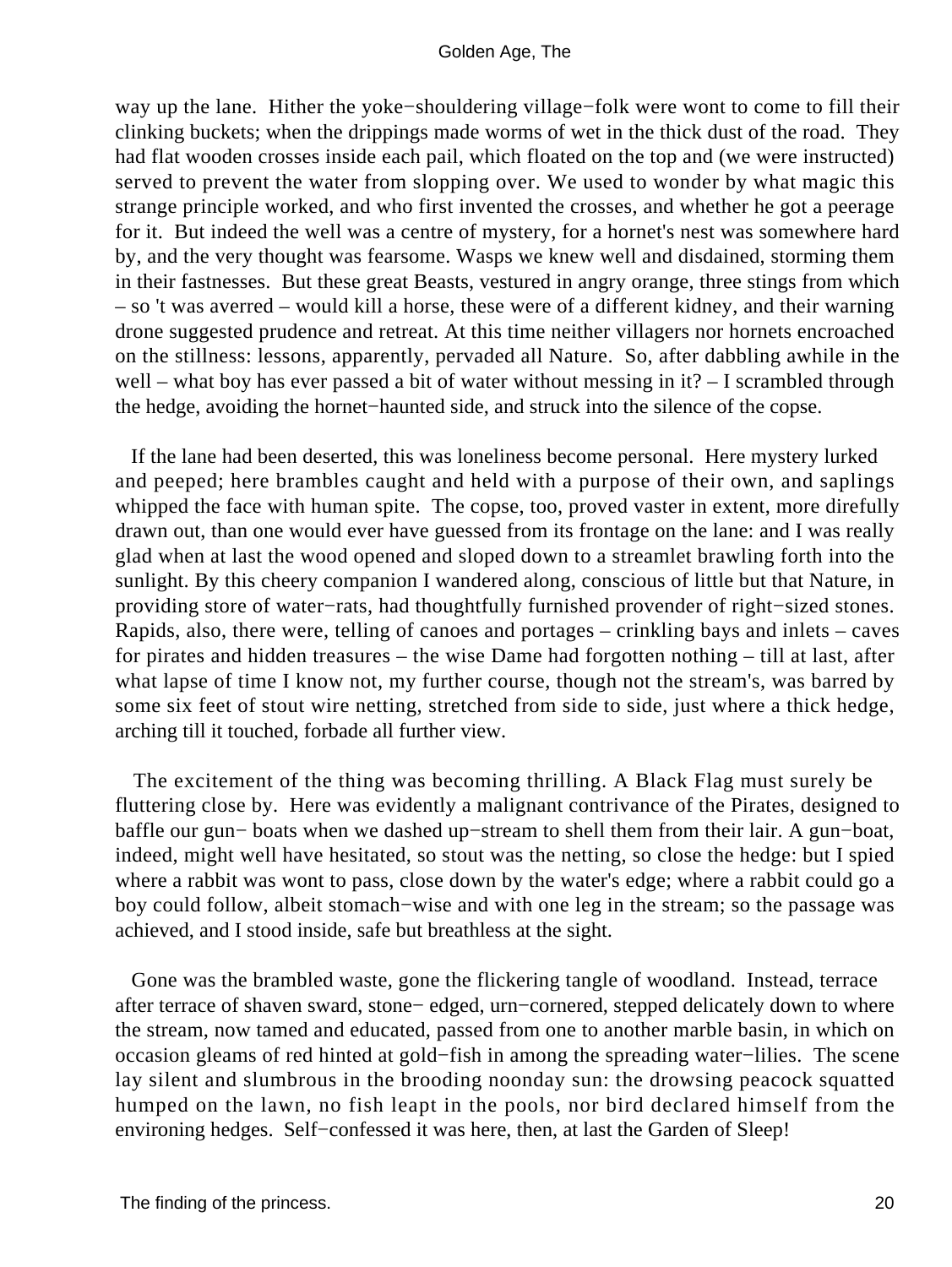way up the lane. Hither the yoke−shouldering village−folk were wont to come to fill their clinking buckets; when the drippings made worms of wet in the thick dust of the road. They had flat wooden crosses inside each pail, which floated on the top and (we were instructed) served to prevent the water from slopping over. We used to wonder by what magic this strange principle worked, and who first invented the crosses, and whether he got a peerage for it. But indeed the well was a centre of mystery, for a hornet's nest was somewhere hard by, and the very thought was fearsome. Wasps we knew well and disdained, storming them in their fastnesses. But these great Beasts, vestured in angry orange, three stings from which – so 't was averred – would kill a horse, these were of a different kidney, and their warning drone suggested prudence and retreat. At this time neither villagers nor hornets encroached on the stillness: lessons, apparently, pervaded all Nature. So, after dabbling awhile in the well – what boy has ever passed a bit of water without messing in it? – I scrambled through the hedge, avoiding the hornet−haunted side, and struck into the silence of the copse.

If the lane had been deserted, this was loneliness become personal. Here mystery lurked and peeped; here brambles caught and held with a purpose of their own, and saplings whipped the face with human spite. The copse, too, proved vaster in extent, more direfully drawn out, than one would ever have guessed from its frontage on the lane: and I was really glad when at last the wood opened and sloped down to a streamlet brawling forth into the sunlight. By this cheery companion I wandered along, conscious of little but that Nature, in providing store of water−rats, had thoughtfully furnished provender of right−sized stones. Rapids, also, there were, telling of canoes and portages – crinkling bays and inlets – caves for pirates and hidden treasures – the wise Dame had forgotten nothing – till at last, after what lapse of time I know not, my further course, though not the stream's, was barred by some six feet of stout wire netting, stretched from side to side, just where a thick hedge, arching till it touched, forbade all further view.

The excitement of the thing was becoming thrilling. A Black Flag must surely be fluttering close by. Here was evidently a malignant contrivance of the Pirates, designed to baffle our gun− boats when we dashed up−stream to shell them from their lair. A gun−boat, indeed, might well have hesitated, so stout was the netting, so close the hedge: but I spied where a rabbit was wont to pass, close down by the water's edge; where a rabbit could go a boy could follow, albeit stomach−wise and with one leg in the stream; so the passage was achieved, and I stood inside, safe but breathless at the sight.

Gone was the brambled waste, gone the flickering tangle of woodland. Instead, terrace after terrace of shaven sward, stone− edged, urn−cornered, stepped delicately down to where the stream, now tamed and educated, passed from one to another marble basin, in which on occasion gleams of red hinted at gold−fish in among the spreading water−lilies. The scene lay silent and slumbrous in the brooding noonday sun: the drowsing peacock squatted humped on the lawn, no fish leapt in the pools, nor bird declared himself from the environing hedges. Self−confessed it was here, then, at last the Garden of Sleep!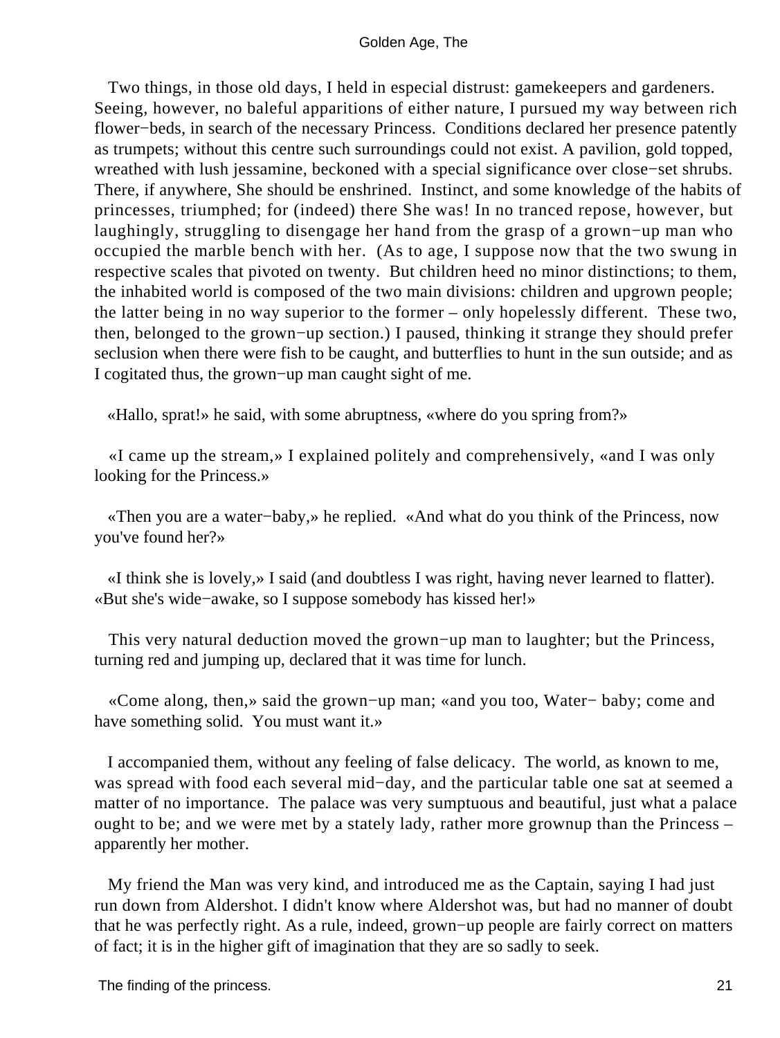Two things, in those old days, I held in especial distrust: gamekeepers and gardeners. Seeing, however, no baleful apparitions of either nature, I pursued my way between rich flower−beds, in search of the necessary Princess. Conditions declared her presence patently as trumpets; without this centre such surroundings could not exist. A pavilion, gold topped, wreathed with lush jessamine, beckoned with a special significance over close−set shrubs. There, if anywhere, She should be enshrined. Instinct, and some knowledge of the habits of princesses, triumphed; for (indeed) there She was! In no tranced repose, however, but laughingly, struggling to disengage her hand from the grasp of a grown−up man who occupied the marble bench with her. (As to age, I suppose now that the two swung in respective scales that pivoted on twenty. But children heed no minor distinctions; to them, the inhabited world is composed of the two main divisions: children and upgrown people; the latter being in no way superior to the former – only hopelessly different. These two, then, belonged to the grown−up section.) I paused, thinking it strange they should prefer seclusion when there were fish to be caught, and butterflies to hunt in the sun outside; and as I cogitated thus, the grown−up man caught sight of me.

«Hallo, sprat!» he said, with some abruptness, «where do you spring from?»

«I came up the stream,» I explained politely and comprehensively, «and I was only looking for the Princess.»

«Then you are a water−baby,» he replied. «And what do you think of the Princess, now you've found her?»

«I think she is lovely,» I said (and doubtless I was right, having never learned to flatter). «But she's wide−awake, so I suppose somebody has kissed her!»

This very natural deduction moved the grown−up man to laughter; but the Princess, turning red and jumping up, declared that it was time for lunch.

«Come along, then,» said the grown−up man; «and you too, Water− baby; come and have something solid. You must want it.»

I accompanied them, without any feeling of false delicacy. The world, as known to me, was spread with food each several mid−day, and the particular table one sat at seemed a matter of no importance. The palace was very sumptuous and beautiful, just what a palace ought to be; and we were met by a stately lady, rather more grownup than the Princess – apparently her mother.

My friend the Man was very kind, and introduced me as the Captain, saying I had just run down from Aldershot. I didn't know where Aldershot was, but had no manner of doubt that he was perfectly right. As a rule, indeed, grown−up people are fairly correct on matters of fact; it is in the higher gift of imagination that they are so sadly to seek.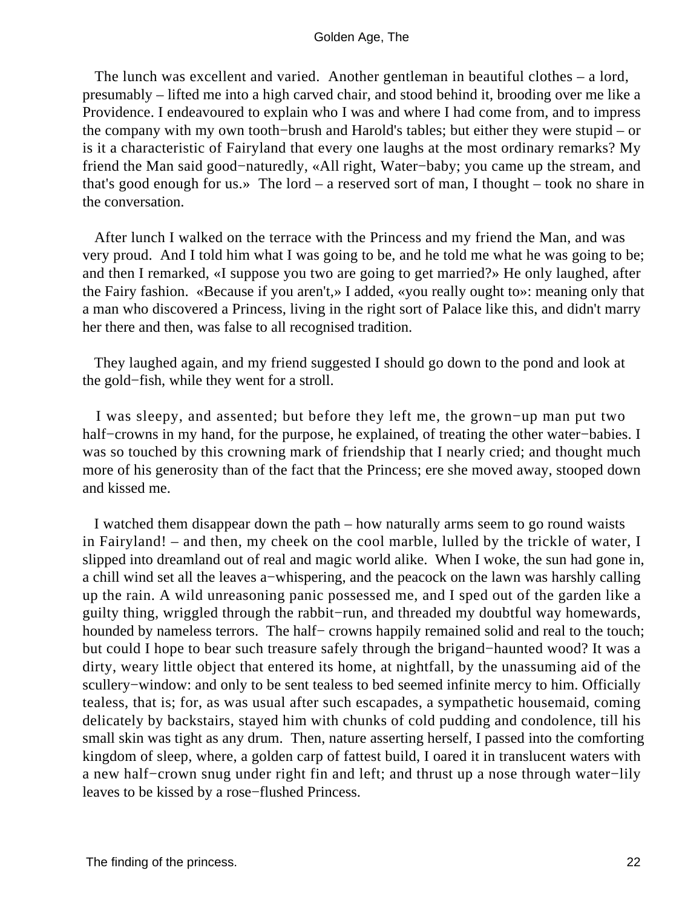The lunch was excellent and varied. Another gentleman in beautiful clothes – a lord, presumably – lifted me into a high carved chair, and stood behind it, brooding over me like a Providence. I endeavoured to explain who I was and where I had come from, and to impress the company with my own tooth−brush and Harold's tables; but either they were stupid – or is it a characteristic of Fairyland that every one laughs at the most ordinary remarks? My friend the Man said good−naturedly, «All right, Water−baby; you came up the stream, and that's good enough for us.» The lord – a reserved sort of man, I thought – took no share in the conversation.

After lunch I walked on the terrace with the Princess and my friend the Man, and was very proud. And I told him what I was going to be, and he told me what he was going to be; and then I remarked, «I suppose you two are going to get married?» He only laughed, after the Fairy fashion. «Because if you aren't,» I added, «you really ought to»: meaning only that a man who discovered a Princess, living in the right sort of Palace like this, and didn't marry her there and then, was false to all recognised tradition.

They laughed again, and my friend suggested I should go down to the pond and look at the gold−fish, while they went for a stroll.

I was sleepy, and assented; but before they left me, the grown−up man put two half−crowns in my hand, for the purpose, he explained, of treating the other water−babies. I was so touched by this crowning mark of friendship that I nearly cried; and thought much more of his generosity than of the fact that the Princess; ere she moved away, stooped down and kissed me.

I watched them disappear down the path – how naturally arms seem to go round waists in Fairyland! – and then, my cheek on the cool marble, lulled by the trickle of water, I slipped into dreamland out of real and magic world alike. When I woke, the sun had gone in, a chill wind set all the leaves a−whispering, and the peacock on the lawn was harshly calling up the rain. A wild unreasoning panic possessed me, and I sped out of the garden like a guilty thing, wriggled through the rabbit−run, and threaded my doubtful way homewards, hounded by nameless terrors. The half− crowns happily remained solid and real to the touch; but could I hope to bear such treasure safely through the brigand−haunted wood? It was a dirty, weary little object that entered its home, at nightfall, by the unassuming aid of the scullery−window: and only to be sent tealess to bed seemed infinite mercy to him. Officially tealess, that is; for, as was usual after such escapades, a sympathetic housemaid, coming delicately by backstairs, stayed him with chunks of cold pudding and condolence, till his small skin was tight as any drum. Then, nature asserting herself, I passed into the comforting kingdom of sleep, where, a golden carp of fattest build, I oared it in translucent waters with a new half−crown snug under right fin and left; and thrust up a nose through water−lily leaves to be kissed by a rose−flushed Princess.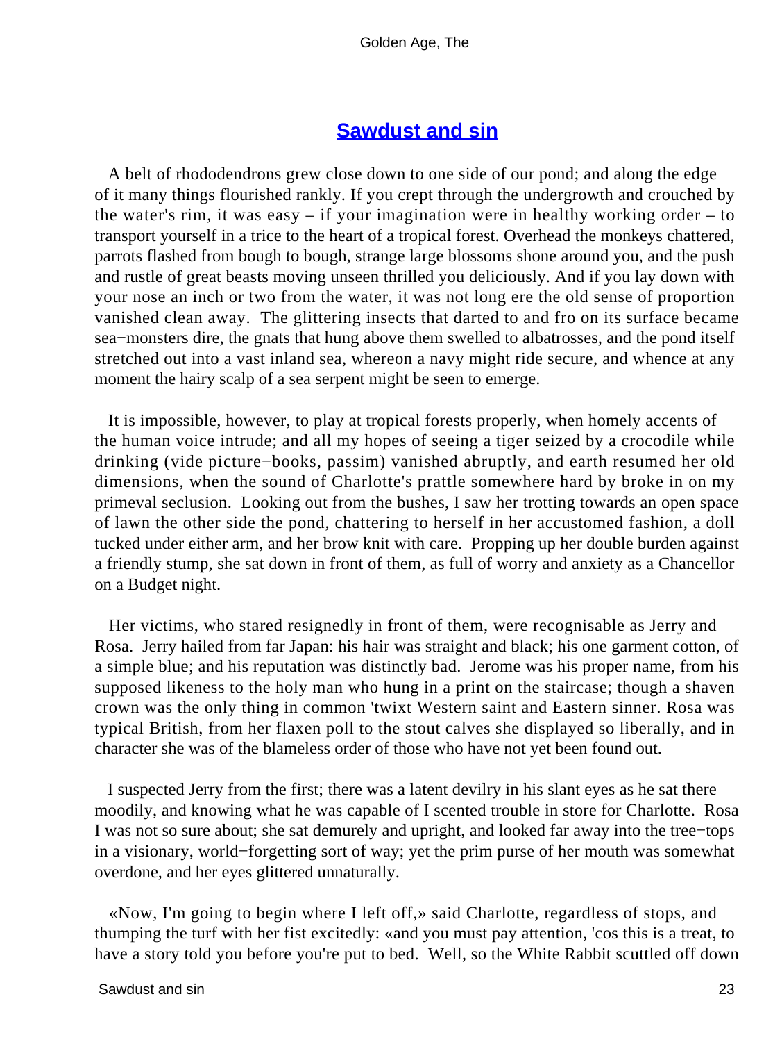## Sawdust and sin

A belt of rhododendrons grew close down to one side of our pond; and along the edge of it many things flourished rankly. If you crept through the undergrowth and crouched by the water's rim, it was easy – if your imagination were in healthy working order – to transport yourself in a trice to the heart of a tropical forest. Overhead the monkeys chattered, parrots flashed from bough to bough, strange large blossoms shone around you, and the push and rustle of great beasts moving unseen thrilled you deliciously. And if you lay down with your nose an inch or two from the water, it was not long ere the old sense of proportion vanished clean away. The glittering insects that darted to and fro on its surface became sea−monsters dire, the gnats that hung above them swelled to albatrosses, and the pond itself stretched out into a vast inland sea, whereon a navy might ride secure, and whence at any moment the hairy scalp of a sea serpent might be seen to emerge.

It is impossible, however, to play at tropical forests properly, when homely accents of the human voice intrude; and all my hopes of seeing a tiger seized by a crocodile while drinking (vide picture−books, passim) vanished abruptly, and earth resumed her old dimensions, when the sound of Charlotte's prattle somewhere hard by broke in on my primeval seclusion. Looking out from the bushes, I saw her trotting towards an open space of lawn the other side the pond, chattering to herself in her accustomed fashion, a doll tucked under either arm, and her brow knit with care. Propping up her double burden against a friendly stump, she sat down in front of them, as full of worry and anxiety as a Chancellor on a Budget night.

Her victims, who stared resignedly in front of them, were recognisable as Jerry and Rosa. Jerry hailed from far Japan: his hair was straight and black; his one garment cotton, of a simple blue; and his reputation was distinctly bad. Jerome was his proper name, from his supposed likeness to the holy man who hung in a print on the staircase; though a shaven crown was the only thing in common 'twixt Western saint and Eastern sinner. Rosa was typical British, from her flaxen poll to the stout calves she displayed so liberally, and in character she was of the blameless order of those who have not yet been found out.

I suspected Jerry from the first; there was a latent devilry in his slant eyes as he sat there moodily, and knowing what he was capable of I scented trouble in store for Charlotte. Rosa I was not so sure about; she sat demurely and upright, and looked far away into the tree−tops in a visionary, world−forgetting sort of way; yet the prim purse of her mouth was somewhat overdone, and her eyes glittered unnaturally.

«Now, I'm going to begin where I left off,» said Charlotte, regardless of stops, and thumping the turf with her fist excitedly: «and you must pay attention, 'cos this is a treat, to have a story told you before you're put to bed. Well, so the White Rabbit scuttled off down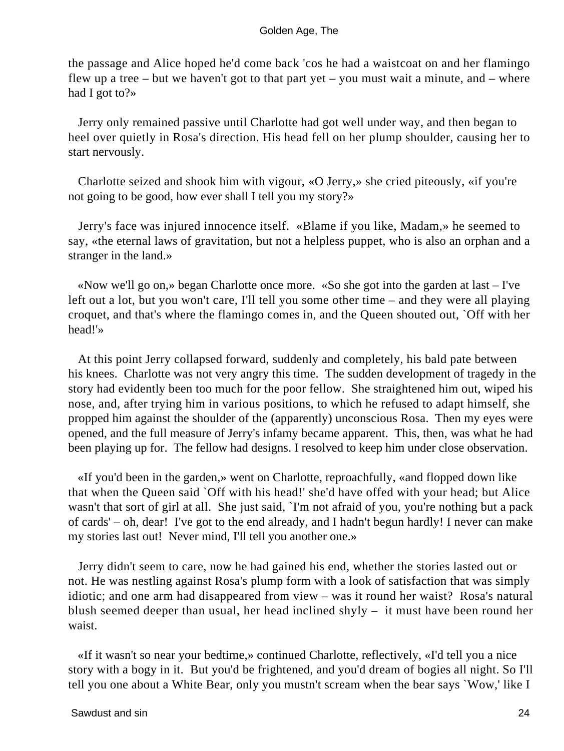the passage and Alice hoped he'd come back 'cos he had a waistcoat on and her flamingo flew up a tree – but we haven't got to that part yet – you must wait a minute, and – where had I got to?»

Jerry only remained passive until Charlotte had got well under way, and then began to heel over quietly in Rosa's direction. His head fell on her plump shoulder, causing her to start nervously.

Charlotte seized and shook him with vigour, «O Jerry,» she cried piteously, «if you're not going to be good, how ever shall I tell you my story?»

Jerry's face was injured innocence itself. «Blame if you like, Madam,» he seemed to say, «the eternal laws of gravitation, but not a helpless puppet, who is also an orphan and a stranger in the land.»

«Now we'll go on,» began Charlotte once more. «So she got into the garden at last – I've left out a lot, but you won't care, I'll tell you some other time – and they were all playing croquet, and that's where the flamingo comes in, and the Queen shouted out, `Off with her head!'»

At this point Jerry collapsed forward, suddenly and completely, his bald pate between his knees. Charlotte was not very angry this time. The sudden development of tragedy in the story had evidently been too much for the poor fellow. She straightened him out, wiped his nose, and, after trying him in various positions, to which he refused to adapt himself, she propped him against the shoulder of the (apparently) unconscious Rosa. Then my eyes were opened, and the full measure of Jerry's infamy became apparent. This, then, was what he had been playing up for. The fellow had designs. I resolved to keep him under close observation.

«If you'd been in the garden,» went on Charlotte, reproachfully, «and flopped down like that when the Queen said `Off with his head!' she'd have offed with your head; but Alice wasn't that sort of girl at all. She just said, `I'm not afraid of you, you're nothing but a pack of cards' – oh, dear! I've got to the end already, and I hadn't begun hardly! I never can make my stories last out! Never mind, I'll tell you another one.»

Jerry didn't seem to care, now he had gained his end, whether the stories lasted out or not. He was nestling against Rosa's plump form with a look of satisfaction that was simply idiotic; and one arm had disappeared from view – was it round her waist? Rosa's natural blush seemed deeper than usual, her head inclined shyly – it must have been round her waist.

«If it wasn't so near your bedtime,» continued Charlotte, reflectively, «I'd tell you a nice story with a bogy in it. But you'd be frightened, and you'd dream of bogies all night. So I'll tell you one about a White Bear, only you mustn't scream when the bear says `Wow,' like I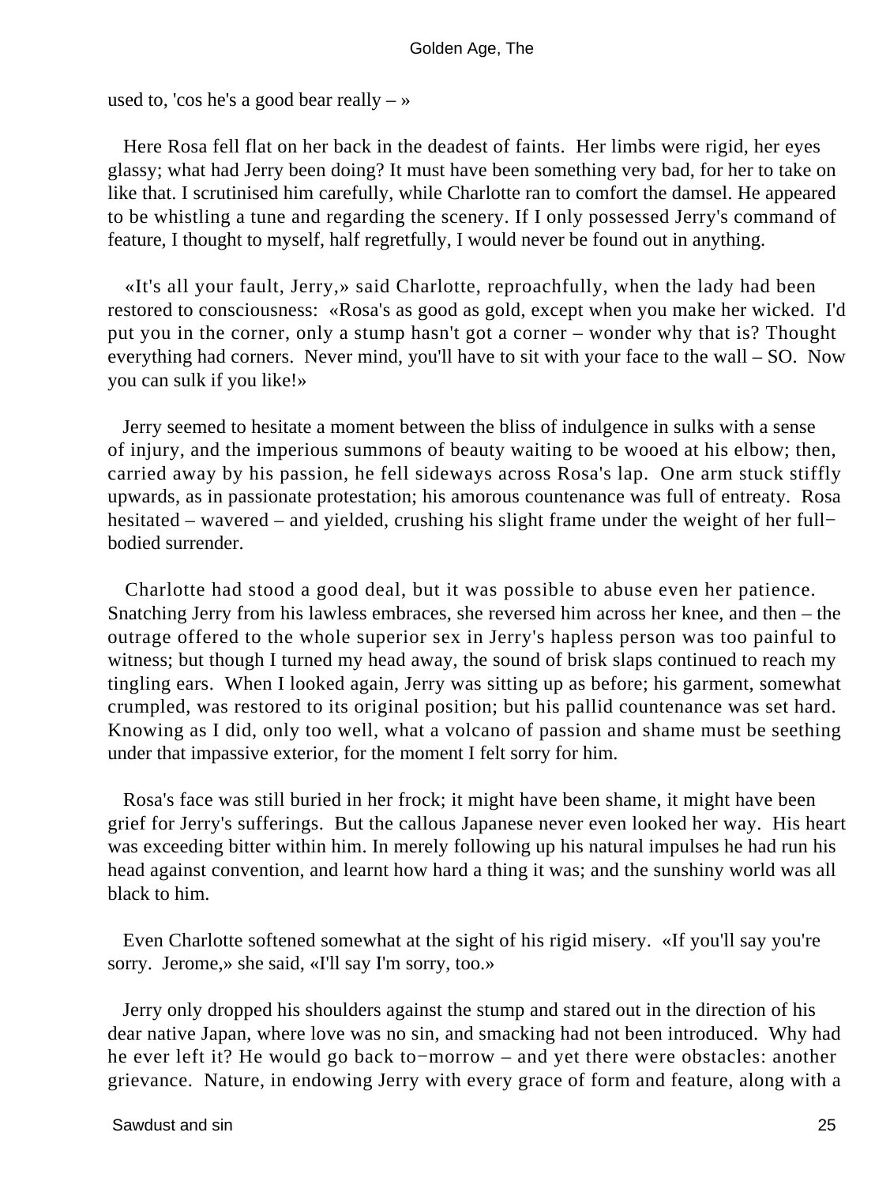used to, 'cos he's a good bear really – »

Here Rosa fell flat on her back in the deadest of faints. Her limbs were rigid, her eyes glassy; what had Jerry been doing? It must have been something very bad, for her to take on like that. I scrutinised him carefully, while Charlotte ran to comfort the damsel. He appeared to be whistling a tune and regarding the scenery. If I only possessed Jerry's command of feature, I thought to myself, half regretfully, I would never be found out in anything.

«It's all your fault, Jerry,» said Charlotte, reproachfully, when the lady had been restored to consciousness: «Rosa's as good as gold, except when you make her wicked. I'd put you in the corner, only a stump hasn't got a corner – wonder why that is? Thought everything had corners. Never mind, you'll have to sit with your face to the wall – SO. Now you can sulk if you like!»

Jerry seemed to hesitate a moment between the bliss of indulgence in sulks with a sense of injury, and the imperious summons of beauty waiting to be wooed at his elbow; then, carried away by his passion, he fell sideways across Rosa's lap. One arm stuck stiffly upwards, as in passionate protestation; his amorous countenance was full of entreaty. Rosa hesitated – wavered – and yielded, crushing his slight frame under the weight of her full−bodied surrender.

Charlotte had stood a good deal, but it was possible to abuse even her patience. Snatching Jerry from his lawless embraces, she reversed him across her knee, and then – the outrage offered to the whole superior sex in Jerry's hapless person was too painful to witness; but though I turned my head away, the sound of brisk slaps continued to reach my tingling ears. When I looked again, Jerry was sitting up as before; his garment, somewhat crumpled, was restored to its original position; but his pallid countenance was set hard. Knowing as I did, only too well, what a volcano of passion and shame must be seething under that impassive exterior, for the moment I felt sorry for him.

Rosa's face was still buried in her frock; it might have been shame, it might have been grief for Jerry's sufferings. But the callous Japanese never even looked her way. His heart was exceeding bitter within him. In merely following up his natural impulses he had run his head against convention, and learnt how hard a thing it was; and the sunshiny world was all black to him.

Even Charlotte softened somewhat at the sight of his rigid misery. «If you'll say you're sorry. Jerome,» she said, «I'll say I'm sorry, too.»

Jerry only dropped his shoulders against the stump and stared out in the direction of his dear native Japan, where love was no sin, and smacking had not been introduced. Why had he ever left it? He would go back to−morrow – and yet there were obstacles: another grievance. Nature, in endowing Jerry with every grace of form and feature, along with a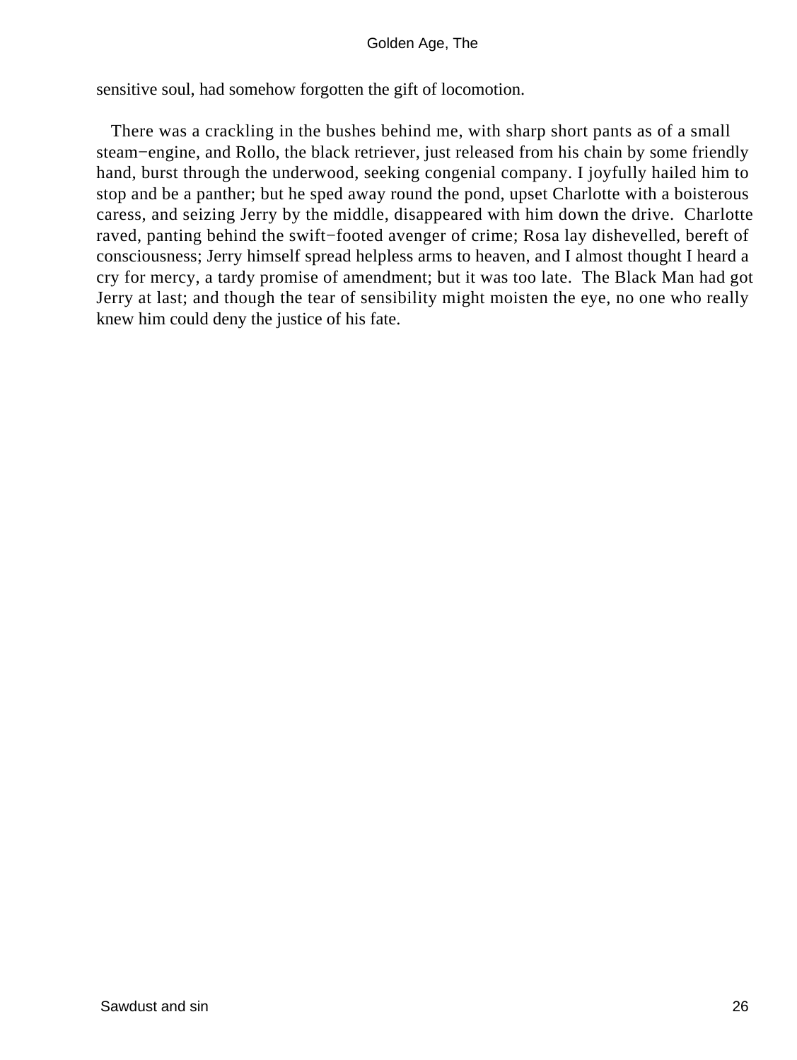sensitive soul, had somehow forgotten the gift of locomotion.

There was a crackling in the bushes behind me, with sharp short pants as of a small steam−engine, and Rollo, the black retriever, just released from his chain by some friendly hand, burst through the underwood, seeking congenial company. I joyfully hailed him to stop and be a panther; but he sped away round the pond, upset Charlotte with a boisterous caress, and seizing Jerry by the middle, disappeared with him down the drive. Charlotte raved, panting behind the swift−footed avenger of crime; Rosa lay dishevelled, bereft of consciousness; Jerry himself spread helpless arms to heaven, and I almost thought I heard a cry for mercy, a tardy promise of amendment; but it was too late. The Black Man had got Jerry at last; and though the tear of sensibility might moisten the eye, no one who really knew him could deny the justice of his fate.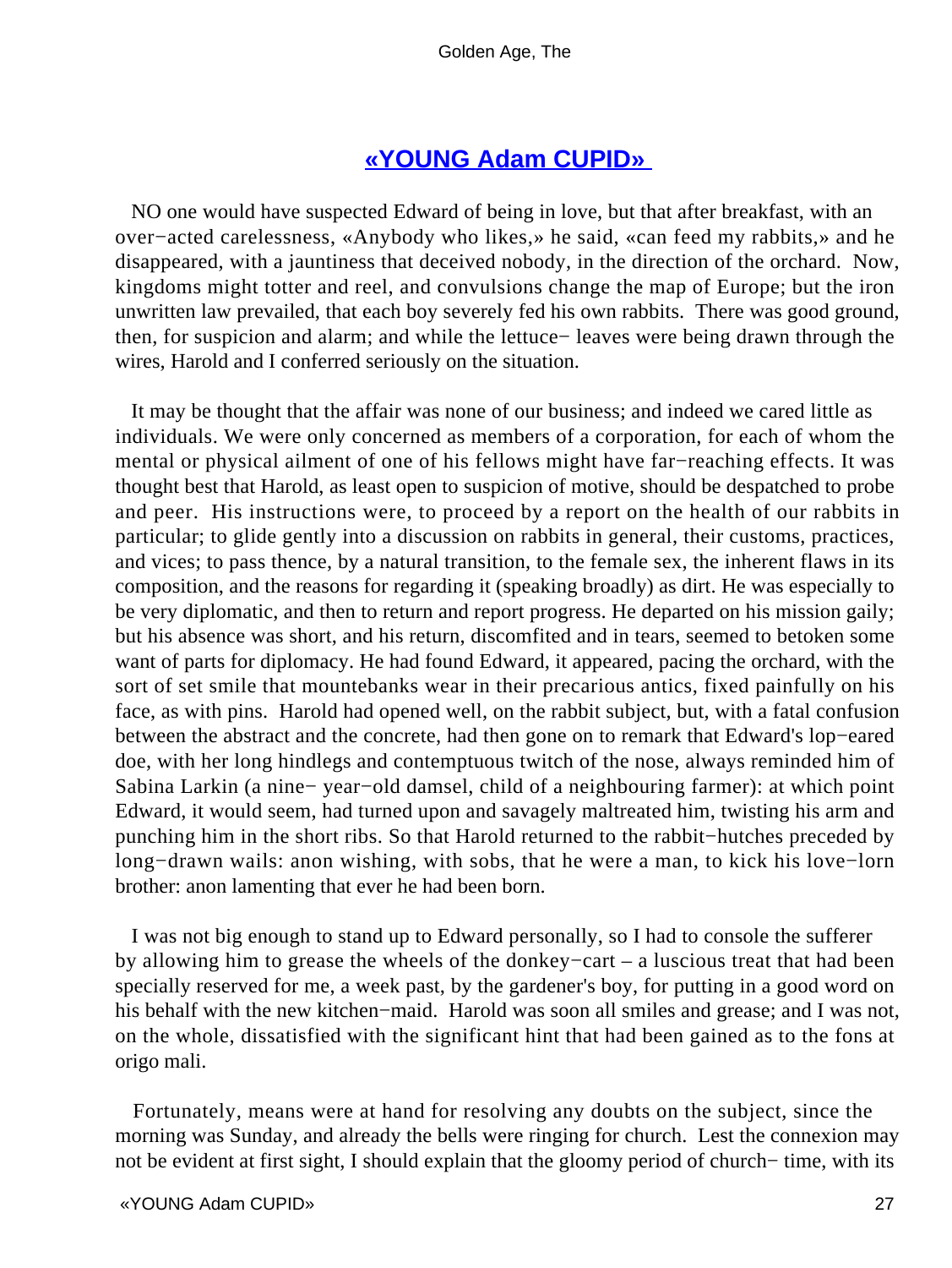## «YOUNG Adam CUPID»

NO one would have suspected Edward of being in love, but that after breakfast, with an over−acted carelessness, «Anybody who likes,» he said, «can feed my rabbits,» and he disappeared, with a jauntiness that deceived nobody, in the direction of the orchard. Now, kingdoms might totter and reel, and convulsions change the map of Europe; but the iron unwritten law prevailed, that each boy severely fed his own rabbits. There was good ground, then, for suspicion and alarm; and while the lettuce− leaves were being drawn through the wires, Harold and I conferred seriously on the situation.

It may be thought that the affair was none of our business; and indeed we cared little as individuals. We were only concerned as members of a corporation, for each of whom the mental or physical ailment of one of his fellows might have far−reaching effects. It was thought best that Harold, as least open to suspicion of motive, should be despatched to probe and peer. His instructions were, to proceed by a report on the health of our rabbits in particular; to glide gently into a discussion on rabbits in general, their customs, practices, and vices; to pass thence, by a natural transition, to the female sex, the inherent flaws in its composition, and the reasons for regarding it (speaking broadly) as dirt. He was especially to be very diplomatic, and then to return and report progress. He departed on his mission gaily; but his absence was short, and his return, discomfited and in tears, seemed to betoken some want of parts for diplomacy. He had found Edward, it appeared, pacing the orchard, with the sort of set smile that mountebanks wear in their precarious antics, fixed painfully on his face, as with pins. Harold had opened well, on the rabbit subject, but, with a fatal confusion between the abstract and the concrete, had then gone on to remark that Edward's lop−eared doe, with her long hindlegs and contemptuous twitch of the nose, always reminded him of Sabina Larkin (a nine− year−old damsel, child of a neighbouring farmer): at which point Edward, it would seem, had turned upon and savagely maltreated him, twisting his arm and punching him in the short ribs. So that Harold returned to the rabbit−hutches preceded by long−drawn wails: anon wishing, with sobs, that he were a man, to kick his love−lorn brother: anon lamenting that ever he had been born.

I was not big enough to stand up to Edward personally, so I had to console the sufferer by allowing him to grease the wheels of the donkey−cart – a luscious treat that had been specially reserved for me, a week past, by the gardener's boy, for putting in a good word on his behalf with the new kitchen−maid. Harold was soon all smiles and grease; and I was not, on the whole, dissatisfied with the significant hint that had been gained as to the fons at origo mali.

Fortunately, means were at hand for resolving any doubts on the subject, since the morning was Sunday, and already the bells were ringing for church. Lest the connexion may not be evident at first sight, I should explain that the gloomy period of church− time, with its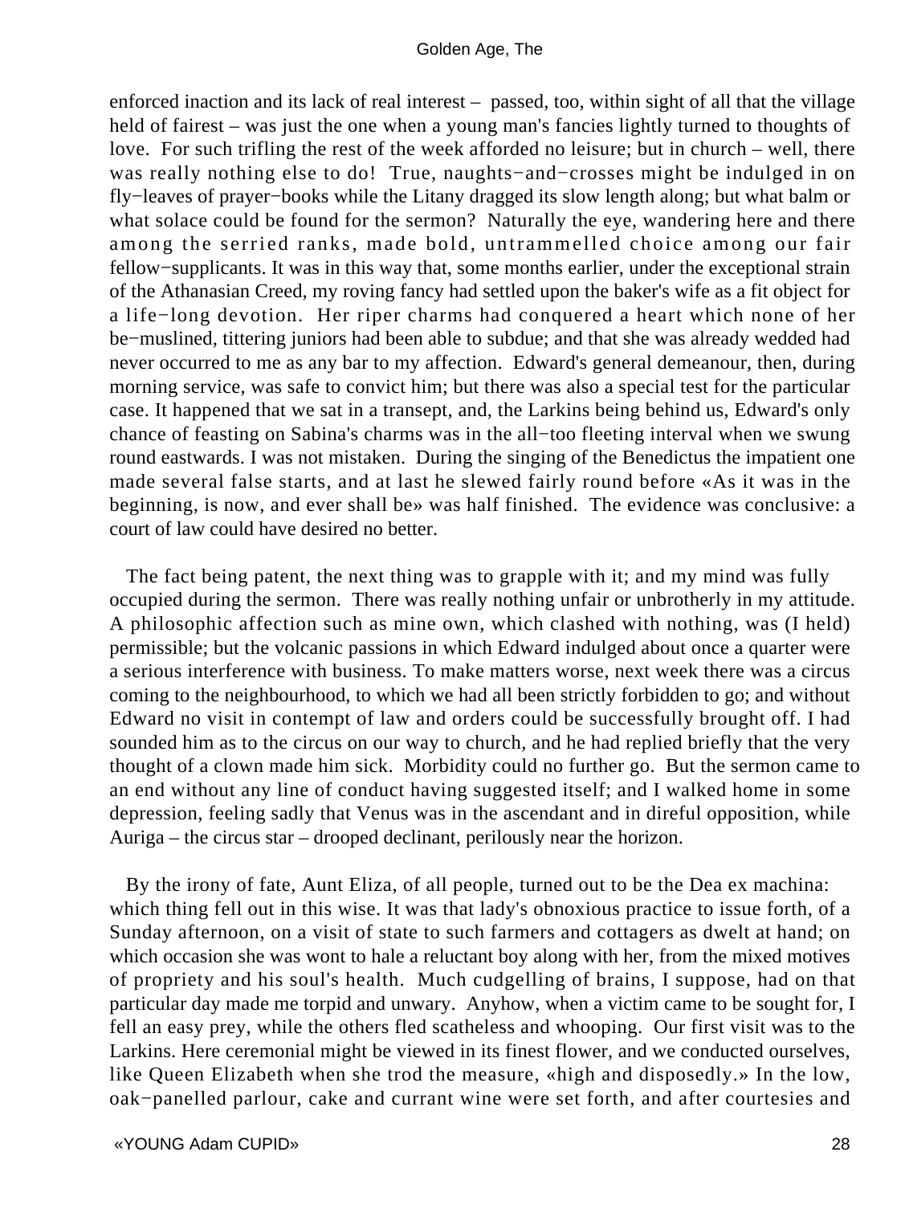enforced inaction and its lack of real interest – passed, too, within sight of all that the village held of fairest – was just the one when a young man's fancies lightly turned to thoughts of love. For such trifling the rest of the week afforded no leisure; but in church – well, there was really nothing else to do! True, naughts−and−crosses might be indulged in on fly−leaves of prayer−books while the Litany dragged its slow length along; but what balm or what solace could be found for the sermon? Naturally the eye, wandering here and there among the serried ranks, made bold, untrammelled choice among our fair fellow−supplicants. It was in this way that, some months earlier, under the exceptional strain of the Athanasian Creed, my roving fancy had settled upon the baker's wife as a fit object for a life−long devotion. Her riper charms had conquered a heart which none of her be−muslined, tittering juniors had been able to subdue; and that she was already wedded had never occurred to me as any bar to my affection. Edward's general demeanour, then, during morning service, was safe to convict him; but there was also a special test for the particular case. It happened that we sat in a transept, and, the Larkins being behind us, Edward's only chance of feasting on Sabina's charms was in the all−too fleeting interval when we swung round eastwards. I was not mistaken. During the singing of the Benedictus the impatient one made several false starts, and at last he slewed fairly round before «As it was in the beginning, is now, and ever shall be» was half finished. The evidence was conclusive: a court of law could have desired no better.

The fact being patent, the next thing was to grapple with it; and my mind was fully occupied during the sermon. There was really nothing unfair or unbrotherly in my attitude. A philosophic affection such as mine own, which clashed with nothing, was (I held) permissible; but the volcanic passions in which Edward indulged about once a quarter were a serious interference with business. To make matters worse, next week there was a circus coming to the neighbourhood, to which we had all been strictly forbidden to go; and without Edward no visit in contempt of law and orders could be successfully brought off. I had sounded him as to the circus on our way to church, and he had replied briefly that the very thought of a clown made him sick. Morbidity could no further go. But the sermon came to an end without any line of conduct having suggested itself; and I walked home in some depression, feeling sadly that Venus was in the ascendant and in direful opposition, while Auriga – the circus star – drooped declinant, perilously near the horizon.

By the irony of fate, Aunt Eliza, of all people, turned out to be the Dea ex machina: which thing fell out in this wise. It was that lady's obnoxious practice to issue forth, of a Sunday afternoon, on a visit of state to such farmers and cottagers as dwelt at hand; on which occasion she was wont to hale a reluctant boy along with her, from the mixed motives of propriety and his soul's health. Much cudgelling of brains, I suppose, had on that particular day made me torpid and unwary. Anyhow, when a victim came to be sought for, I fell an easy prey, while the others fled scatheless and whooping. Our first visit was to the Larkins. Here ceremonial might be viewed in its finest flower, and we conducted ourselves, like Queen Elizabeth when she trod the measure, «high and disposedly.» In the low, oak−panelled parlour, cake and currant wine were set forth, and after courtesies and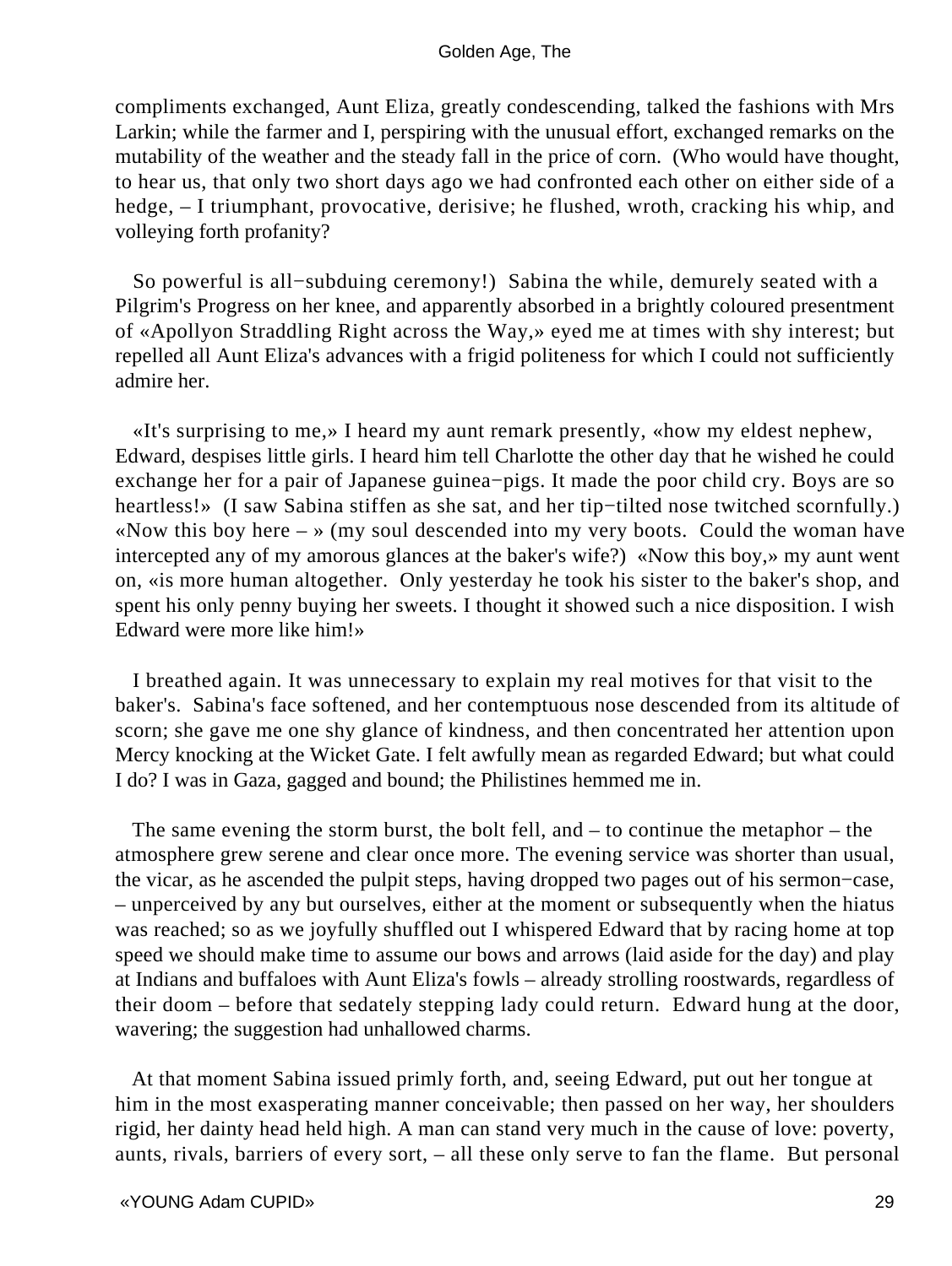compliments exchanged, Aunt Eliza, greatly condescending, talked the fashions with Mrs Larkin; while the farmer and I, perspiring with the unusual effort, exchanged remarks on the mutability of the weather and the steady fall in the price of corn. (Who would have thought, to hear us, that only two short days ago we had confronted each other on either side of a hedge, – I triumphant, provocative, derisive; he flushed, wroth, cracking his whip, and volleying forth profanity?

So powerful is all−subduing ceremony!) Sabina the while, demurely seated with a Pilgrim's Progress on her knee, and apparently absorbed in a brightly coloured presentment of «Apollyon Straddling Right across the Way,» eyed me at times with shy interest; but repelled all Aunt Eliza's advances with a frigid politeness for which I could not sufficiently admire her.

«It's surprising to me,» I heard my aunt remark presently, «how my eldest nephew, Edward, despises little girls. I heard him tell Charlotte the other day that he wished he could exchange her for a pair of Japanese guinea−pigs. It made the poor child cry. Boys are so heartless!» (I saw Sabina stiffen as she sat, and her tip−tilted nose twitched scornfully.) «Now this boy here – » (my soul descended into my very boots. Could the woman have intercepted any of my amorous glances at the baker's wife?) «Now this boy,» my aunt went on, «is more human altogether. Only yesterday he took his sister to the baker's shop, and spent his only penny buying her sweets. I thought it showed such a nice disposition. I wish Edward were more like him!»

I breathed again. It was unnecessary to explain my real motives for that visit to the baker's. Sabina's face softened, and her contemptuous nose descended from its altitude of scorn; she gave me one shy glance of kindness, and then concentrated her attention upon Mercy knocking at the Wicket Gate. I felt awfully mean as regarded Edward; but what could I do? I was in Gaza, gagged and bound; the Philistines hemmed me in.

The same evening the storm burst, the bolt fell, and – to continue the metaphor – the atmosphere grew serene and clear once more. The evening service was shorter than usual, the vicar, as he ascended the pulpit steps, having dropped two pages out of his sermon−case, – unperceived by any but ourselves, either at the moment or subsequently when the hiatus was reached; so as we joyfully shuffled out I whispered Edward that by racing home at top speed we should make time to assume our bows and arrows (laid aside for the day) and play at Indians and buffaloes with Aunt Eliza's fowls – already strolling roostwards, regardless of their doom – before that sedately stepping lady could return. Edward hung at the door, wavering; the suggestion had unhallowed charms.

At that moment Sabina issued primly forth, and, seeing Edward, put out her tongue at him in the most exasperating manner conceivable; then passed on her way, her shoulders rigid, her dainty head held high. A man can stand very much in the cause of love: poverty, aunts, rivals, barriers of every sort, – all these only serve to fan the flame. But personal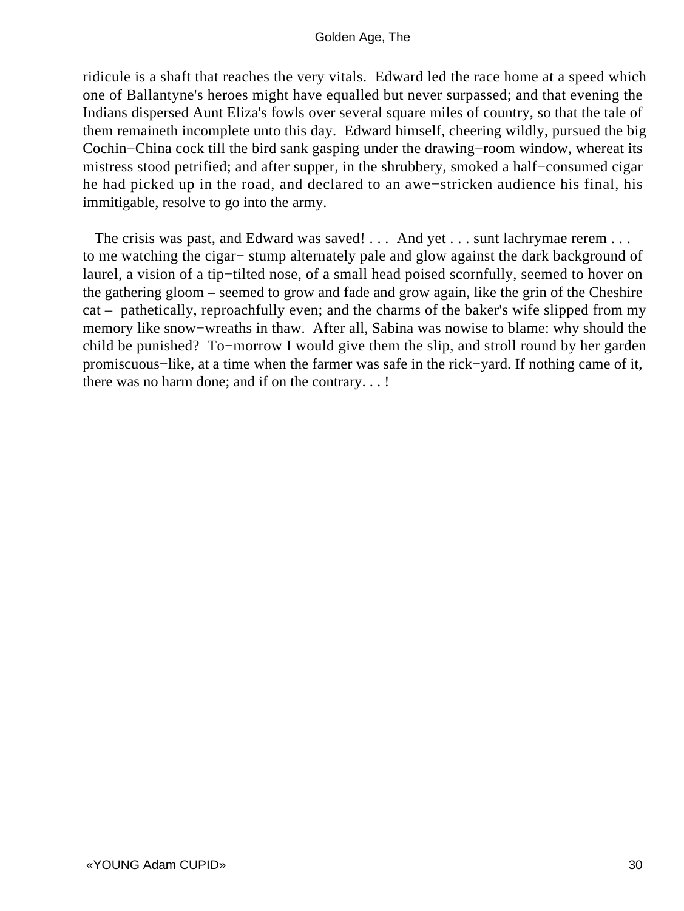ridicule is a shaft that reaches the very vitals. Edward led the race home at a speed which one of Ballantyne's heroes might have equalled but never surpassed; and that evening the Indians dispersed Aunt Eliza's fowls over several square miles of country, so that the tale of them remaineth incomplete unto this day. Edward himself, cheering wildly, pursued the big Cochin−China cock till the bird sank gasping under the drawing−room window, whereat its mistress stood petrified; and after supper, in the shrubbery, smoked a half−consumed cigar he had picked up in the road, and declared to an awe−stricken audience his final, his immitigable, resolve to go into the army.

The crisis was past, and Edward was saved! . . . And yet . . . sunt lachrymae rerem . . . to me watching the cigar− stump alternately pale and glow against the dark background of laurel, a vision of a tip−tilted nose, of a small head poised scornfully, seemed to hover on the gathering gloom – seemed to grow and fade and grow again, like the grin of the Cheshire cat – pathetically, reproachfully even; and the charms of the baker's wife slipped from my memory like snow−wreaths in thaw. After all, Sabina was nowise to blame: why should the child be punished? To−morrow I would give them the slip, and stroll round by her garden promiscuous−like, at a time when the farmer was safe in the rick−yard. If nothing came of it, there was no harm done; and if on the contrary. . . !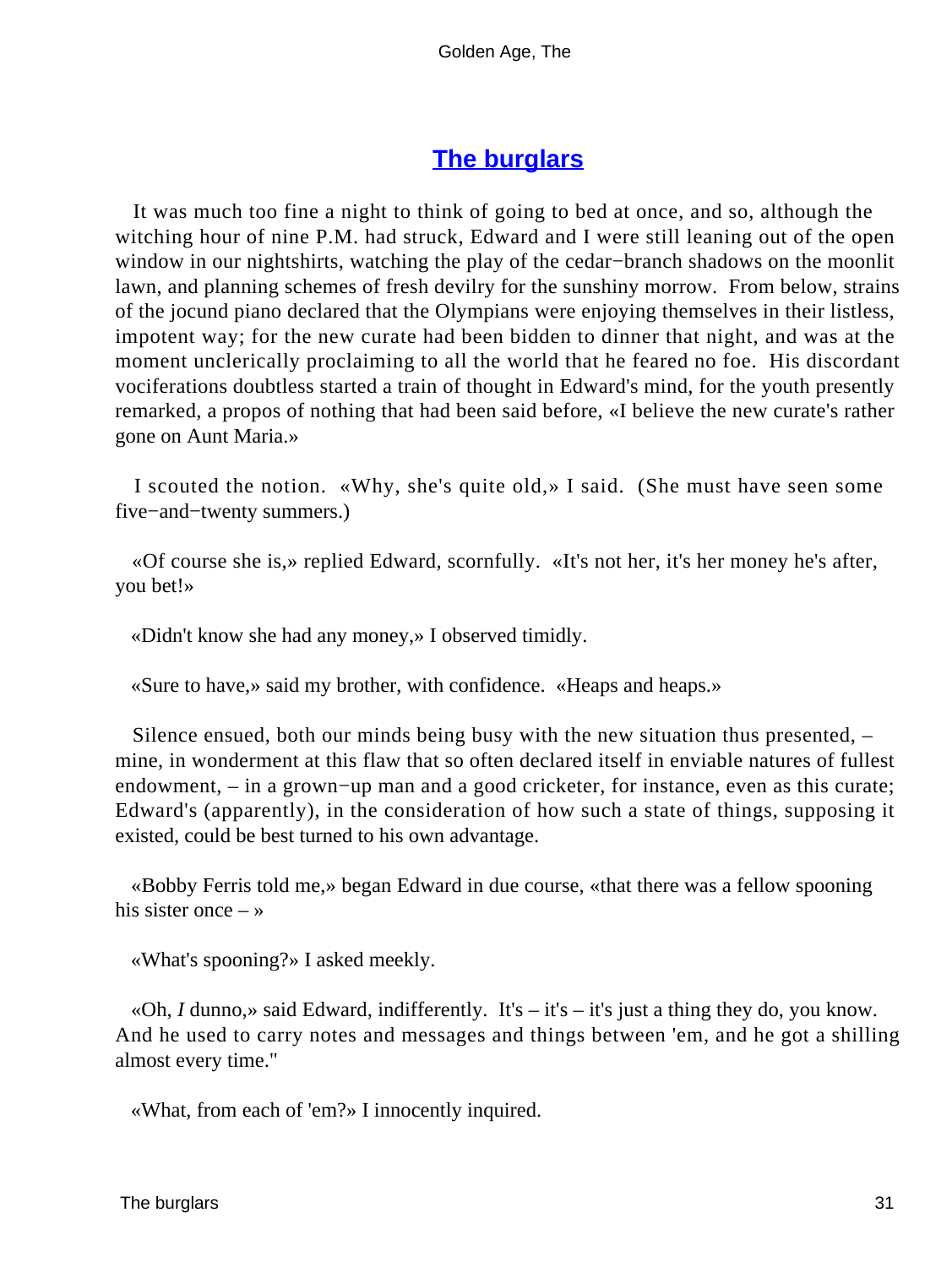## The burglars

It was much too fine a night to think of going to bed at once, and so, although the witching hour of nine P.M. had struck, Edward and I were still leaning out of the open window in our nightshirts, watching the play of the cedar−branch shadows on the moonlit lawn, and planning schemes of fresh devilry for the sunshiny morrow. From below, strains of the jocund piano declared that the Olympians were enjoying themselves in their listless, impotent way; for the new curate had been bidden to dinner that night, and was at the moment unclerically proclaiming to all the world that he feared no foe. His discordant vociferations doubtless started a train of thought in Edward's mind, for the youth presently remarked, a propos of nothing that had been said before, «I believe the new curate's rather gone on Aunt Maria.»

I scouted the notion. «Why, she's quite old,» I said. (She must have seen some five−and−twenty summers.)

«Of course she is,» replied Edward, scornfully. «It's not her, it's her money he's after, you bet!»

«Didn't know she had any money,» I observed timidly.

«Sure to have,» said my brother, with confidence. «Heaps and heaps.»

Silence ensued, both our minds being busy with the new situation thus presented, – mine, in wonderment at this flaw that so often declared itself in enviable natures of fullest endowment, – in a grown−up man and a good cricketer, for instance, even as this curate; Edward's (apparently), in the consideration of how such a state of things, supposing it existed, could be best turned to his own advantage.

«Bobby Ferris told me,» began Edward in due course, «that there was a fellow spooning his sister once – »

«What's spooning?» I asked meekly.

«Oh, *I* dunno,» said Edward, indifferently. It's – it's – it's just a thing they do, you know. And he used to carry notes and messages and things between 'em, and he got a shilling almost every time."

«What, from each of 'em?» I innocently inquired.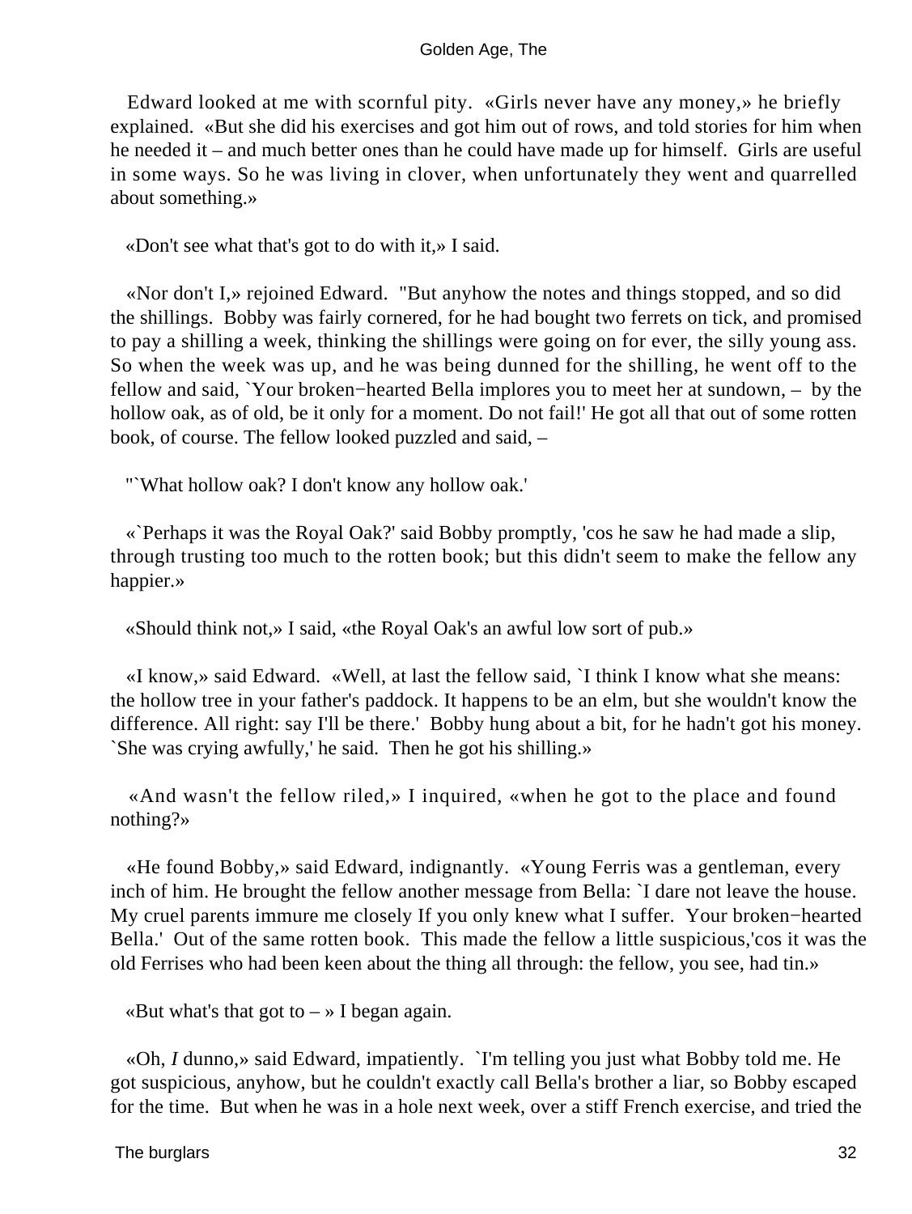Edward looked at me with scornful pity. «Girls never have any money,» he briefly explained. «But she did his exercises and got him out of rows, and told stories for him when he needed it – and much better ones than he could have made up for himself. Girls are useful in some ways. So he was living in clover, when unfortunately they went and quarrelled about something.»

«Don't see what that's got to do with it,» I said.

«Nor don't I,» rejoined Edward. "But anyhow the notes and things stopped, and so did the shillings. Bobby was fairly cornered, for he had bought two ferrets on tick, and promised to pay a shilling a week, thinking the shillings were going on for ever, the silly young ass. So when the week was up, and he was being dunned for the shilling, he went off to the fellow and said, `Your broken−hearted Bella implores you to meet her at sundown, – by the hollow oak, as of old, be it only for a moment. Do not fail!' He got all that out of some rotten book, of course. The fellow looked puzzled and said, –

"`What hollow oak? I don't know any hollow oak.'

«`Perhaps it was the Royal Oak?' said Bobby promptly, 'cos he saw he had made a slip, through trusting too much to the rotten book; but this didn't seem to make the fellow any happier.»

«Should think not,» I said, «the Royal Oak's an awful low sort of pub.»

«I know,» said Edward. «Well, at last the fellow said, `I think I know what she means: the hollow tree in your father's paddock. It happens to be an elm, but she wouldn't know the difference. All right: say I'll be there.' Bobby hung about a bit, for he hadn't got his money. `She was crying awfully,' he said. Then he got his shilling.»

«And wasn't the fellow riled,» I inquired, «when he got to the place and found nothing?»

«He found Bobby,» said Edward, indignantly. «Young Ferris was a gentleman, every inch of him. He brought the fellow another message from Bella: `I dare not leave the house. My cruel parents immure me closely If you only knew what I suffer. Your broken−hearted Bella.' Out of the same rotten book. This made the fellow a little suspicious,'cos it was the old Ferrises who had been keen about the thing all through: the fellow, you see, had tin.»

«But what's that got to – » I began again.

«Oh, *I* dunno,» said Edward, impatiently. `I'm telling you just what Bobby told me. He got suspicious, anyhow, but he couldn't exactly call Bella's brother a liar, so Bobby escaped for the time. But when he was in a hole next week, over a stiff French exercise, and tried the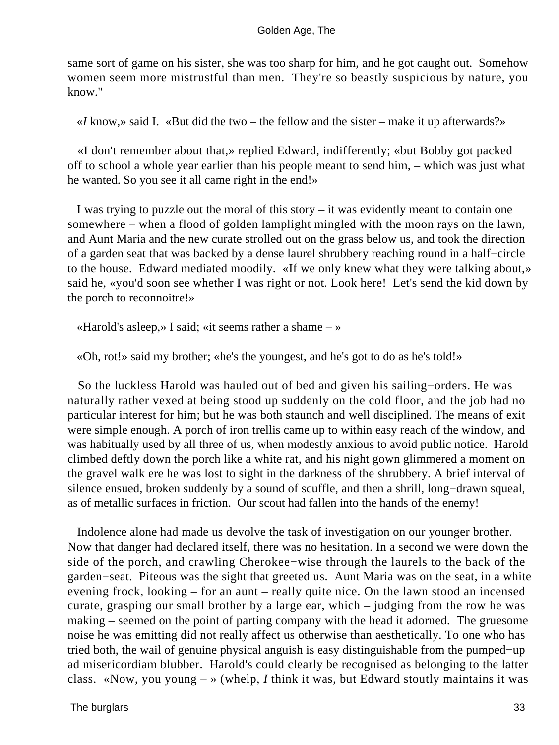same sort of game on his sister, she was too sharp for him, and he got caught out. Somehow women seem more mistrustful than men. They're so beastly suspicious by nature, you know."

«*I* know,» said I. «But did the two – the fellow and the sister – make it up afterwards?»

«I don't remember about that,» replied Edward, indifferently; «but Bobby got packed off to school a whole year earlier than his people meant to send him, – which was just what he wanted. So you see it all came right in the end!»

I was trying to puzzle out the moral of this story – it was evidently meant to contain one somewhere – when a flood of golden lamplight mingled with the moon rays on the lawn, and Aunt Maria and the new curate strolled out on the grass below us, and took the direction of a garden seat that was backed by a dense laurel shrubbery reaching round in a half−circle to the house. Edward mediated moodily. «If we only knew what they were talking about,» said he, «you'd soon see whether I was right or not. Look here! Let's send the kid down by the porch to reconnoitre!»

«Harold's asleep,» I said; «it seems rather a shame – »

«Oh, rot!» said my brother; «he's the youngest, and he's got to do as he's told!»

So the luckless Harold was hauled out of bed and given his sailing−orders. He was naturally rather vexed at being stood up suddenly on the cold floor, and the job had no particular interest for him; but he was both staunch and well disciplined. The means of exit were simple enough. A porch of iron trellis came up to within easy reach of the window, and was habitually used by all three of us, when modestly anxious to avoid public notice. Harold climbed deftly down the porch like a white rat, and his night gown glimmered a moment on the gravel walk ere he was lost to sight in the darkness of the shrubbery. A brief interval of silence ensued, broken suddenly by a sound of scuffle, and then a shrill, long−drawn squeal, as of metallic surfaces in friction. Our scout had fallen into the hands of the enemy!

Indolence alone had made us devolve the task of investigation on our younger brother. Now that danger had declared itself, there was no hesitation. In a second we were down the side of the porch, and crawling Cherokee−wise through the laurels to the back of the garden−seat. Piteous was the sight that greeted us. Aunt Maria was on the seat, in a white evening frock, looking – for an aunt – really quite nice. On the lawn stood an incensed curate, grasping our small brother by a large ear, which – judging from the row he was making – seemed on the point of parting company with the head it adorned. The gruesome noise he was emitting did not really affect us otherwise than aesthetically. To one who has tried both, the wail of genuine physical anguish is easy distinguishable from the pumped−up ad misericordiam blubber. Harold's could clearly be recognised as belonging to the latter class. «Now, you young – » (whelp, *I* think it was, but Edward stoutly maintains it was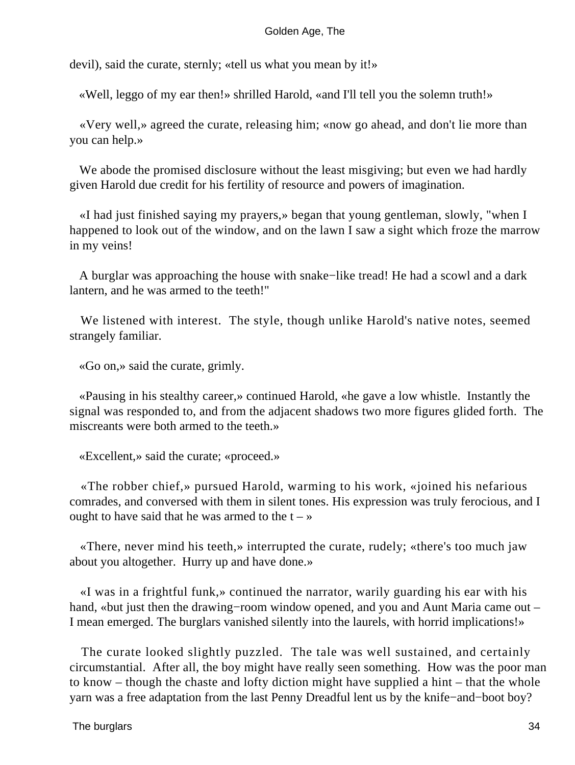devil), said the curate, sternly; «tell us what you mean by it!»

«Well, leggo of my ear then!» shrilled Harold, «and I'll tell you the solemn truth!»

«Very well,» agreed the curate, releasing him; «now go ahead, and don't lie more than you can help.»

We abode the promised disclosure without the least misgiving; but even we had hardly given Harold due credit for his fertility of resource and powers of imagination.

«I had just finished saying my prayers,» began that young gentleman, slowly, "when I happened to look out of the window, and on the lawn I saw a sight which froze the marrow in my veins!

A burglar was approaching the house with snake−like tread! He had a scowl and a dark lantern, and he was armed to the teeth!"

We listened with interest. The style, though unlike Harold's native notes, seemed strangely familiar.

«Go on,» said the curate, grimly.

«Pausing in his stealthy career,» continued Harold, «he gave a low whistle. Instantly the signal was responded to, and from the adjacent shadows two more figures glided forth. The miscreants were both armed to the teeth.»

«Excellent,» said the curate; «proceed.»

«The robber chief,» pursued Harold, warming to his work, «joined his nefarious comrades, and conversed with them in silent tones. His expression was truly ferocious, and I ought to have said that he was armed to the t – »

«There, never mind his teeth,» interrupted the curate, rudely; «there's too much jaw about you altogether. Hurry up and have done.»

«I was in a frightful funk,» continued the narrator, warily guarding his ear with his hand, «but just then the drawing−room window opened, and you and Aunt Maria came out – I mean emerged. The burglars vanished silently into the laurels, with horrid implications!»

The curate looked slightly puzzled. The tale was well sustained, and certainly circumstantial. After all, the boy might have really seen something. How was the poor man to know – though the chaste and lofty diction might have supplied a hint – that the whole yarn was a free adaptation from the last Penny Dreadful lent us by the knife−and−boot boy?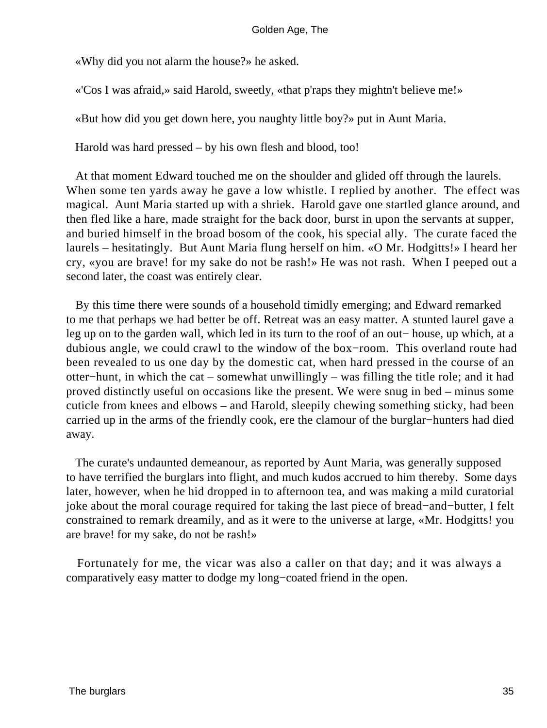«Why did you not alarm the house?» he asked.

«'Cos I was afraid,» said Harold, sweetly, «that p'raps they mightn't believe me!»

«But how did you get down here, you naughty little boy?» put in Aunt Maria.

Harold was hard pressed – by his own flesh and blood, too!

At that moment Edward touched me on the shoulder and glided off through the laurels. When some ten yards away he gave a low whistle. I replied by another. The effect was magical. Aunt Maria started up with a shriek. Harold gave one startled glance around, and then fled like a hare, made straight for the back door, burst in upon the servants at supper, and buried himself in the broad bosom of the cook, his special ally. The curate faced the laurels – hesitatingly. But Aunt Maria flung herself on him. «O Mr. Hodgitts!» I heard her cry, «you are brave! for my sake do not be rash!» He was not rash. When I peeped out a second later, the coast was entirely clear.

By this time there were sounds of a household timidly emerging; and Edward remarked to me that perhaps we had better be off. Retreat was an easy matter. A stunted laurel gave a leg up on to the garden wall, which led in its turn to the roof of an out− house, up which, at a dubious angle, we could crawl to the window of the box−room. This overland route had been revealed to us one day by the domestic cat, when hard pressed in the course of an otter−hunt, in which the cat – somewhat unwillingly – was filling the title role; and it had proved distinctly useful on occasions like the present. We were snug in bed – minus some cuticle from knees and elbows – and Harold, sleepily chewing something sticky, had been carried up in the arms of the friendly cook, ere the clamour of the burglar−hunters had died away.

The curate's undaunted demeanour, as reported by Aunt Maria, was generally supposed to have terrified the burglars into flight, and much kudos accrued to him thereby. Some days later, however, when he hid dropped in to afternoon tea, and was making a mild curatorial joke about the moral courage required for taking the last piece of bread−and−butter, I felt constrained to remark dreamily, and as it were to the universe at large, «Mr. Hodgitts! you are brave! for my sake, do not be rash!»

Fortunately for me, the vicar was also a caller on that day; and it was always a comparatively easy matter to dodge my long−coated friend in the open.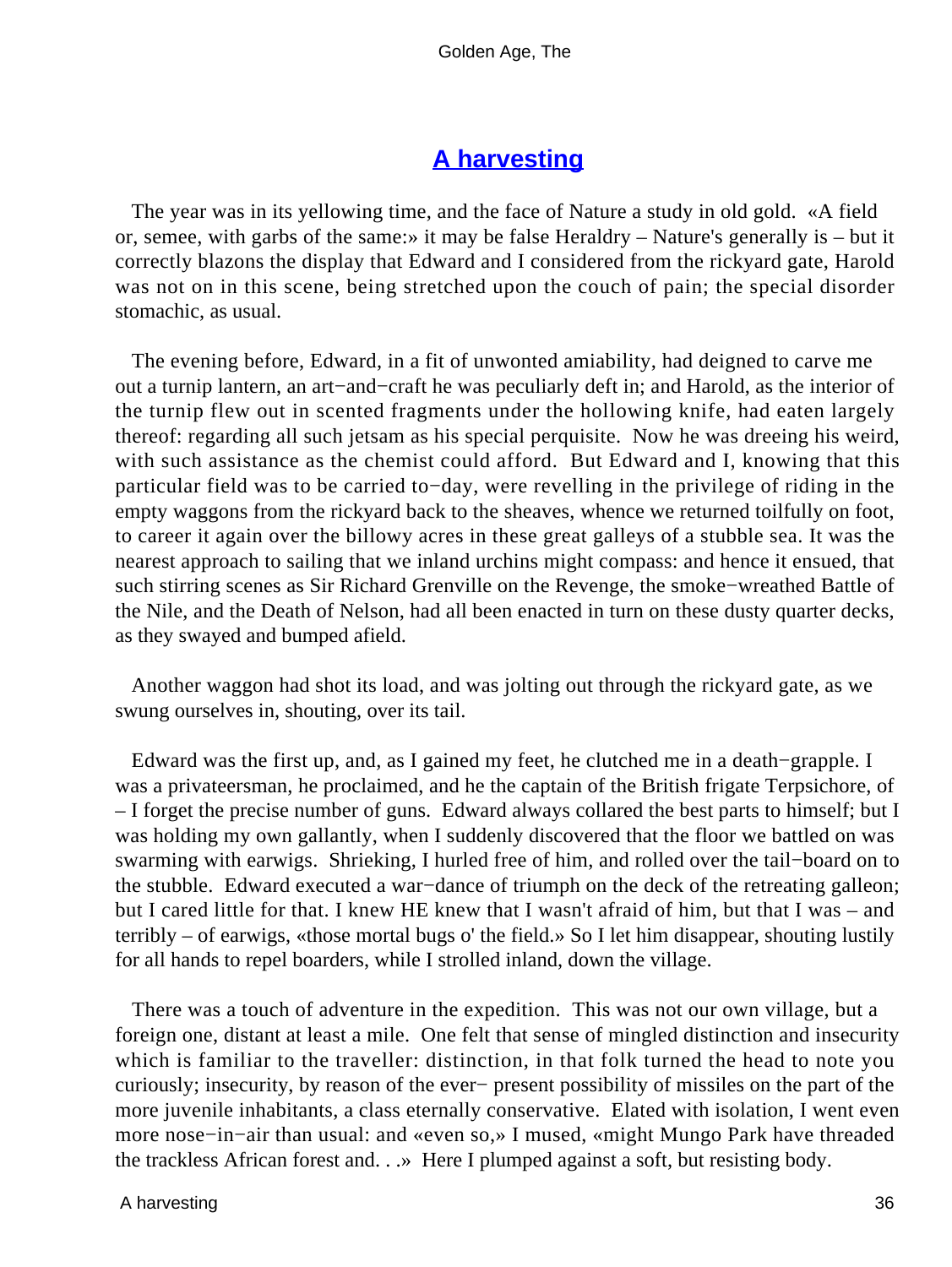## A harvesting

The year was in its yellowing time, and the face of Nature a study in old gold. «A field or, semee, with garbs of the same:» it may be false Heraldry – Nature's generally is – but it correctly blazons the display that Edward and I considered from the rickyard gate, Harold was not on in this scene, being stretched upon the couch of pain; the special disorder stomachic, as usual.

The evening before, Edward, in a fit of unwonted amiability, had deigned to carve me out a turnip lantern, an art−and−craft he was peculiarly deft in; and Harold, as the interior of the turnip flew out in scented fragments under the hollowing knife, had eaten largely thereof: regarding all such jetsam as his special perquisite. Now he was dreeing his weird, with such assistance as the chemist could afford. But Edward and I, knowing that this particular field was to be carried to−day, were revelling in the privilege of riding in the empty waggons from the rickyard back to the sheaves, whence we returned toilfully on foot, to career it again over the billowy acres in these great galleys of a stubble sea. It was the nearest approach to sailing that we inland urchins might compass: and hence it ensued, that such stirring scenes as Sir Richard Grenville on the Revenge, the smoke−wreathed Battle of the Nile, and the Death of Nelson, had all been enacted in turn on these dusty quarter decks, as they swayed and bumped afield.

Another waggon had shot its load, and was jolting out through the rickyard gate, as we swung ourselves in, shouting, over its tail.

Edward was the first up, and, as I gained my feet, he clutched me in a death−grapple. I was a privateersman, he proclaimed, and he the captain of the British frigate Terpsichore, of – I forget the precise number of guns. Edward always collared the best parts to himself; but I was holding my own gallantly, when I suddenly discovered that the floor we battled on was swarming with earwigs. Shrieking, I hurled free of him, and rolled over the tail−board on to the stubble. Edward executed a war−dance of triumph on the deck of the retreating galleon; but I cared little for that. I knew HE knew that I wasn't afraid of him, but that I was – and terribly – of earwigs, «those mortal bugs o' the field.» So I let him disappear, shouting lustily for all hands to repel boarders, while I strolled inland, down the village.

There was a touch of adventure in the expedition. This was not our own village, but a foreign one, distant at least a mile. One felt that sense of mingled distinction and insecurity which is familiar to the traveller: distinction, in that folk turned the head to note you curiously; insecurity, by reason of the ever− present possibility of missiles on the part of the more juvenile inhabitants, a class eternally conservative. Elated with isolation, I went even more nose−in−air than usual: and «even so,» I mused, «might Mungo Park have threaded the trackless African forest and. . .» Here I plumped against a soft, but resisting body.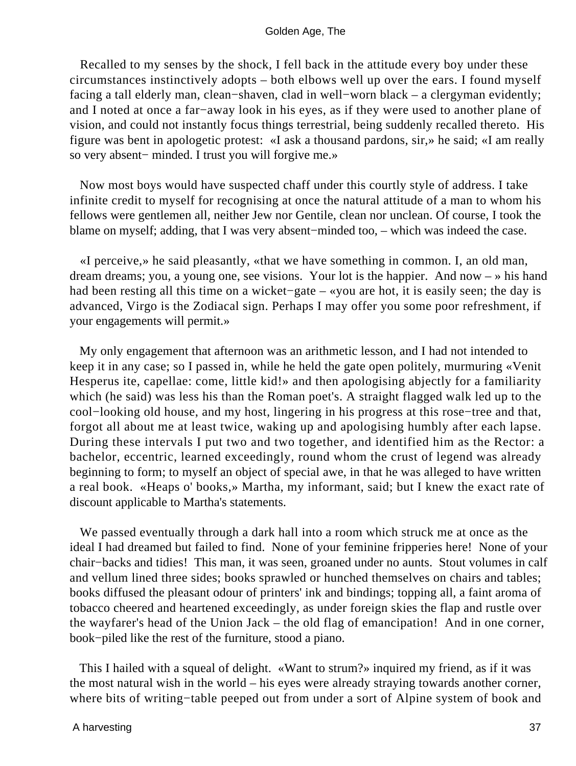Recalled to my senses by the shock, I fell back in the attitude every boy under these circumstances instinctively adopts – both elbows well up over the ears. I found myself facing a tall elderly man, clean−shaven, clad in well−worn black – a clergyman evidently; and I noted at once a far−away look in his eyes, as if they were used to another plane of vision, and could not instantly focus things terrestrial, being suddenly recalled thereto. His figure was bent in apologetic protest: «I ask a thousand pardons, sir,» he said; «I am really so very absent− minded. I trust you will forgive me.»

Now most boys would have suspected chaff under this courtly style of address. I take infinite credit to myself for recognising at once the natural attitude of a man to whom his fellows were gentlemen all, neither Jew nor Gentile, clean nor unclean. Of course, I took the blame on myself; adding, that I was very absent−minded too, – which was indeed the case.

«I perceive,» he said pleasantly, «that we have something in common. I, an old man, dream dreams; you, a young one, see visions. Your lot is the happier. And now – » his hand had been resting all this time on a wicket−gate – «you are hot, it is easily seen; the day is advanced, Virgo is the Zodiacal sign. Perhaps I may offer you some poor refreshment, if your engagements will permit.»

My only engagement that afternoon was an arithmetic lesson, and I had not intended to keep it in any case; so I passed in, while he held the gate open politely, murmuring «Venit Hesperus ite, capellae: come, little kid!» and then apologising abjectly for a familiarity which (he said) was less his than the Roman poet's. A straight flagged walk led up to the cool−looking old house, and my host, lingering in his progress at this rose−tree and that, forgot all about me at least twice, waking up and apologising humbly after each lapse. During these intervals I put two and two together, and identified him as the Rector: a bachelor, eccentric, learned exceedingly, round whom the crust of legend was already beginning to form; to myself an object of special awe, in that he was alleged to have written a real book. «Heaps o' books,» Martha, my informant, said; but I knew the exact rate of discount applicable to Martha's statements.

We passed eventually through a dark hall into a room which struck me at once as the ideal I had dreamed but failed to find. None of your feminine fripperies here! None of your chair−backs and tidies! This man, it was seen, groaned under no aunts. Stout volumes in calf and vellum lined three sides; books sprawled or hunched themselves on chairs and tables; books diffused the pleasant odour of printers' ink and bindings; topping all, a faint aroma of tobacco cheered and heartened exceedingly, as under foreign skies the flap and rustle over the wayfarer's head of the Union Jack – the old flag of emancipation! And in one corner, book−piled like the rest of the furniture, stood a piano.

This I hailed with a squeal of delight. «Want to strum?» inquired my friend, as if it was the most natural wish in the world – his eyes were already straying towards another corner, where bits of writing−table peeped out from under a sort of Alpine system of book and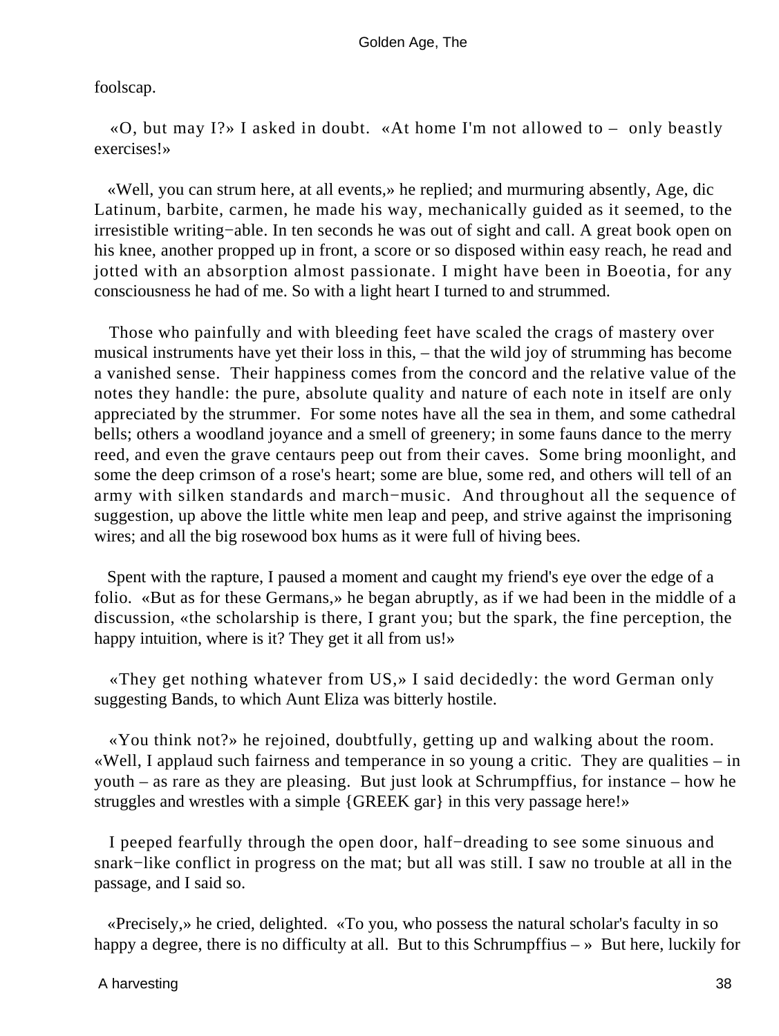foolscap.

«O, but may I?» I asked in doubt. «At home I'm not allowed to – only beastly exercises!»

«Well, you can strum here, at all events,» he replied; and murmuring absently, Age, dic Latinum, barbite, carmen, he made his way, mechanically guided as it seemed, to the irresistible writing−able. In ten seconds he was out of sight and call. A great book open on his knee, another propped up in front, a score or so disposed within easy reach, he read and jotted with an absorption almost passionate. I might have been in Boeotia, for any consciousness he had of me. So with a light heart I turned to and strummed.

Those who painfully and with bleeding feet have scaled the crags of mastery over musical instruments have yet their loss in this, – that the wild joy of strumming has become a vanished sense. Their happiness comes from the concord and the relative value of the notes they handle: the pure, absolute quality and nature of each note in itself are only appreciated by the strummer. For some notes have all the sea in them, and some cathedral bells; others a woodland joyance and a smell of greenery; in some fauns dance to the merry reed, and even the grave centaurs peep out from their caves. Some bring moonlight, and some the deep crimson of a rose's heart; some are blue, some red, and others will tell of an army with silken standards and march−music. And throughout all the sequence of suggestion, up above the little white men leap and peep, and strive against the imprisoning wires; and all the big rosewood box hums as it were full of hiving bees.

Spent with the rapture, I paused a moment and caught my friend's eye over the edge of a folio. «But as for these Germans,» he began abruptly, as if we had been in the middle of a discussion, «the scholarship is there, I grant you; but the spark, the fine perception, the happy intuition, where is it? They get it all from us!»

«They get nothing whatever from US,» I said decidedly: the word German only suggesting Bands, to which Aunt Eliza was bitterly hostile.

«You think not?» he rejoined, doubtfully, getting up and walking about the room. «Well, I applaud such fairness and temperance in so young a critic. They are qualities – in youth – as rare as they are pleasing. But just look at Schrumpffius, for instance – how he struggles and wrestles with a simple {GREEK gar} in this very passage here!»

I peeped fearfully through the open door, half−dreading to see some sinuous and snark−like conflict in progress on the mat; but all was still. I saw no trouble at all in the passage, and I said so.

«Precisely,» he cried, delighted. «To you, who possess the natural scholar's faculty in so happy a degree, there is no difficulty at all. But to this Schrumpffius – » But here, luckily for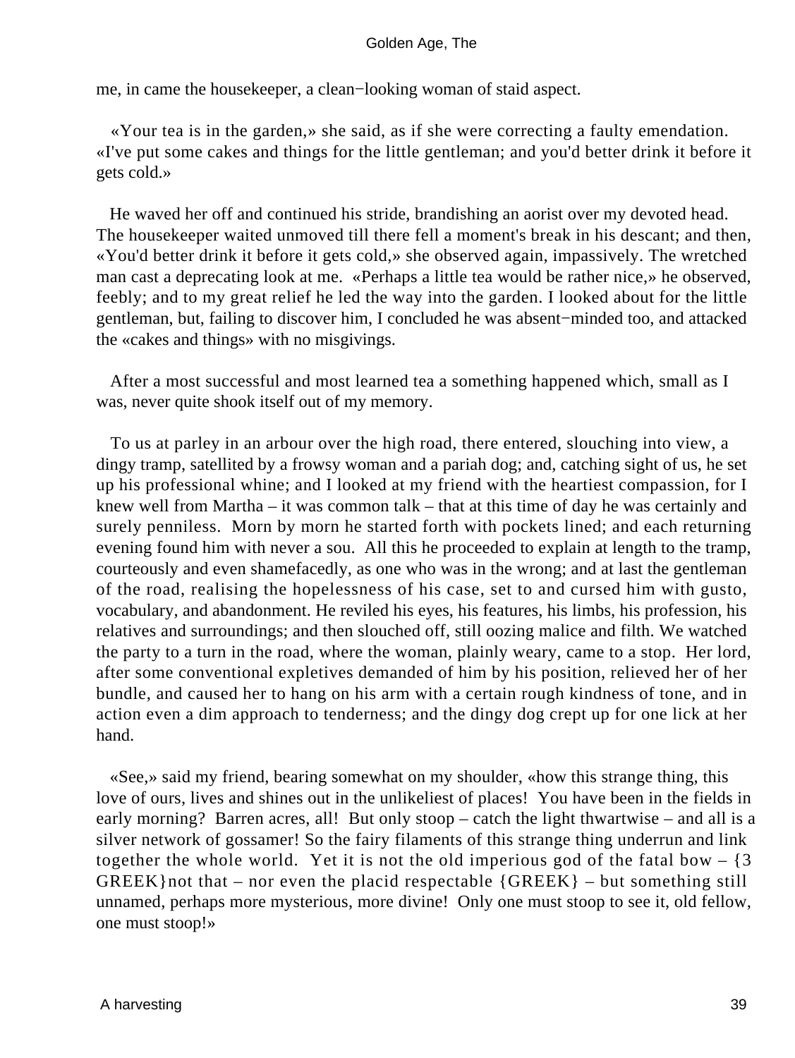me, in came the housekeeper, a clean−looking woman of staid aspect.

«Your tea is in the garden,» she said, as if she were correcting a faulty emendation. «I've put some cakes and things for the little gentleman; and you'd better drink it before it gets cold.»

He waved her off and continued his stride, brandishing an aorist over my devoted head. The housekeeper waited unmoved till there fell a moment's break in his descant; and then, «You'd better drink it before it gets cold,» she observed again, impassively. The wretched man cast a deprecating look at me. «Perhaps a little tea would be rather nice,» he observed, feebly; and to my great relief he led the way into the garden. I looked about for the little gentleman, but, failing to discover him, I concluded he was absent−minded too, and attacked the «cakes and things» with no misgivings.

After a most successful and most learned tea a something happened which, small as I was, never quite shook itself out of my memory.

To us at parley in an arbour over the high road, there entered, slouching into view, a dingy tramp, satellited by a frowsy woman and a pariah dog; and, catching sight of us, he set up his professional whine; and I looked at my friend with the heartiest compassion, for I knew well from Martha – it was common talk – that at this time of day he was certainly and surely penniless. Morn by morn he started forth with pockets lined; and each returning evening found him with never a sou. All this he proceeded to explain at length to the tramp, courteously and even shamefacedly, as one who was in the wrong; and at last the gentleman of the road, realising the hopelessness of his case, set to and cursed him with gusto, vocabulary, and abandonment. He reviled his eyes, his features, his limbs, his profession, his relatives and surroundings; and then slouched off, still oozing malice and filth. We watched the party to a turn in the road, where the woman, plainly weary, came to a stop. Her lord, after some conventional expletives demanded of him by his position, relieved her of her bundle, and caused her to hang on his arm with a certain rough kindness of tone, and in action even a dim approach to tenderness; and the dingy dog crept up for one lick at her hand.

«See,» said my friend, bearing somewhat on my shoulder, «how this strange thing, this love of ours, lives and shines out in the unlikeliest of places! You have been in the fields in early morning? Barren acres, all! But only stoop – catch the light thwartwise – and all is a silver network of gossamer! So the fairy filaments of this strange thing underrun and link together the whole world. Yet it is not the old imperious god of the fatal bow – {3 GREEK}not that – nor even the placid respectable {GREEK} – but something still unnamed, perhaps more mysterious, more divine! Only one must stoop to see it, old fellow, one must stoop!»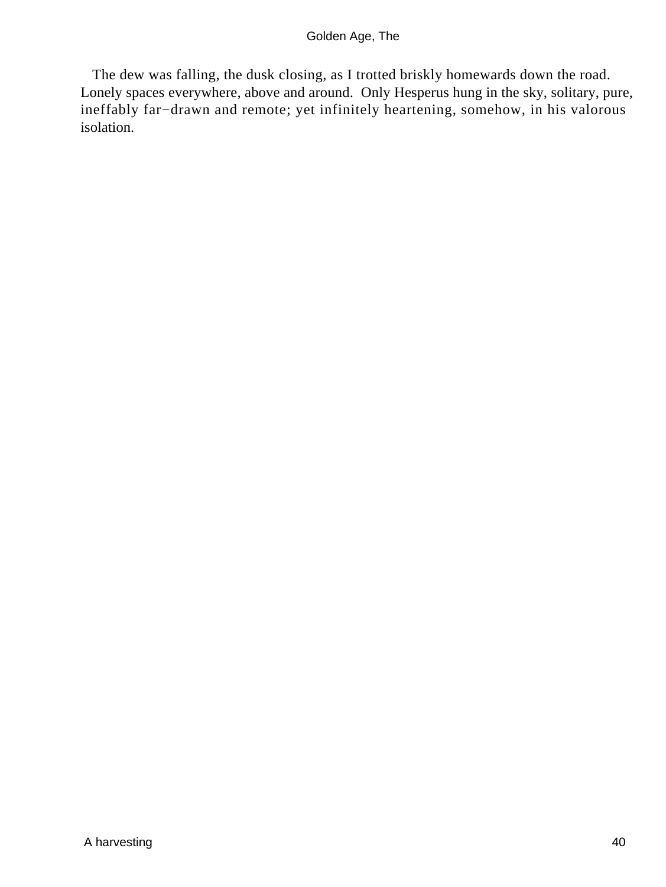The dew was falling, the dusk closing, as I trotted briskly homewards down the road. Lonely spaces everywhere, above and around. Only Hesperus hung in the sky, solitary, pure, ineffably far−drawn and remote; yet infinitely heartening, somehow, in his valorous isolation.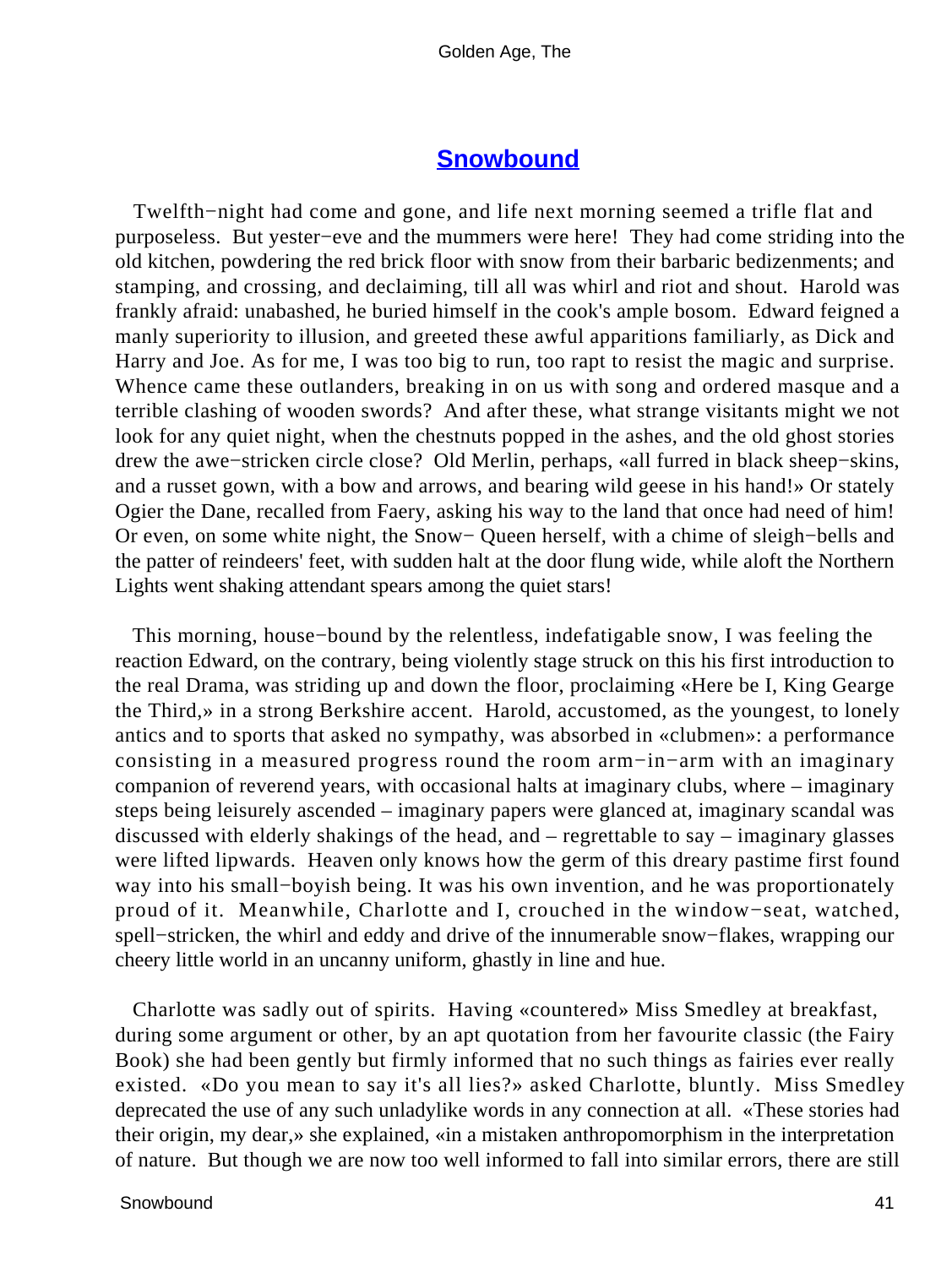## Snowbound

Twelfth−night had come and gone, and life next morning seemed a trifle flat and purposeless. But yester−eve and the mummers were here! They had come striding into the old kitchen, powdering the red brick floor with snow from their barbaric bedizenments; and stamping, and crossing, and declaiming, till all was whirl and riot and shout. Harold was frankly afraid: unabashed, he buried himself in the cook's ample bosom. Edward feigned a manly superiority to illusion, and greeted these awful apparitions familiarly, as Dick and Harry and Joe. As for me, I was too big to run, too rapt to resist the magic and surprise. Whence came these outlanders, breaking in on us with song and ordered masque and a terrible clashing of wooden swords? And after these, what strange visitants might we not look for any quiet night, when the chestnuts popped in the ashes, and the old ghost stories drew the awe−stricken circle close? Old Merlin, perhaps, «all furred in black sheep−skins, and a russet gown, with a bow and arrows, and bearing wild geese in his hand!» Or stately Ogier the Dane, recalled from Faery, asking his way to the land that once had need of him! Or even, on some white night, the Snow− Queen herself, with a chime of sleigh−bells and the patter of reindeers' feet, with sudden halt at the door flung wide, while aloft the Northern Lights went shaking attendant spears among the quiet stars!

This morning, house−bound by the relentless, indefatigable snow, I was feeling the reaction Edward, on the contrary, being violently stage struck on this his first introduction to the real Drama, was striding up and down the floor, proclaiming «Here be I, King Gearge the Third,» in a strong Berkshire accent. Harold, accustomed, as the youngest, to lonely antics and to sports that asked no sympathy, was absorbed in «clubmen»: a performance consisting in a measured progress round the room arm−in−arm with an imaginary companion of reverend years, with occasional halts at imaginary clubs, where – imaginary steps being leisurely ascended – imaginary papers were glanced at, imaginary scandal was discussed with elderly shakings of the head, and – regrettable to say – imaginary glasses were lifted lipwards. Heaven only knows how the germ of this dreary pastime first found way into his small−boyish being. It was his own invention, and he was proportionately proud of it. Meanwhile, Charlotte and I, crouched in the window−seat, watched, spell−stricken, the whirl and eddy and drive of the innumerable snow−flakes, wrapping our cheery little world in an uncanny uniform, ghastly in line and hue.

Charlotte was sadly out of spirits. Having «countered» Miss Smedley at breakfast, during some argument or other, by an apt quotation from her favourite classic (the Fairy Book) she had been gently but firmly informed that no such things as fairies ever really existed. «Do you mean to say it's all lies?» asked Charlotte, bluntly. Miss Smedley deprecated the use of any such unladylike words in any connection at all. «These stories had their origin, my dear,» she explained, «in a mistaken anthropomorphism in the interpretation of nature. But though we are now too well informed to fall into similar errors, there are still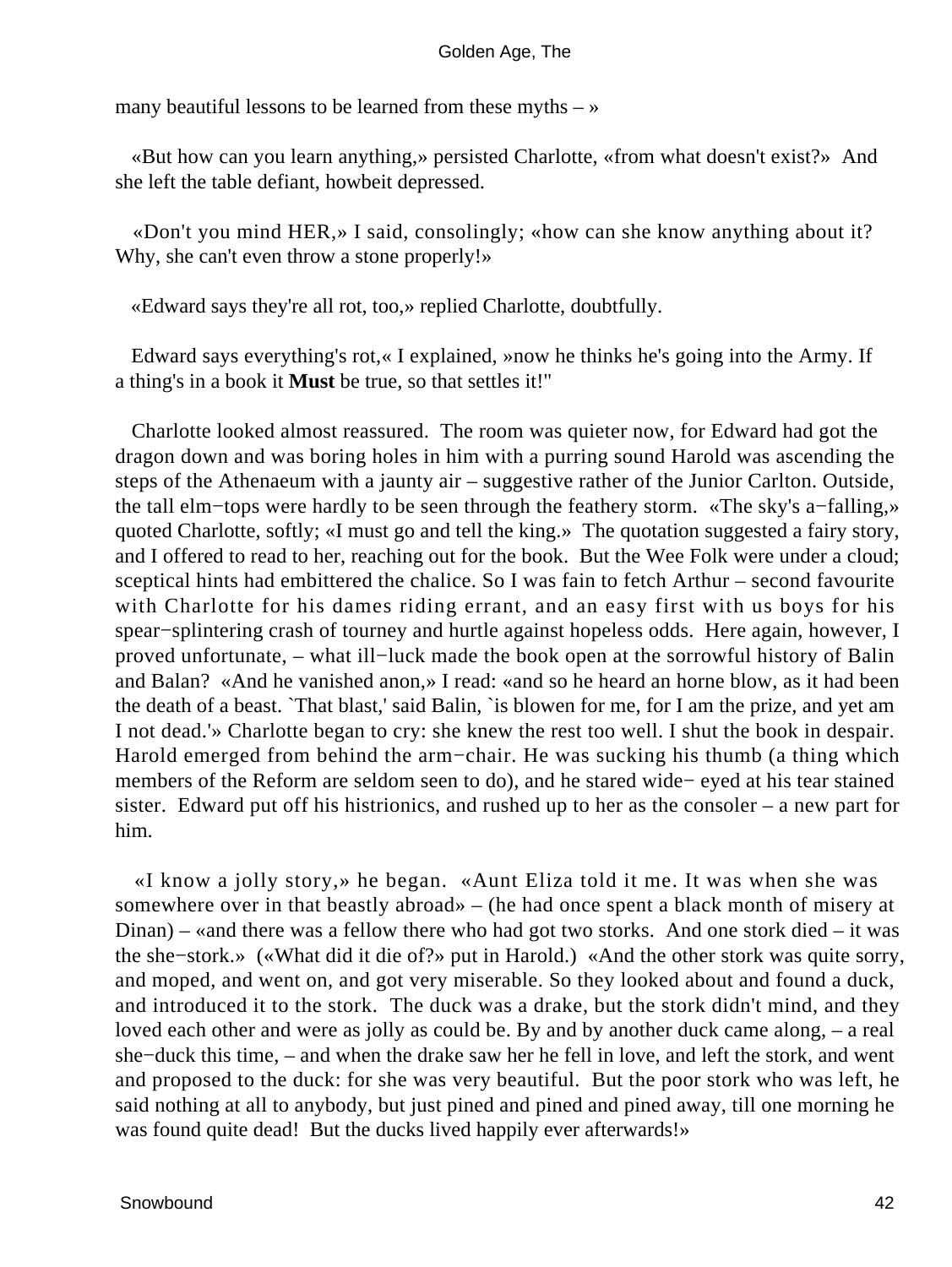many beautiful lessons to be learned from these myths – »

«But how can you learn anything,» persisted Charlotte, «from what doesn't exist?» And she left the table defiant, howbeit depressed.

«Don't you mind HER,» I said, consolingly; «how can she know anything about it? Why, she can't even throw a stone properly!»

«Edward says they're all rot, too,» replied Charlotte, doubtfully.

Edward says everything's rot,« I explained, »now he thinks he's going into the Army. If a thing's in a book it **Must** be true, so that settles it!"

Charlotte looked almost reassured. The room was quieter now, for Edward had got the dragon down and was boring holes in him with a purring sound Harold was ascending the steps of the Athenaeum with a jaunty air – suggestive rather of the Junior Carlton. Outside, the tall elm−tops were hardly to be seen through the feathery storm. «The sky's a−falling,» quoted Charlotte, softly; «I must go and tell the king.» The quotation suggested a fairy story, and I offered to read to her, reaching out for the book. But the Wee Folk were under a cloud; sceptical hints had embittered the chalice. So I was fain to fetch Arthur – second favourite with Charlotte for his dames riding errant, and an easy first with us boys for his spear−splintering crash of tourney and hurtle against hopeless odds. Here again, however, I proved unfortunate, – what ill−luck made the book open at the sorrowful history of Balin and Balan? «And he vanished anon,» I read: «and so he heard an horne blow, as it had been the death of a beast. `That blast,' said Balin, `is blowen for me, for I am the prize, and yet am I not dead.'» Charlotte began to cry: she knew the rest too well. I shut the book in despair. Harold emerged from behind the arm−chair. He was sucking his thumb (a thing which members of the Reform are seldom seen to do), and he stared wide− eyed at his tear stained sister. Edward put off his histrionics, and rushed up to her as the consoler – a new part for him.

«I know a jolly story,» he began. «Aunt Eliza told it me. It was when she was somewhere over in that beastly abroad» – (he had once spent a black month of misery at Dinan) – «and there was a fellow there who had got two storks. And one stork died – it was the she−stork.» («What did it die of?» put in Harold.) «And the other stork was quite sorry, and moped, and went on, and got very miserable. So they looked about and found a duck, and introduced it to the stork. The duck was a drake, but the stork didn't mind, and they loved each other and were as jolly as could be. By and by another duck came along, – a real she−duck this time, – and when the drake saw her he fell in love, and left the stork, and went and proposed to the duck: for she was very beautiful. But the poor stork who was left, he said nothing at all to anybody, but just pined and pined and pined away, till one morning he was found quite dead! But the ducks lived happily ever afterwards!»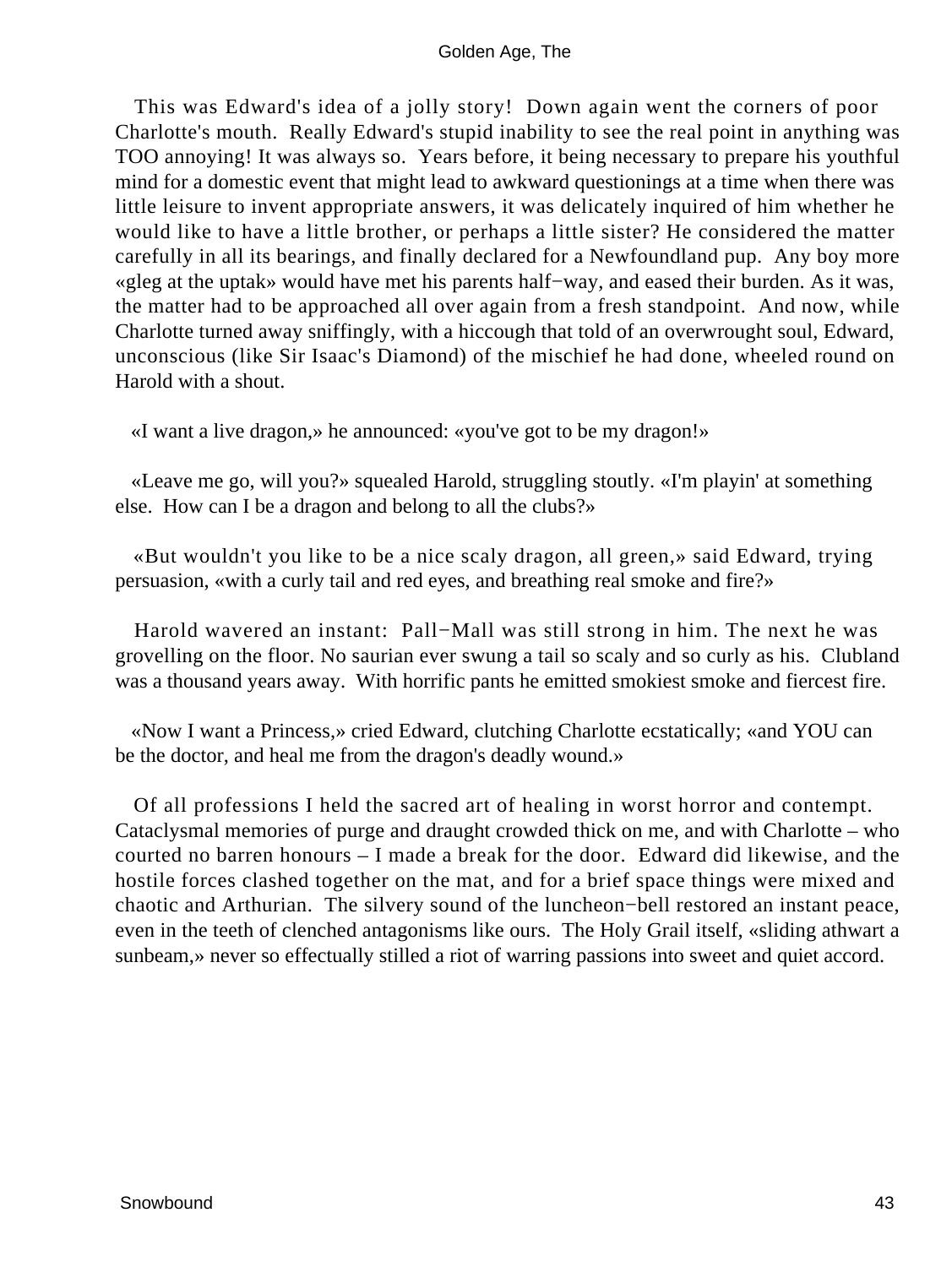This was Edward's idea of a jolly story! Down again went the corners of poor Charlotte's mouth. Really Edward's stupid inability to see the real point in anything was TOO annoying! It was always so. Years before, it being necessary to prepare his youthful mind for a domestic event that might lead to awkward questionings at a time when there was little leisure to invent appropriate answers, it was delicately inquired of him whether he would like to have a little brother, or perhaps a little sister? He considered the matter carefully in all its bearings, and finally declared for a Newfoundland pup. Any boy more «gleg at the uptak» would have met his parents half−way, and eased their burden. As it was, the matter had to be approached all over again from a fresh standpoint. And now, while Charlotte turned away sniffingly, with a hiccough that told of an overwrought soul, Edward, unconscious (like Sir Isaac's Diamond) of the mischief he had done, wheeled round on Harold with a shout.

«I want a live dragon,» he announced: «you've got to be my dragon!»

«Leave me go, will you?» squealed Harold, struggling stoutly. «I'm playin' at something else. How can I be a dragon and belong to all the clubs?»

«But wouldn't you like to be a nice scaly dragon, all green,» said Edward, trying persuasion, «with a curly tail and red eyes, and breathing real smoke and fire?»

Harold wavered an instant: Pall−Mall was still strong in him. The next he was grovelling on the floor. No saurian ever swung a tail so scaly and so curly as his. Clubland was a thousand years away. With horrific pants he emitted smokiest smoke and fiercest fire.

«Now I want a Princess,» cried Edward, clutching Charlotte ecstatically; «and YOU can be the doctor, and heal me from the dragon's deadly wound.»

Of all professions I held the sacred art of healing in worst horror and contempt. Cataclysmal memories of purge and draught crowded thick on me, and with Charlotte – who courted no barren honours – I made a break for the door. Edward did likewise, and the hostile forces clashed together on the mat, and for a brief space things were mixed and chaotic and Arthurian. The silvery sound of the luncheon−bell restored an instant peace, even in the teeth of clenched antagonisms like ours. The Holy Grail itself, «sliding athwart a sunbeam,» never so effectually stilled a riot of warring passions into sweet and quiet accord.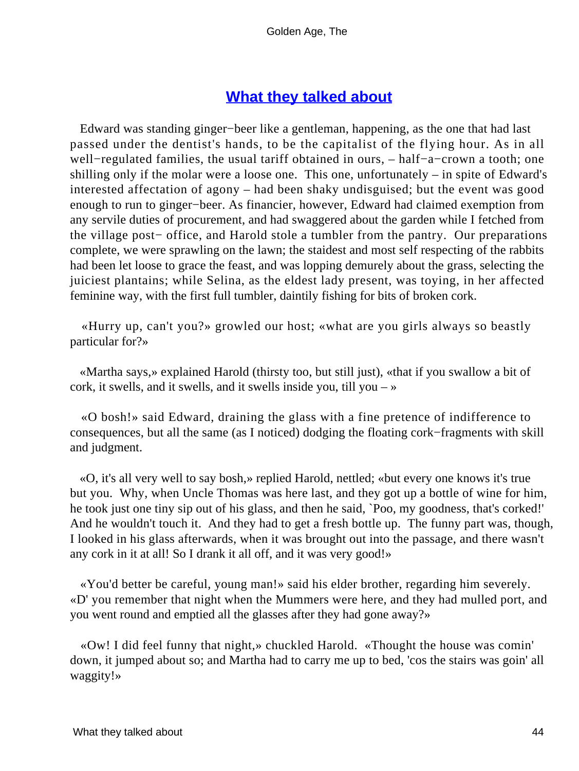## What they talked about

Edward was standing ginger−beer like a gentleman, happening, as the one that had last passed under the dentist's hands, to be the capitalist of the flying hour. As in all well−regulated families, the usual tariff obtained in ours, – half−a−crown a tooth; one shilling only if the molar were a loose one. This one, unfortunately – in spite of Edward's interested affectation of agony – had been shaky undisguised; but the event was good enough to run to ginger−beer. As financier, however, Edward had claimed exemption from any servile duties of procurement, and had swaggered about the garden while I fetched from the village post− office, and Harold stole a tumbler from the pantry. Our preparations complete, we were sprawling on the lawn; the staidest and most self respecting of the rabbits had been let loose to grace the feast, and was lopping demurely about the grass, selecting the juiciest plantains; while Selina, as the eldest lady present, was toying, in her affected feminine way, with the first full tumbler, daintily fishing for bits of broken cork.

«Hurry up, can't you?» growled our host; «what are you girls always so beastly particular for?»

«Martha says,» explained Harold (thirsty too, but still just), «that if you swallow a bit of cork, it swells, and it swells, and it swells inside you, till you – »

«O bosh!» said Edward, draining the glass with a fine pretence of indifference to consequences, but all the same (as I noticed) dodging the floating cork−fragments with skill and judgment.

«O, it's all very well to say bosh,» replied Harold, nettled; «but every one knows it's true but you. Why, when Uncle Thomas was here last, and they got up a bottle of wine for him, he took just one tiny sip out of his glass, and then he said, `Poo, my goodness, that's corked!' And he wouldn't touch it. And they had to get a fresh bottle up. The funny part was, though, I looked in his glass afterwards, when it was brought out into the passage, and there wasn't any cork in it at all! So I drank it all off, and it was very good!»

«You'd better be careful, young man!» said his elder brother, regarding him severely. «D' you remember that night when the Mummers were here, and they had mulled port, and you went round and emptied all the glasses after they had gone away?»

«Ow! I did feel funny that night,» chuckled Harold. «Thought the house was comin' down, it jumped about so; and Martha had to carry me up to bed, 'cos the stairs was goin' all waggity!»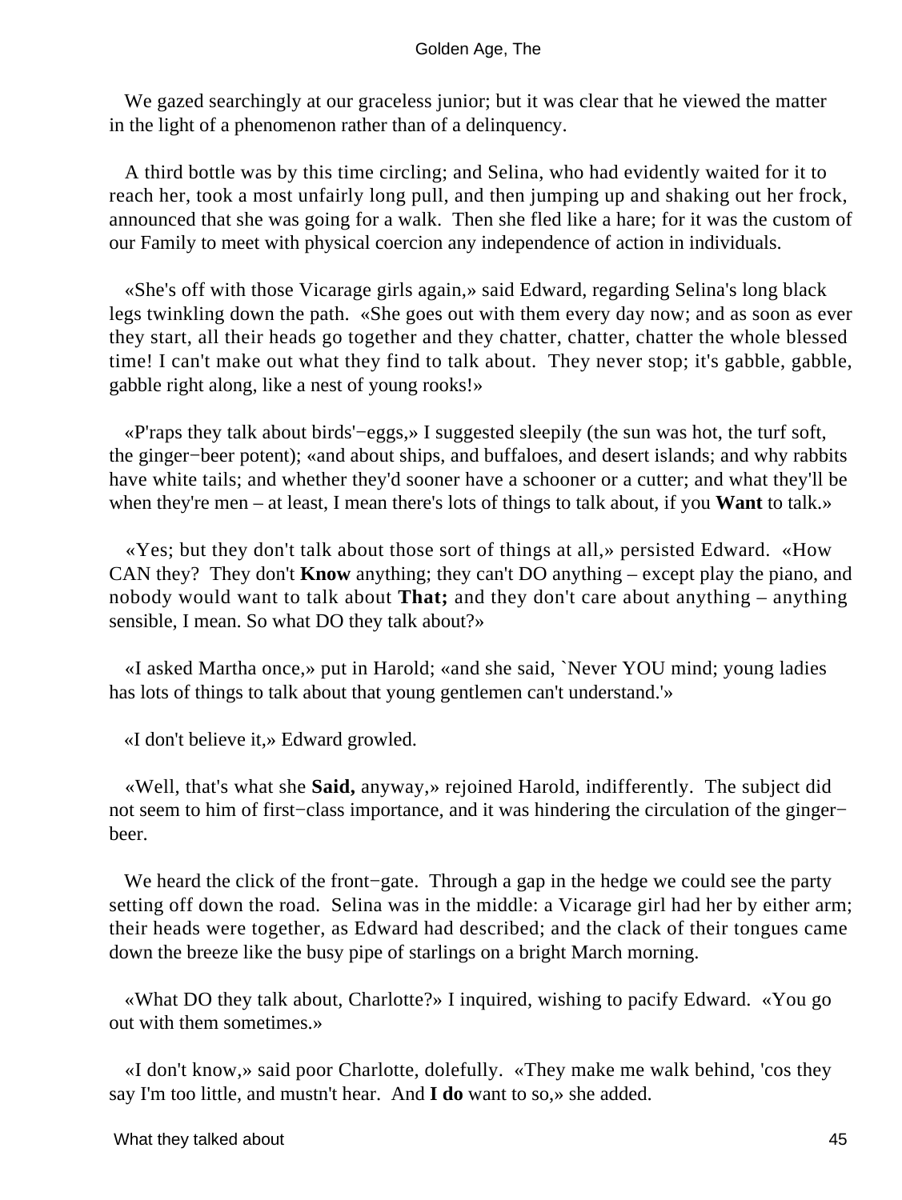We gazed searchingly at our graceless junior; but it was clear that he viewed the matter in the light of a phenomenon rather than of a delinquency.

A third bottle was by this time circling; and Selina, who had evidently waited for it to reach her, took a most unfairly long pull, and then jumping up and shaking out her frock, announced that she was going for a walk. Then she fled like a hare; for it was the custom of our Family to meet with physical coercion any independence of action in individuals.

«She's off with those Vicarage girls again,» said Edward, regarding Selina's long black legs twinkling down the path. «She goes out with them every day now; and as soon as ever they start, all their heads go together and they chatter, chatter, chatter the whole blessed time! I can't make out what they find to talk about. They never stop; it's gabble, gabble, gabble right along, like a nest of young rooks!»

«P'raps they talk about birds'−eggs,» I suggested sleepily (the sun was hot, the turf soft, the ginger−beer potent); «and about ships, and buffaloes, and desert islands; and why rabbits have white tails; and whether they'd sooner have a schooner or a cutter; and what they'll be when they're men – at least, I mean there's lots of things to talk about, if you **Want** to talk.»

«Yes; but they don't talk about those sort of things at all,» persisted Edward. «How CAN they? They don't **Know** anything; they can't DO anything – except play the piano, and nobody would want to talk about **That;** and they don't care about anything – anything sensible, I mean. So what DO they talk about?»

«I asked Martha once,» put in Harold; «and she said, `Never YOU mind; young ladies has lots of things to talk about that young gentlemen can't understand.'»

«I don't believe it,» Edward growled.

«Well, that's what she **Said,** anyway,» rejoined Harold, indifferently. The subject did not seem to him of first−class importance, and it was hindering the circulation of the ginger−beer.

We heard the click of the front−gate. Through a gap in the hedge we could see the party setting off down the road. Selina was in the middle: a Vicarage girl had her by either arm; their heads were together, as Edward had described; and the clack of their tongues came down the breeze like the busy pipe of starlings on a bright March morning.

«What DO they talk about, Charlotte?» I inquired, wishing to pacify Edward. «You go out with them sometimes.»

«I don't know,» said poor Charlotte, dolefully. «They make me walk behind, 'cos they say I'm too little, and mustn't hear. And **I do** want to so,» she added.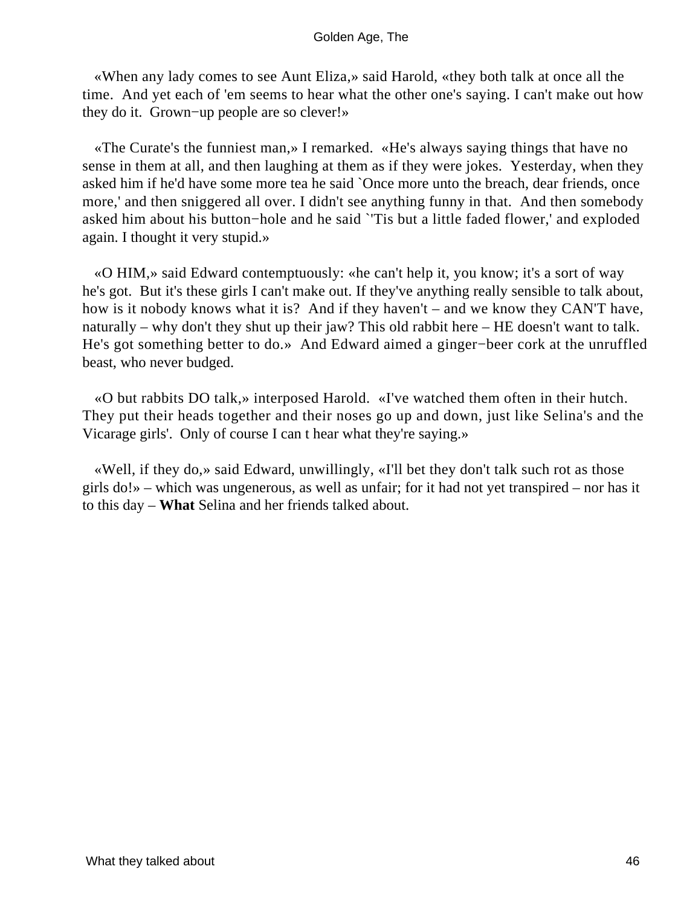«When any lady comes to see Aunt Eliza,» said Harold, «they both talk at once all the time. And yet each of 'em seems to hear what the other one's saying. I can't make out how they do it. Grown−up people are so clever!»

«The Curate's the funniest man,» I remarked. «He's always saying things that have no sense in them at all, and then laughing at them as if they were jokes. Yesterday, when they asked him if he'd have some more tea he said `Once more unto the breach, dear friends, once more,' and then sniggered all over. I didn't see anything funny in that. And then somebody asked him about his button−hole and he said `'Tis but a little faded flower,' and exploded again. I thought it very stupid.»

«O HIM,» said Edward contemptuously: «he can't help it, you know; it's a sort of way he's got. But it's these girls I can't make out. If they've anything really sensible to talk about, how is it nobody knows what it is? And if they haven't – and we know they CAN'T have, naturally – why don't they shut up their jaw? This old rabbit here – HE doesn't want to talk. He's got something better to do.» And Edward aimed a ginger−beer cork at the unruffled beast, who never budged.

«O but rabbits DO talk,» interposed Harold. «I've watched them often in their hutch. They put their heads together and their noses go up and down, just like Selina's and the Vicarage girls'. Only of course I can t hear what they're saying.»

«Well, if they do,» said Edward, unwillingly, «I'll bet they don't talk such rot as those girls do!» – which was ungenerous, as well as unfair; for it had not yet transpired – nor has it to this day – **What** Selina and her friends talked about.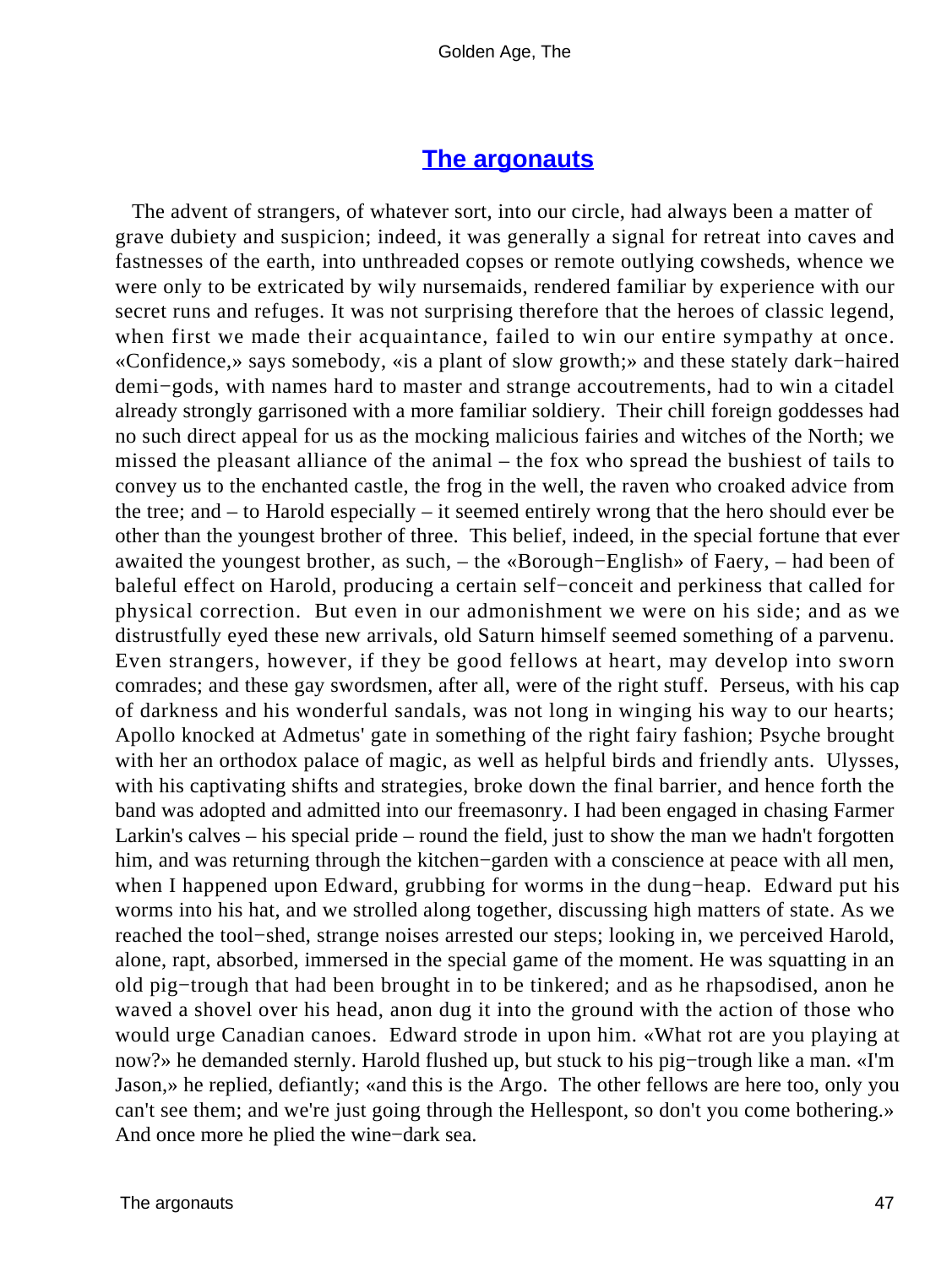## [The argonauts]()

The advent of strangers, of whatever sort, into our circle, had always been a matter of grave dubiety and suspicion; indeed, it was generally a signal for retreat into caves and fastnesses of the earth, into unthreaded copses or remote outlying cowsheds, whence we were only to be extricated by wily nursemaids, rendered familiar by experience with our secret runs and refuges. It was not surprising therefore that the heroes of classic legend, when first we made their acquaintance, failed to win our entire sympathy at once. «Confidence,» says somebody, «is a plant of slow growth;» and these stately dark−haired demi−gods, with names hard to master and strange accoutrements, had to win a citadel already strongly garrisoned with a more familiar soldiery. Their chill foreign goddesses had no such direct appeal for us as the mocking malicious fairies and witches of the North; we missed the pleasant alliance of the animal – the fox who spread the bushiest of tails to convey us to the enchanted castle, the frog in the well, the raven who croaked advice from the tree; and – to Harold especially – it seemed entirely wrong that the hero should ever be other than the youngest brother of three. This belief, indeed, in the special fortune that ever awaited the youngest brother, as such, – the «Borough−English» of Faery, – had been of baleful effect on Harold, producing a certain self−conceit and perkiness that called for physical correction. But even in our admonishment we were on his side; and as we distrustfully eyed these new arrivals, old Saturn himself seemed something of a parvenu. Even strangers, however, if they be good fellows at heart, may develop into sworn comrades; and these gay swordsmen, after all, were of the right stuff. Perseus, with his cap of darkness and his wonderful sandals, was not long in winging his way to our hearts; Apollo knocked at Admetus' gate in something of the right fairy fashion; Psyche brought with her an orthodox palace of magic, as well as helpful birds and friendly ants. Ulysses, with his captivating shifts and strategies, broke down the final barrier, and hence forth the band was adopted and admitted into our freemasonry. I had been engaged in chasing Farmer Larkin's calves – his special pride – round the field, just to show the man we hadn't forgotten him, and was returning through the kitchen−garden with a conscience at peace with all men, when I happened upon Edward, grubbing for worms in the dung−heap. Edward put his worms into his hat, and we strolled along together, discussing high matters of state. As we reached the tool−shed, strange noises arrested our steps; looking in, we perceived Harold, alone, rapt, absorbed, immersed in the special game of the moment. He was squatting in an old pig−trough that had been brought in to be tinkered; and as he rhapsodised, anon he waved a shovel over his head, anon dug it into the ground with the action of those who would urge Canadian canoes. Edward strode in upon him. «What rot are you playing at now?» he demanded sternly. Harold flushed up, but stuck to his pig−trough like a man. «I'm Jason,» he replied, defiantly; «and this is the Argo. The other fellows are here too, only you can't see them; and we're just going through the Hellespont, so don't you come bothering.» And once more he plied the wine−dark sea.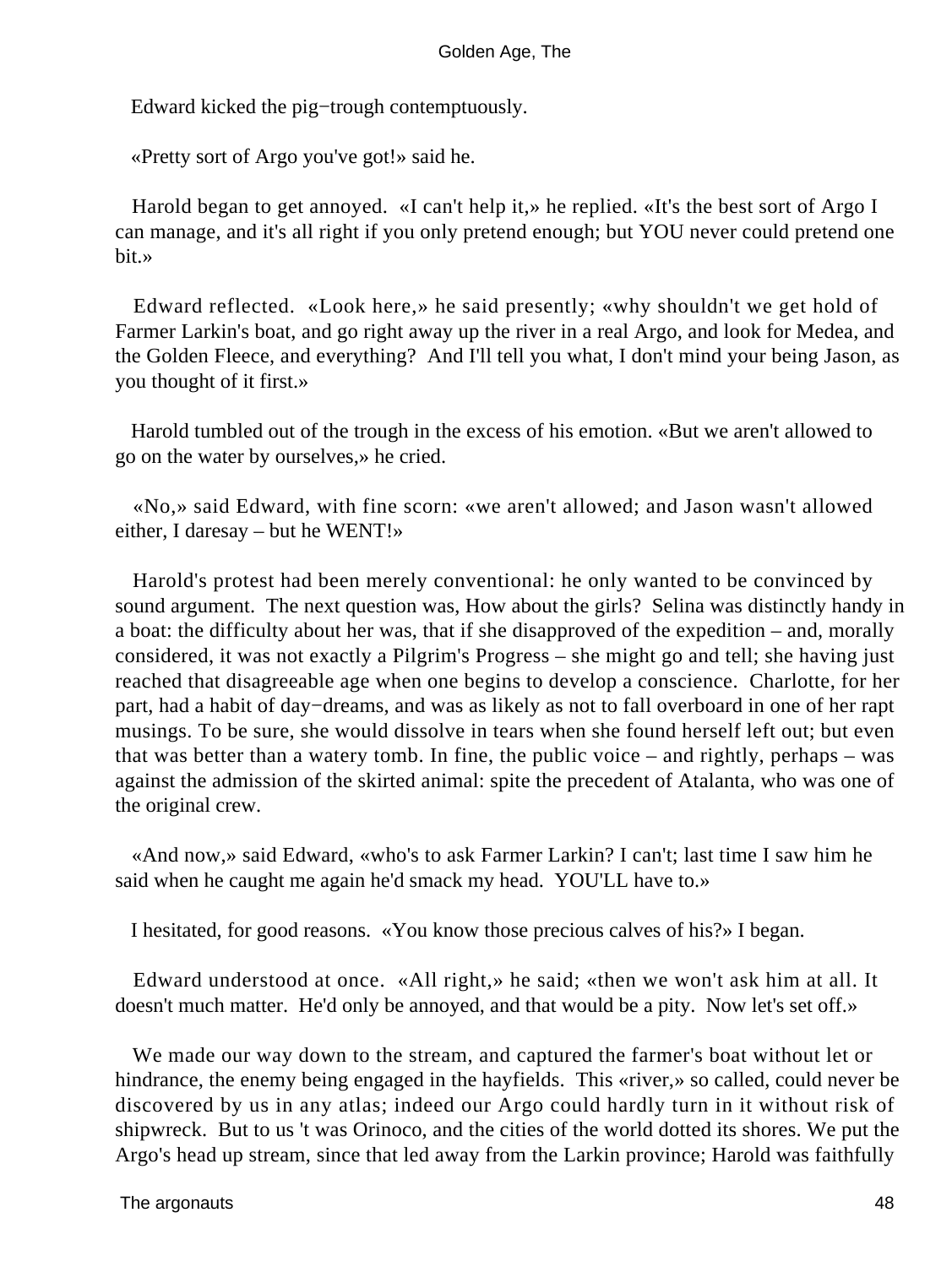Edward kicked the pig−trough contemptuously.

«Pretty sort of Argo you've got!» said he.

Harold began to get annoyed. «I can't help it,» he replied. «It's the best sort of Argo I can manage, and it's all right if you only pretend enough; but YOU never could pretend one bit.»

Edward reflected. «Look here,» he said presently; «why shouldn't we get hold of Farmer Larkin's boat, and go right away up the river in a real Argo, and look for Medea, and the Golden Fleece, and everything? And I'll tell you what, I don't mind your being Jason, as you thought of it first.»

Harold tumbled out of the trough in the excess of his emotion. «But we aren't allowed to go on the water by ourselves,» he cried.

«No,» said Edward, with fine scorn: «we aren't allowed; and Jason wasn't allowed either, I daresay – but he WENT!»

Harold's protest had been merely conventional: he only wanted to be convinced by sound argument. The next question was, How about the girls? Selina was distinctly handy in a boat: the difficulty about her was, that if she disapproved of the expedition – and, morally considered, it was not exactly a Pilgrim's Progress – she might go and tell; she having just reached that disagreeable age when one begins to develop a conscience. Charlotte, for her part, had a habit of day−dreams, and was as likely as not to fall overboard in one of her rapt musings. To be sure, she would dissolve in tears when she found herself left out; but even that was better than a watery tomb. In fine, the public voice – and rightly, perhaps – was against the admission of the skirted animal: spite the precedent of Atalanta, who was one of the original crew.

«And now,» said Edward, «who's to ask Farmer Larkin? I can't; last time I saw him he said when he caught me again he'd smack my head. YOU'LL have to.»

I hesitated, for good reasons. «You know those precious calves of his?» I began.

Edward understood at once. «All right,» he said; «then we won't ask him at all. It doesn't much matter. He'd only be annoyed, and that would be a pity. Now let's set off.»

We made our way down to the stream, and captured the farmer's boat without let or hindrance, the enemy being engaged in the hayfields. This «river,» so called, could never be discovered by us in any atlas; indeed our Argo could hardly turn in it without risk of shipwreck. But to us 't was Orinoco, and the cities of the world dotted its shores. We put the Argo's head up stream, since that led away from the Larkin province; Harold was faithfully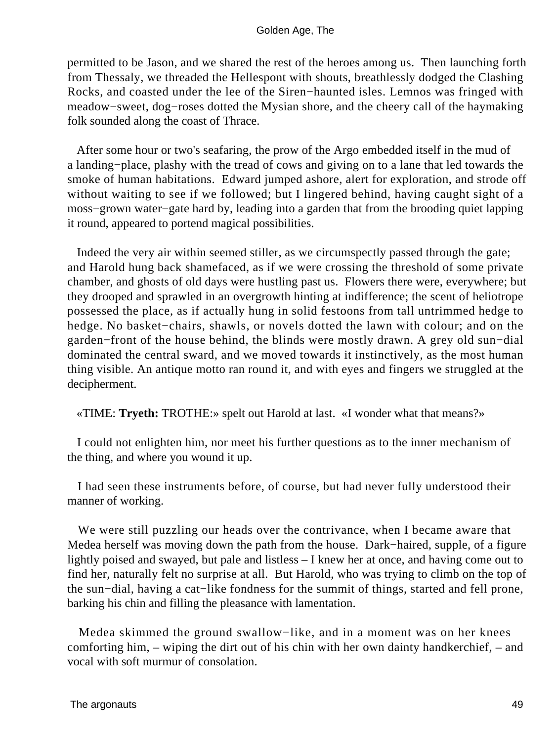permitted to be Jason, and we shared the rest of the heroes among us. Then launching forth from Thessaly, we threaded the Hellespont with shouts, breathlessly dodged the Clashing Rocks, and coasted under the lee of the Siren−haunted isles. Lemnos was fringed with meadow−sweet, dog−roses dotted the Mysian shore, and the cheery call of the haymaking folk sounded along the coast of Thrace.

After some hour or two's seafaring, the prow of the Argo embedded itself in the mud of a landing−place, plashy with the tread of cows and giving on to a lane that led towards the smoke of human habitations. Edward jumped ashore, alert for exploration, and strode off without waiting to see if we followed; but I lingered behind, having caught sight of a moss−grown water−gate hard by, leading into a garden that from the brooding quiet lapping it round, appeared to portend magical possibilities.

Indeed the very air within seemed stiller, as we circumspectly passed through the gate; and Harold hung back shamefaced, as if we were crossing the threshold of some private chamber, and ghosts of old days were hustling past us. Flowers there were, everywhere; but they drooped and sprawled in an overgrowth hinting at indifference; the scent of heliotrope possessed the place, as if actually hung in solid festoons from tall untrimmed hedge to hedge. No basket−chairs, shawls, or novels dotted the lawn with colour; and on the garden−front of the house behind, the blinds were mostly drawn. A grey old sun−dial dominated the central sward, and we moved towards it instinctively, as the most human thing visible. An antique motto ran round it, and with eyes and fingers we struggled at the decipherment.

«TIME: **Tryeth:** TROTHE:» spelt out Harold at last. «I wonder what that means?»

I could not enlighten him, nor meet his further questions as to the inner mechanism of the thing, and where you wound it up.

I had seen these instruments before, of course, but had never fully understood their manner of working.

We were still puzzling our heads over the contrivance, when I became aware that Medea herself was moving down the path from the house. Dark−haired, supple, of a figure lightly poised and swayed, but pale and listless – I knew her at once, and having come out to find her, naturally felt no surprise at all. But Harold, who was trying to climb on the top of the sun−dial, having a cat−like fondness for the summit of things, started and fell prone, barking his chin and filling the pleasance with lamentation.

Medea skimmed the ground swallow−like, and in a moment was on her knees comforting him, – wiping the dirt out of his chin with her own dainty handkerchief, – and vocal with soft murmur of consolation.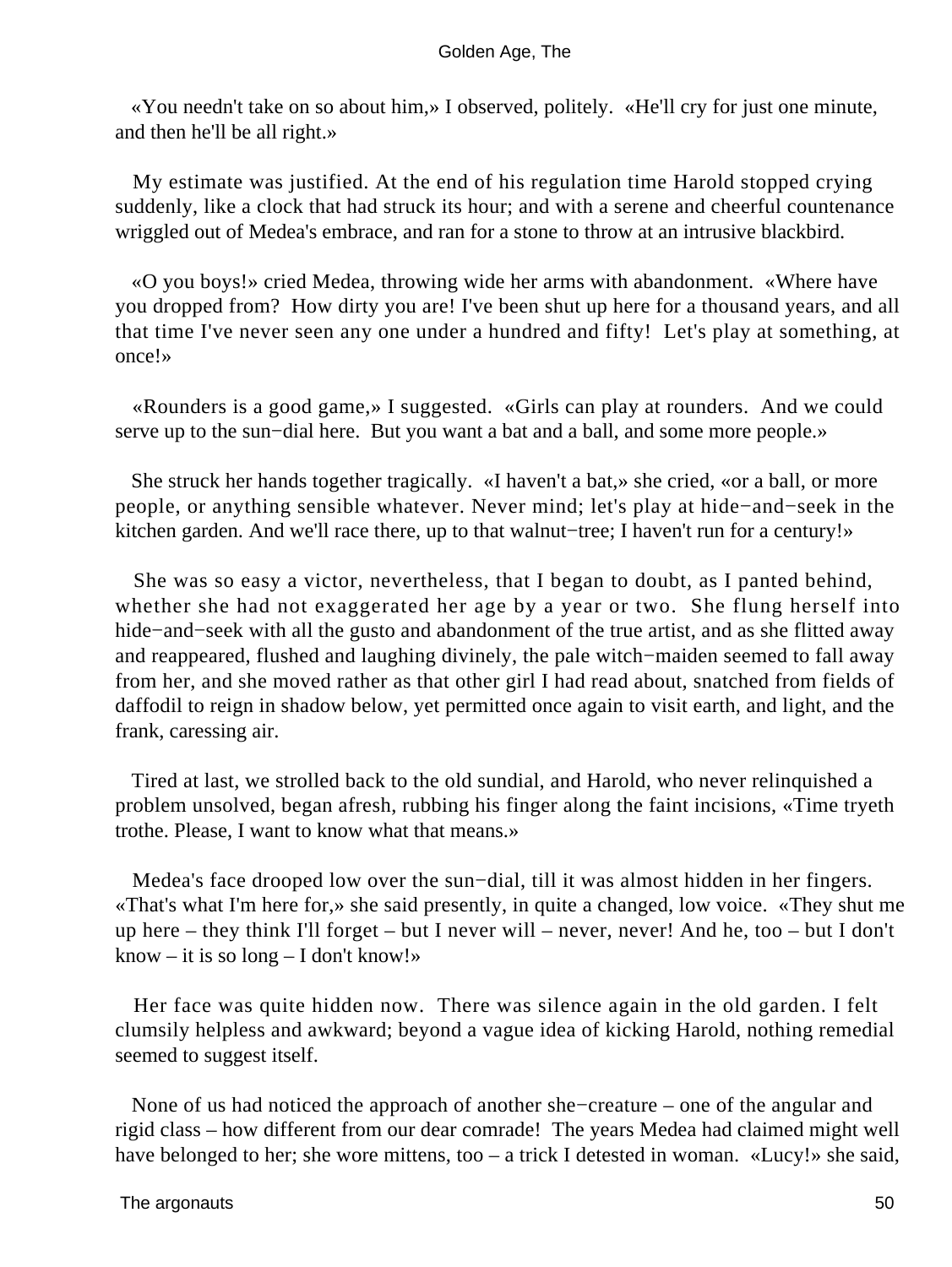«You needn't take on so about him,» I observed, politely. «He'll cry for just one minute, and then he'll be all right.»

My estimate was justified. At the end of his regulation time Harold stopped crying suddenly, like a clock that had struck its hour; and with a serene and cheerful countenance wriggled out of Medea's embrace, and ran for a stone to throw at an intrusive blackbird.

«O you boys!» cried Medea, throwing wide her arms with abandonment. «Where have you dropped from? How dirty you are! I've been shut up here for a thousand years, and all that time I've never seen any one under a hundred and fifty! Let's play at something, at once!»

«Rounders is a good game,» I suggested. «Girls can play at rounders. And we could serve up to the sun−dial here. But you want a bat and a ball, and some more people.»

She struck her hands together tragically. «I haven't a bat,» she cried, «or a ball, or more people, or anything sensible whatever. Never mind; let's play at hide−and−seek in the kitchen garden. And we'll race there, up to that walnut−tree; I haven't run for a century!»

She was so easy a victor, nevertheless, that I began to doubt, as I panted behind, whether she had not exaggerated her age by a year or two. She flung herself into hide−and−seek with all the gusto and abandonment of the true artist, and as she flitted away and reappeared, flushed and laughing divinely, the pale witch−maiden seemed to fall away from her, and she moved rather as that other girl I had read about, snatched from fields of daffodil to reign in shadow below, yet permitted once again to visit earth, and light, and the frank, caressing air.

Tired at last, we strolled back to the old sundial, and Harold, who never relinquished a problem unsolved, began afresh, rubbing his finger along the faint incisions, «Time tryeth trothe. Please, I want to know what that means.»

Medea's face drooped low over the sun−dial, till it was almost hidden in her fingers. «That's what I'm here for,» she said presently, in quite a changed, low voice. «They shut me up here – they think I'll forget – but I never will – never, never! And he, too – but I don't know – it is so long – I don't know!»

Her face was quite hidden now. There was silence again in the old garden. I felt clumsily helpless and awkward; beyond a vague idea of kicking Harold, nothing remedial seemed to suggest itself.

None of us had noticed the approach of another she−creature – one of the angular and rigid class – how different from our dear comrade! The years Medea had claimed might well have belonged to her; she wore mittens, too – a trick I detested in woman. «Lucy!» she said,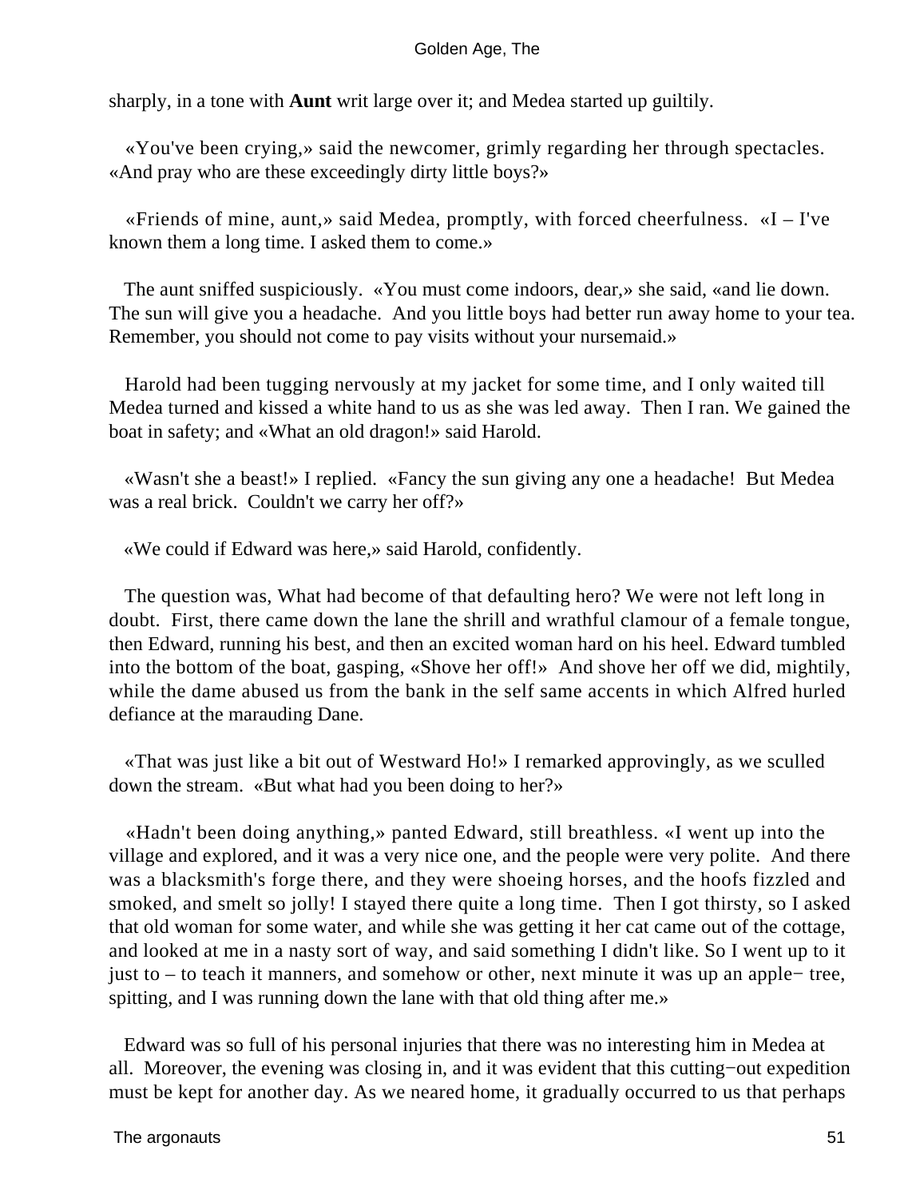sharply, in a tone with **Aunt** writ large over it; and Medea started up guiltily.

«You've been crying,» said the newcomer, grimly regarding her through spectacles. «And pray who are these exceedingly dirty little boys?»

«Friends of mine, aunt,» said Medea, promptly, with forced cheerfulness. «I – I've known them a long time. I asked them to come.»

The aunt sniffed suspiciously. «You must come indoors, dear,» she said, «and lie down. The sun will give you a headache. And you little boys had better run away home to your tea. Remember, you should not come to pay visits without your nursemaid.»

Harold had been tugging nervously at my jacket for some time, and I only waited till Medea turned and kissed a white hand to us as she was led away. Then I ran. We gained the boat in safety; and «What an old dragon!» said Harold.

«Wasn't she a beast!» I replied. «Fancy the sun giving any one a headache! But Medea was a real brick. Couldn't we carry her off?»

«We could if Edward was here,» said Harold, confidently.

The question was, What had become of that defaulting hero? We were not left long in doubt. First, there came down the lane the shrill and wrathful clamour of a female tongue, then Edward, running his best, and then an excited woman hard on his heel. Edward tumbled into the bottom of the boat, gasping, «Shove her off!» And shove her off we did, mightily, while the dame abused us from the bank in the self same accents in which Alfred hurled defiance at the marauding Dane.

«That was just like a bit out of Westward Ho!» I remarked approvingly, as we sculled down the stream. «But what had you been doing to her?»

«Hadn't been doing anything,» panted Edward, still breathless. «I went up into the village and explored, and it was a very nice one, and the people were very polite. And there was a blacksmith's forge there, and they were shoeing horses, and the hoofs fizzled and smoked, and smelt so jolly! I stayed there quite a long time. Then I got thirsty, so I asked that old woman for some water, and while she was getting it her cat came out of the cottage, and looked at me in a nasty sort of way, and said something I didn't like. So I went up to it just to – to teach it manners, and somehow or other, next minute it was up an apple−tree, spitting, and I was running down the lane with that old thing after me.»

Edward was so full of his personal injuries that there was no interesting him in Medea at all. Moreover, the evening was closing in, and it was evident that this cutting−out expedition must be kept for another day. As we neared home, it gradually occurred to us that perhaps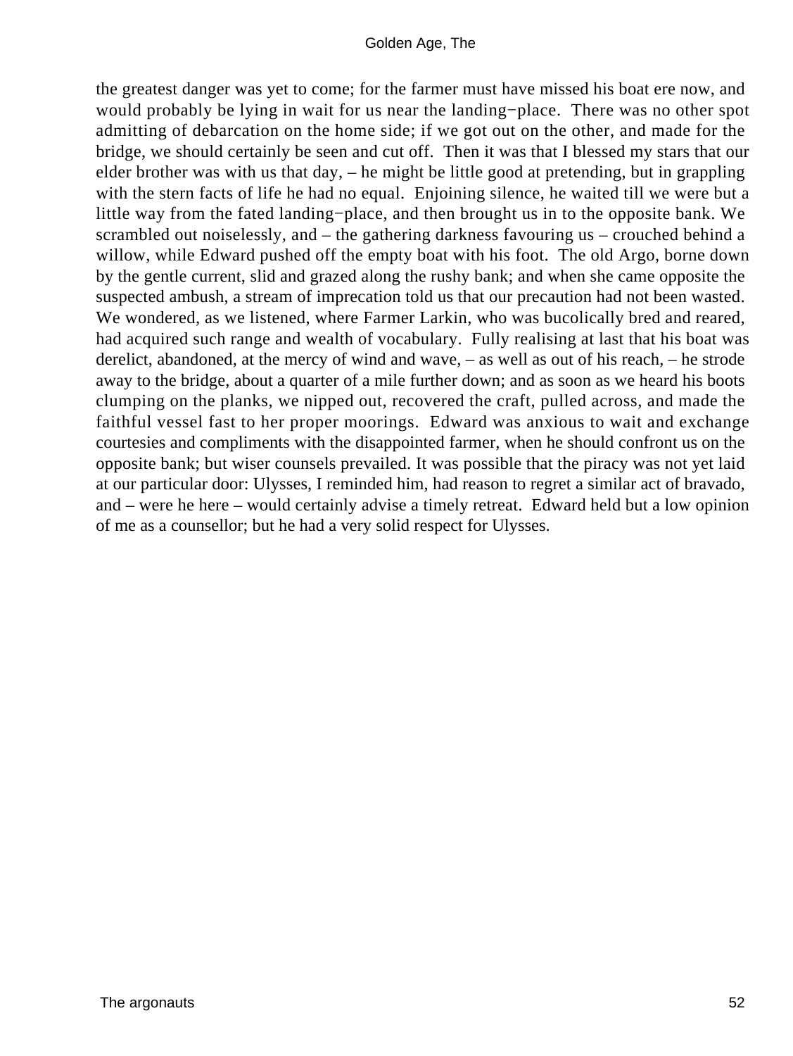the greatest danger was yet to come; for the farmer must have missed his boat ere now, and would probably be lying in wait for us near the landing−place. There was no other spot admitting of debarcation on the home side; if we got out on the other, and made for the bridge, we should certainly be seen and cut off. Then it was that I blessed my stars that our elder brother was with us that day, – he might be little good at pretending, but in grappling with the stern facts of life he had no equal. Enjoining silence, he waited till we were but a little way from the fated landing−place, and then brought us in to the opposite bank. We scrambled out noiselessly, and – the gathering darkness favouring us – crouched behind a willow, while Edward pushed off the empty boat with his foot. The old Argo, borne down by the gentle current, slid and grazed along the rushy bank; and when she came opposite the suspected ambush, a stream of imprecation told us that our precaution had not been wasted. We wondered, as we listened, where Farmer Larkin, who was bucolically bred and reared, had acquired such range and wealth of vocabulary. Fully realising at last that his boat was derelict, abandoned, at the mercy of wind and wave, – as well as out of his reach, – he strode away to the bridge, about a quarter of a mile further down; and as soon as we heard his boots clumping on the planks, we nipped out, recovered the craft, pulled across, and made the faithful vessel fast to her proper moorings. Edward was anxious to wait and exchange courtesies and compliments with the disappointed farmer, when he should confront us on the opposite bank; but wiser counsels prevailed. It was possible that the piracy was not yet laid at our particular door: Ulysses, I reminded him, had reason to regret a similar act of bravado, and – were he here – would certainly advise a timely retreat. Edward held but a low opinion of me as a counsellor; but he had a very solid respect for Ulysses.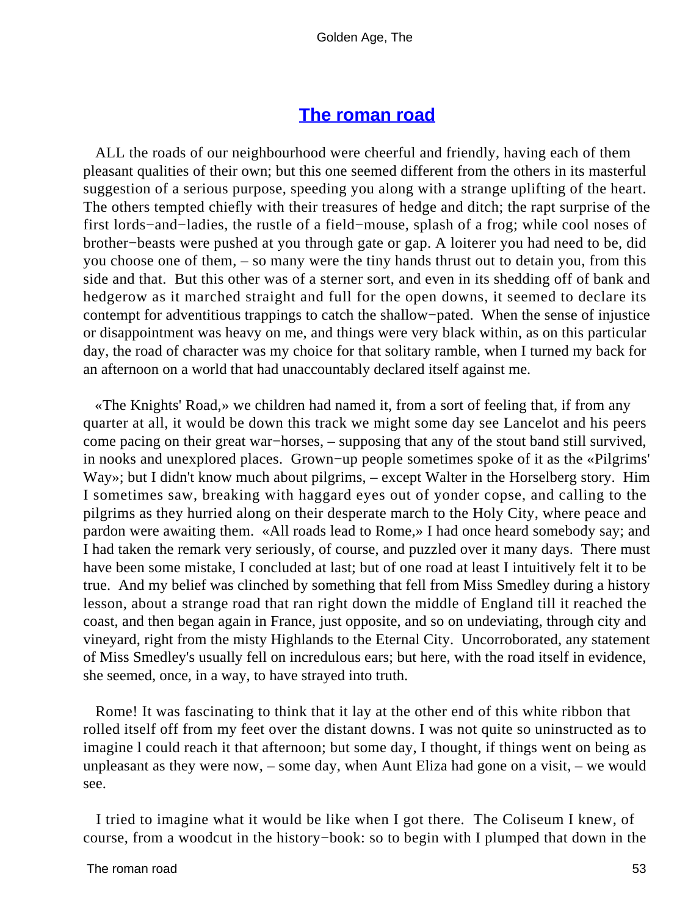## The roman road

ALL the roads of our neighbourhood were cheerful and friendly, having each of them pleasant qualities of their own; but this one seemed different from the others in its masterful suggestion of a serious purpose, speeding you along with a strange uplifting of the heart. The others tempted chiefly with their treasures of hedge and ditch; the rapt surprise of the first lords−and−ladies, the rustle of a field−mouse, splash of a frog; while cool noses of brother−beasts were pushed at you through gate or gap. A loiterer you had need to be, did you choose one of them, – so many were the tiny hands thrust out to detain you, from this side and that. But this other was of a sterner sort, and even in its shedding off of bank and hedgerow as it marched straight and full for the open downs, it seemed to declare its contempt for adventitious trappings to catch the shallow−pated. When the sense of injustice or disappointment was heavy on me, and things were very black within, as on this particular day, the road of character was my choice for that solitary ramble, when I turned my back for an afternoon on a world that had unaccountably declared itself against me.

«The Knights' Road,» we children had named it, from a sort of feeling that, if from any quarter at all, it would be down this track we might some day see Lancelot and his peers come pacing on their great war−horses, – supposing that any of the stout band still survived, in nooks and unexplored places. Grown−up people sometimes spoke of it as the «Pilgrims' Way»; but I didn't know much about pilgrims, – except Walter in the Horselberg story. Him I sometimes saw, breaking with haggard eyes out of yonder copse, and calling to the pilgrims as they hurried along on their desperate march to the Holy City, where peace and pardon were awaiting them. «All roads lead to Rome,» I had once heard somebody say; and I had taken the remark very seriously, of course, and puzzled over it many days. There must have been some mistake, I concluded at last; but of one road at least I intuitively felt it to be true. And my belief was clinched by something that fell from Miss Smedley during a history lesson, about a strange road that ran right down the middle of England till it reached the coast, and then began again in France, just opposite, and so on undeviating, through city and vineyard, right from the misty Highlands to the Eternal City. Uncorroborated, any statement of Miss Smedley's usually fell on incredulous ears; but here, with the road itself in evidence, she seemed, once, in a way, to have strayed into truth.

Rome! It was fascinating to think that it lay at the other end of this white ribbon that rolled itself off from my feet over the distant downs. I was not quite so uninstructed as to imagine l could reach it that afternoon; but some day, I thought, if things went on being as unpleasant as they were now, – some day, when Aunt Eliza had gone on a visit, – we would see.

I tried to imagine what it would be like when I got there. The Coliseum I knew, of course, from a woodcut in the history−book: so to begin with I plumped that down in the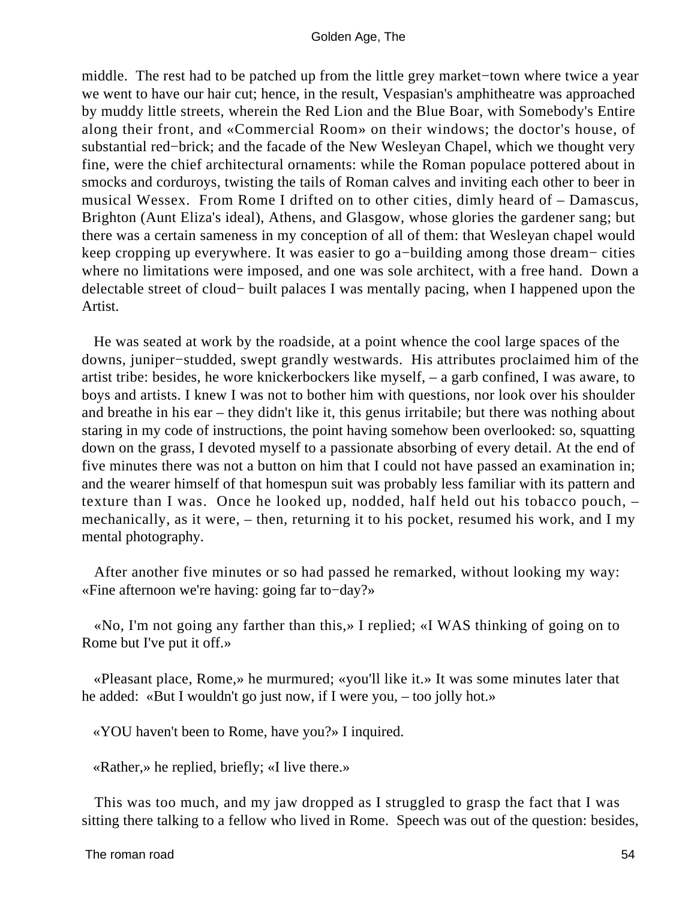middle. The rest had to be patched up from the little grey market−town where twice a year we went to have our hair cut; hence, in the result, Vespasian's amphitheatre was approached by muddy little streets, wherein the Red Lion and the Blue Boar, with Somebody's Entire along their front, and «Commercial Room» on their windows; the doctor's house, of substantial red−brick; and the facade of the New Wesleyan Chapel, which we thought very fine, were the chief architectural ornaments: while the Roman populace pottered about in smocks and corduroys, twisting the tails of Roman calves and inviting each other to beer in musical Wessex. From Rome I drifted on to other cities, dimly heard of – Damascus, Brighton (Aunt Eliza's ideal), Athens, and Glasgow, whose glories the gardener sang; but there was a certain sameness in my conception of all of them: that Wesleyan chapel would keep cropping up everywhere. It was easier to go a−building among those dream− cities where no limitations were imposed, and one was sole architect, with a free hand. Down a delectable street of cloud− built palaces I was mentally pacing, when I happened upon the Artist.

He was seated at work by the roadside, at a point whence the cool large spaces of the downs, juniper−studded, swept grandly westwards. His attributes proclaimed him of the artist tribe: besides, he wore knickerbockers like myself, – a garb confined, I was aware, to boys and artists. I knew I was not to bother him with questions, nor look over his shoulder and breathe in his ear – they didn't like it, this genus irritabile; but there was nothing about staring in my code of instructions, the point having somehow been overlooked: so, squatting down on the grass, I devoted myself to a passionate absorbing of every detail. At the end of five minutes there was not a button on him that I could not have passed an examination in; and the wearer himself of that homespun suit was probably less familiar with its pattern and texture than I was. Once he looked up, nodded, half held out his tobacco pouch, – mechanically, as it were, – then, returning it to his pocket, resumed his work, and I my mental photography.

After another five minutes or so had passed he remarked, without looking my way: «Fine afternoon we're having: going far to−day?»

«No, I'm not going any farther than this,» I replied; «I WAS thinking of going on to Rome but I've put it off.»

«Pleasant place, Rome,» he murmured; «you'll like it.» It was some minutes later that he added: «But I wouldn't go just now, if I were you, – too jolly hot.»

«YOU haven't been to Rome, have you?» I inquired.

«Rather,» he replied, briefly; «I live there.»

This was too much, and my jaw dropped as I struggled to grasp the fact that I was sitting there talking to a fellow who lived in Rome. Speech was out of the question: besides,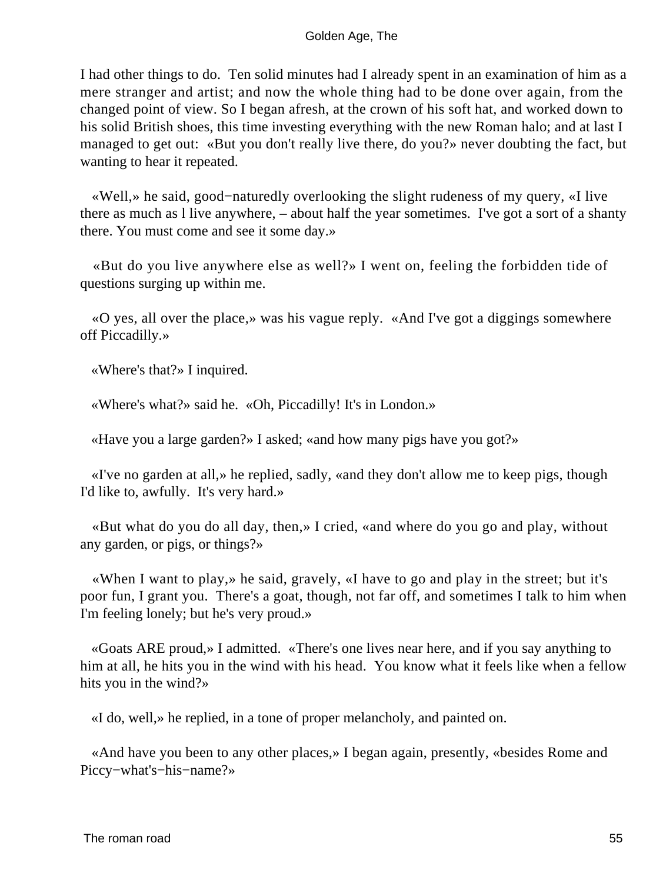I had other things to do. Ten solid minutes had I already spent in an examination of him as a mere stranger and artist; and now the whole thing had to be done over again, from the changed point of view. So I began afresh, at the crown of his soft hat, and worked down to his solid British shoes, this time investing everything with the new Roman halo; and at last I managed to get out: «But you don't really live there, do you?» never doubting the fact, but wanting to hear it repeated.

«Well,» he said, good−naturedly overlooking the slight rudeness of my query, «I live there as much as l live anywhere, – about half the year sometimes. I've got a sort of a shanty there. You must come and see it some day.»

«But do you live anywhere else as well?» I went on, feeling the forbidden tide of questions surging up within me.

«O yes, all over the place,» was his vague reply. «And I've got a diggings somewhere off Piccadilly.»

«Where's that?» I inquired.

«Where's what?» said he. «Oh, Piccadilly! It's in London.»

«Have you a large garden?» I asked; «and how many pigs have you got?»

«I've no garden at all,» he replied, sadly, «and they don't allow me to keep pigs, though I'd like to, awfully. It's very hard.»

«But what do you do all day, then,» I cried, «and where do you go and play, without any garden, or pigs, or things?»

«When I want to play,» he said, gravely, «I have to go and play in the street; but it's poor fun, I grant you. There's a goat, though, not far off, and sometimes I talk to him when I'm feeling lonely; but he's very proud.»

«Goats ARE proud,» I admitted. «There's one lives near here, and if you say anything to him at all, he hits you in the wind with his head. You know what it feels like when a fellow hits you in the wind?»

«I do, well,» he replied, in a tone of proper melancholy, and painted on.

«And have you been to any other places,» I began again, presently, «besides Rome and Piccy−what's−his−name?»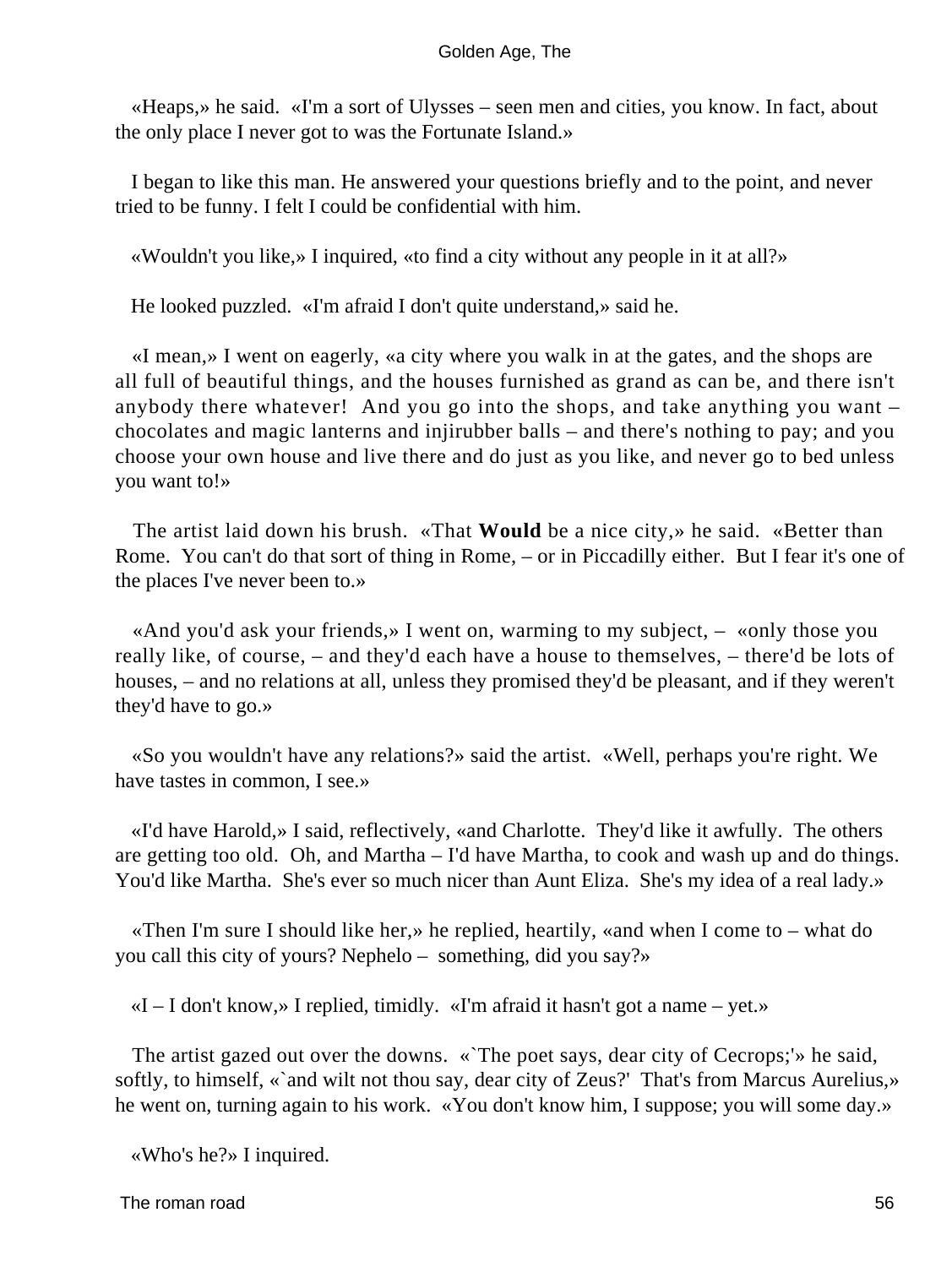«Heaps,» he said. «I'm a sort of Ulysses – seen men and cities, you know. In fact, about the only place I never got to was the Fortunate Island.»

I began to like this man. He answered your questions briefly and to the point, and never tried to be funny. I felt I could be confidential with him.

«Wouldn't you like,» I inquired, «to find a city without any people in it at all?»

He looked puzzled. «I'm afraid I don't quite understand,» said he.

«I mean,» I went on eagerly, «a city where you walk in at the gates, and the shops are all full of beautiful things, and the houses furnished as grand as can be, and there isn't anybody there whatever! And you go into the shops, and take anything you want – chocolates and magic lanterns and injirubber balls – and there's nothing to pay; and you choose your own house and live there and do just as you like, and never go to bed unless you want to!»

The artist laid down his brush. «That **Would** be a nice city,» he said. «Better than Rome. You can't do that sort of thing in Rome, – or in Piccadilly either. But I fear it's one of the places I've never been to.»

«And you'd ask your friends,» I went on, warming to my subject, – «only those you really like, of course, – and they'd each have a house to themselves, – there'd be lots of houses, – and no relations at all, unless they promised they'd be pleasant, and if they weren't they'd have to go.»

«So you wouldn't have any relations?» said the artist. «Well, perhaps you're right. We have tastes in common, I see.»

«I'd have Harold,» I said, reflectively, «and Charlotte. They'd like it awfully. The others are getting too old. Oh, and Martha – I'd have Martha, to cook and wash up and do things. You'd like Martha. She's ever so much nicer than Aunt Eliza. She's my idea of a real lady.»

«Then I'm sure I should like her,» he replied, heartily, «and when I come to – what do you call this city of yours? Nephelo – something, did you say?»

«I – I don't know,» I replied, timidly. «I'm afraid it hasn't got a name – yet.»

The artist gazed out over the downs. «`The poet says, dear city of Cecrops;'» he said, softly, to himself, «`and wilt not thou say, dear city of Zeus?' That's from Marcus Aurelius,» he went on, turning again to his work. «You don't know him, I suppose; you will some day.»

«Who's he?» I inquired.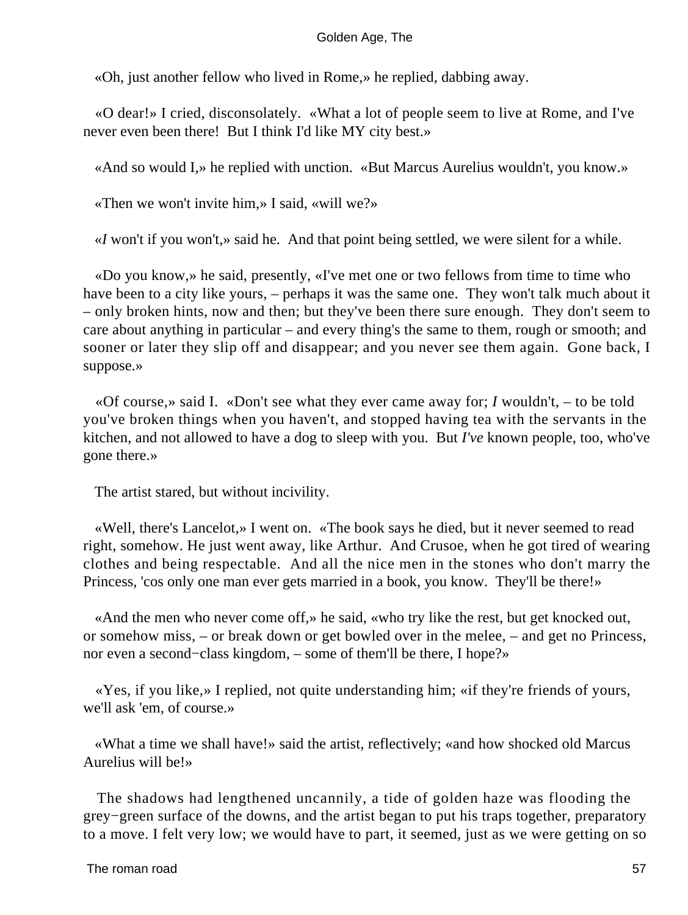«Oh, just another fellow who lived in Rome,» he replied, dabbing away.

«O dear!» I cried, disconsolately. «What a lot of people seem to live at Rome, and I've never even been there! But I think I'd like MY city best.»

«And so would I,» he replied with unction. «But Marcus Aurelius wouldn't, you know.»

«Then we won't invite him,» I said, «will we?»

«*I* won't if you won't,» said he. And that point being settled, we were silent for a while.

«Do you know,» he said, presently, «I've met one or two fellows from time to time who have been to a city like yours, – perhaps it was the same one. They won't talk much about it – only broken hints, now and then; but they've been there sure enough. They don't seem to care about anything in particular – and every thing's the same to them, rough or smooth; and sooner or later they slip off and disappear; and you never see them again. Gone back, I suppose.»

«Of course,» said I. «Don't see what they ever came away for; *I* wouldn't, – to be told you've broken things when you haven't, and stopped having tea with the servants in the kitchen, and not allowed to have a dog to sleep with you. But *I've* known people, too, who've gone there.»

The artist stared, but without incivility.

«Well, there's Lancelot,» I went on. «The book says he died, but it never seemed to read right, somehow. He just went away, like Arthur. And Crusoe, when he got tired of wearing clothes and being respectable. And all the nice men in the stones who don't marry the Princess, 'cos only one man ever gets married in a book, you know. They'll be there!»

«And the men who never come off,» he said, «who try like the rest, but get knocked out, or somehow miss, – or break down or get bowled over in the melee, – and get no Princess, nor even a second−class kingdom, – some of them'll be there, I hope?»

«Yes, if you like,» I replied, not quite understanding him; «if they're friends of yours, we'll ask 'em, of course.»

«What a time we shall have!» said the artist, reflectively; «and how shocked old Marcus Aurelius will be!»

The shadows had lengthened uncannily, a tide of golden haze was flooding the grey−green surface of the downs, and the artist began to put his traps together, preparatory to a move. I felt very low; we would have to part, it seemed, just as we were getting on so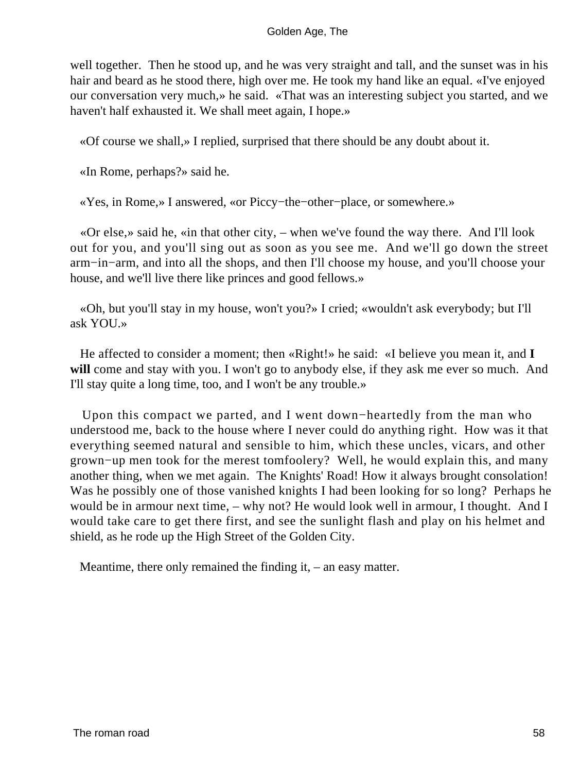well together. Then he stood up, and he was very straight and tall, and the sunset was in his hair and beard as he stood there, high over me. He took my hand like an equal. «I've enjoyed our conversation very much,» he said. «That was an interesting subject you started, and we haven't half exhausted it. We shall meet again, I hope.»

«Of course we shall,» I replied, surprised that there should be any doubt about it.

«In Rome, perhaps?» said he.

«Yes, in Rome,» I answered, «or Piccy−the−other−place, or somewhere.»

«Or else,» said he, «in that other city, – when we've found the way there. And I'll look out for you, and you'll sing out as soon as you see me. And we'll go down the street arm−in−arm, and into all the shops, and then I'll choose my house, and you'll choose your house, and we'll live there like princes and good fellows.»

«Oh, but you'll stay in my house, won't you?» I cried; «wouldn't ask everybody; but I'll ask YOU.»

He affected to consider a moment; then «Right!» he said: «I believe you mean it, and **I will** come and stay with you. I won't go to anybody else, if they ask me ever so much. And I'll stay quite a long time, too, and I won't be any trouble.»

Upon this compact we parted, and I went down−heartedly from the man who understood me, back to the house where I never could do anything right. How was it that everything seemed natural and sensible to him, which these uncles, vicars, and other grown−up men took for the merest tomfoolery? Well, he would explain this, and many another thing, when we met again. The Knights' Road! How it always brought consolation! Was he possibly one of those vanished knights I had been looking for so long? Perhaps he would be in armour next time, – why not? He would look well in armour, I thought. And I would take care to get there first, and see the sunlight flash and play on his helmet and shield, as he rode up the High Street of the Golden City.

Meantime, there only remained the finding it, – an easy matter.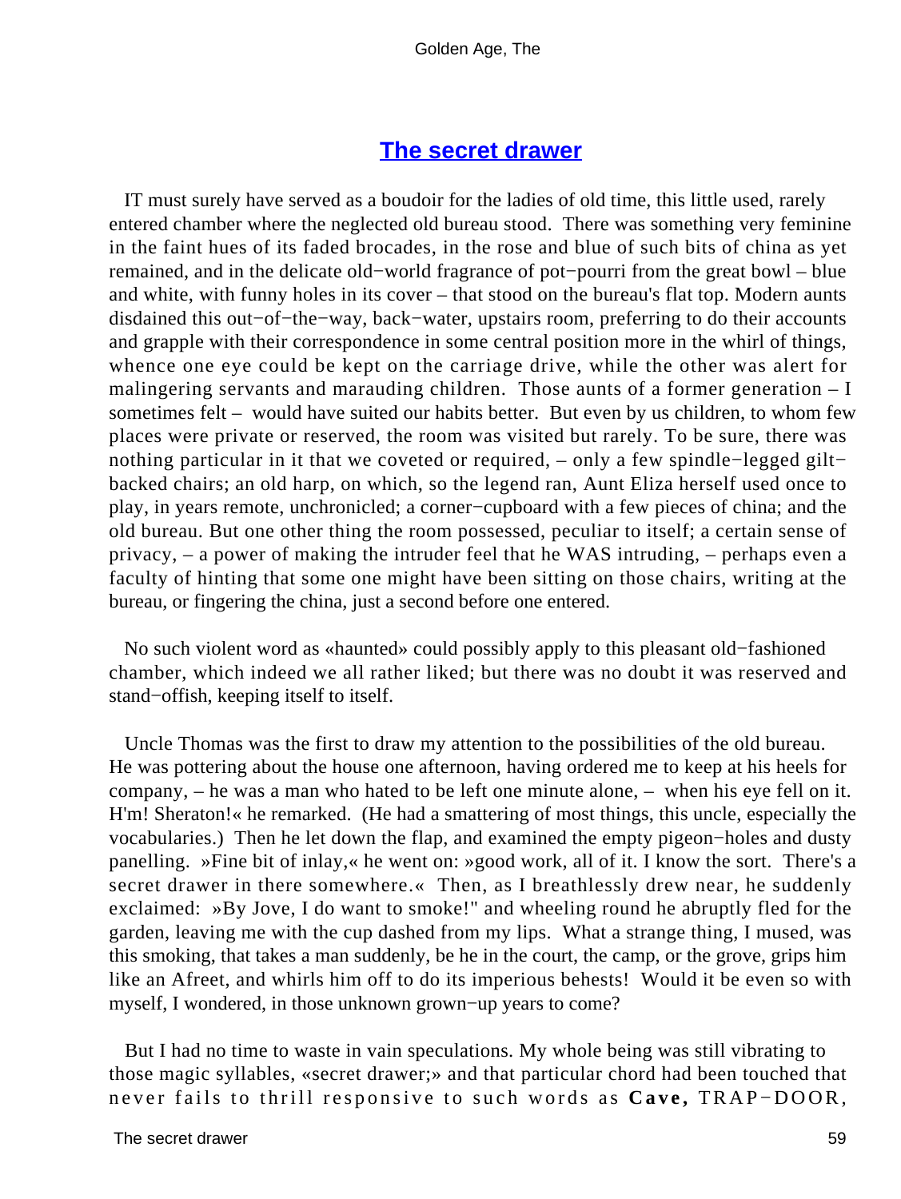## The secret drawer

IT must surely have served as a boudoir for the ladies of old time, this little used, rarely entered chamber where the neglected old bureau stood. There was something very feminine in the faint hues of its faded brocades, in the rose and blue of such bits of china as yet remained, and in the delicate old−world fragrance of pot−pourri from the great bowl – blue and white, with funny holes in its cover – that stood on the bureau's flat top. Modern aunts disdained this out−of−the−way, back−water, upstairs room, preferring to do their accounts and grapple with their correspondence in some central position more in the whirl of things, whence one eye could be kept on the carriage drive, while the other was alert for malingering servants and marauding children. Those aunts of a former generation – I sometimes felt – would have suited our habits better. But even by us children, to whom few places were private or reserved, the room was visited but rarely. To be sure, there was nothing particular in it that we coveted or required, – only a few spindle−legged gilt−backed chairs; an old harp, on which, so the legend ran, Aunt Eliza herself used once to play, in years remote, unchronicled; a corner−cupboard with a few pieces of china; and the old bureau. But one other thing the room possessed, peculiar to itself; a certain sense of privacy, – a power of making the intruder feel that he WAS intruding, – perhaps even a faculty of hinting that some one might have been sitting on those chairs, writing at the bureau, or fingering the china, just a second before one entered.

No such violent word as «haunted» could possibly apply to this pleasant old−fashioned chamber, which indeed we all rather liked; but there was no doubt it was reserved and stand−offish, keeping itself to itself.

Uncle Thomas was the first to draw my attention to the possibilities of the old bureau. He was pottering about the house one afternoon, having ordered me to keep at his heels for company, – he was a man who hated to be left one minute alone, – when his eye fell on it. H'm! Sheraton!« he remarked. (He had a smattering of most things, this uncle, especially the vocabularies.) Then he let down the flap, and examined the empty pigeon−holes and dusty panelling. »Fine bit of inlay,« he went on: »good work, all of it. I know the sort. There's a secret drawer in there somewhere.« Then, as I breathlessly drew near, he suddenly exclaimed: »By Jove, I do want to smoke!" and wheeling round he abruptly fled for the garden, leaving me with the cup dashed from my lips. What a strange thing, I mused, was this smoking, that takes a man suddenly, be he in the court, the camp, or the grove, grips him like an Afreet, and whirls him off to do its imperious behests! Would it be even so with myself, I wondered, in those unknown grown−up years to come?

But I had no time to waste in vain speculations. My whole being was still vibrating to those magic syllables, «secret drawer;» and that particular chord had been touched that never fails to thrill responsive to such words as **Cave,** TRAP−DOOR,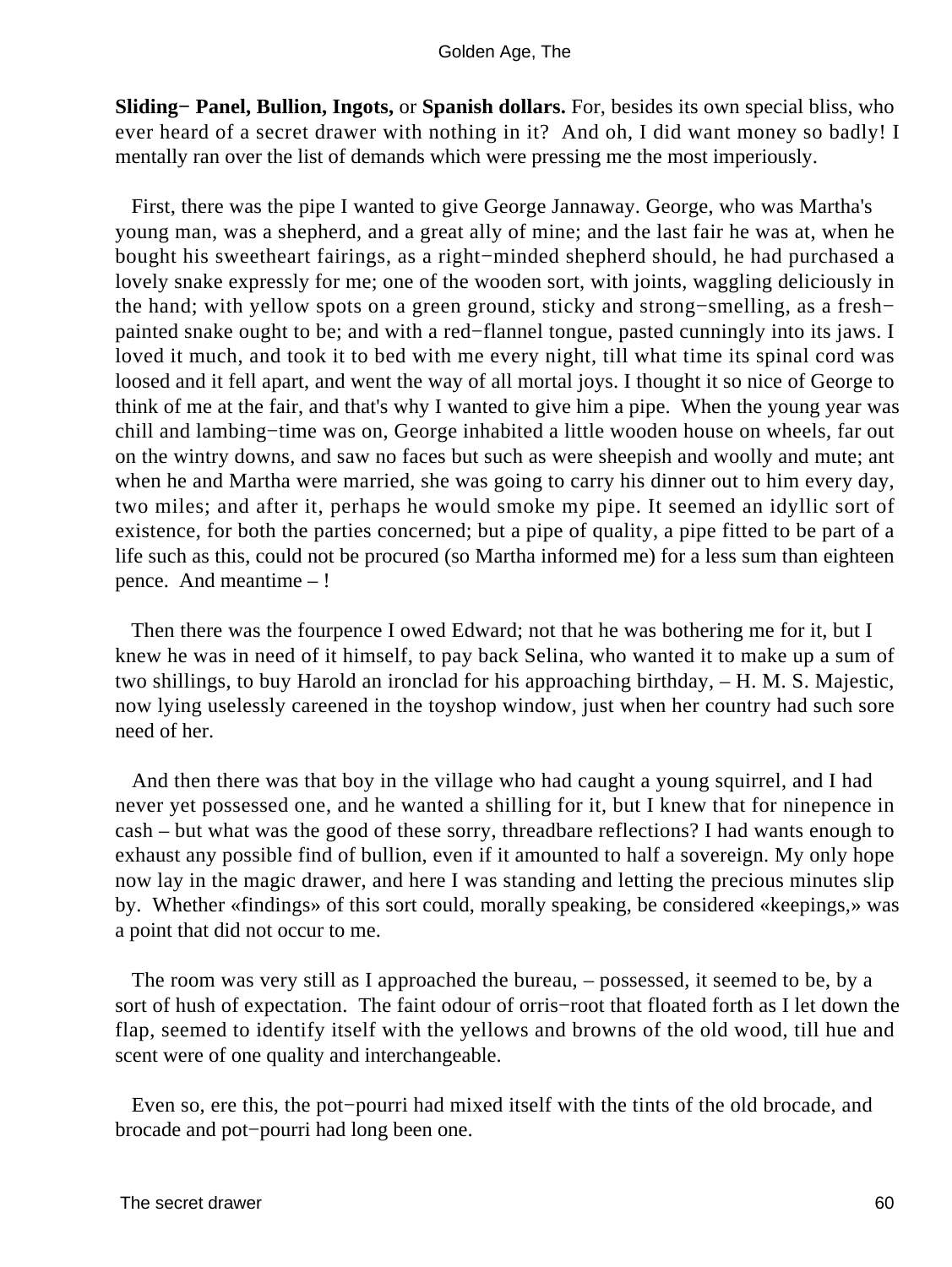**Sliding− Panel, Bullion, Ingots,** or **Spanish dollars.** For, besides its own special bliss, who ever heard of a secret drawer with nothing in it? And oh, I did want money so badly! I mentally ran over the list of demands which were pressing me the most imperiously.

First, there was the pipe I wanted to give George Jannaway. George, who was Martha's young man, was a shepherd, and a great ally of mine; and the last fair he was at, when he bought his sweetheart fairings, as a right−minded shepherd should, he had purchased a lovely snake expressly for me; one of the wooden sort, with joints, waggling deliciously in the hand; with yellow spots on a green ground, sticky and strong−smelling, as a fresh−painted snake ought to be; and with a red−flannel tongue, pasted cunningly into its jaws. I loved it much, and took it to bed with me every night, till what time its spinal cord was loosed and it fell apart, and went the way of all mortal joys. I thought it so nice of George to think of me at the fair, and that's why I wanted to give him a pipe. When the young year was chill and lambing−time was on, George inhabited a little wooden house on wheels, far out on the wintry downs, and saw no faces but such as were sheepish and woolly and mute; ant when he and Martha were married, she was going to carry his dinner out to him every day, two miles; and after it, perhaps he would smoke my pipe. It seemed an idyllic sort of existence, for both the parties concerned; but a pipe of quality, a pipe fitted to be part of a life such as this, could not be procured (so Martha informed me) for a less sum than eighteen pence. And meantime – !

Then there was the fourpence I owed Edward; not that he was bothering me for it, but I knew he was in need of it himself, to pay back Selina, who wanted it to make up a sum of two shillings, to buy Harold an ironclad for his approaching birthday, – H. M. S. Majestic, now lying uselessly careened in the toyshop window, just when her country had such sore need of her.

And then there was that boy in the village who had caught a young squirrel, and I had never yet possessed one, and he wanted a shilling for it, but I knew that for ninepence in cash – but what was the good of these sorry, threadbare reflections? I had wants enough to exhaust any possible find of bullion, even if it amounted to half a sovereign. My only hope now lay in the magic drawer, and here I was standing and letting the precious minutes slip by. Whether «findings» of this sort could, morally speaking, be considered «keepings,» was a point that did not occur to me.

The room was very still as I approached the bureau, – possessed, it seemed to be, by a sort of hush of expectation. The faint odour of orris−root that floated forth as I let down the flap, seemed to identify itself with the yellows and browns of the old wood, till hue and scent were of one quality and interchangeable.

Even so, ere this, the pot−pourri had mixed itself with the tints of the old brocade, and brocade and pot−pourri had long been one.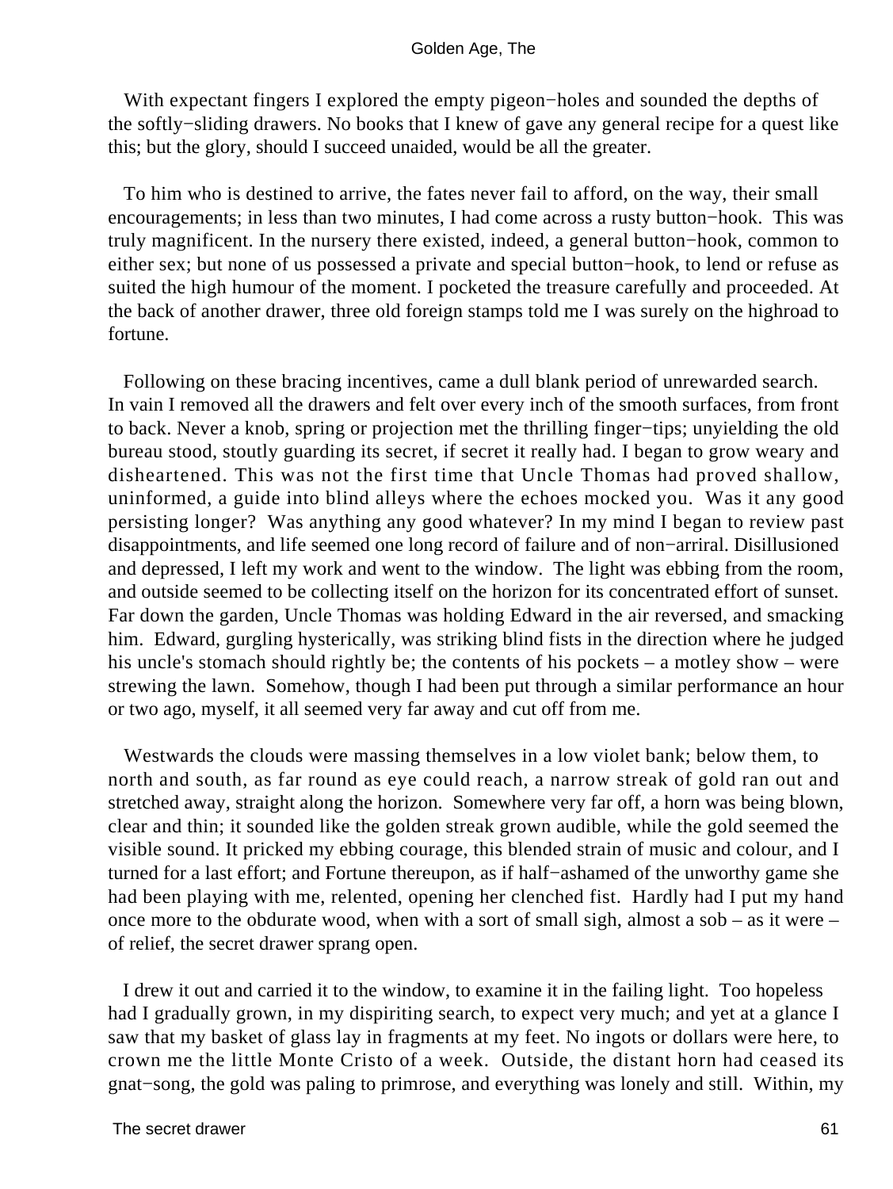With expectant fingers I explored the empty pigeon−holes and sounded the depths of the softly−sliding drawers. No books that I knew of gave any general recipe for a quest like this; but the glory, should I succeed unaided, would be all the greater.

To him who is destined to arrive, the fates never fail to afford, on the way, their small encouragements; in less than two minutes, I had come across a rusty button−hook. This was truly magnificent. In the nursery there existed, indeed, a general button−hook, common to either sex; but none of us possessed a private and special button−hook, to lend or refuse as suited the high humour of the moment. I pocketed the treasure carefully and proceeded. At the back of another drawer, three old foreign stamps told me I was surely on the highroad to fortune.

Following on these bracing incentives, came a dull blank period of unrewarded search. In vain I removed all the drawers and felt over every inch of the smooth surfaces, from front to back. Never a knob, spring or projection met the thrilling finger−tips; unyielding the old bureau stood, stoutly guarding its secret, if secret it really had. I began to grow weary and disheartened. This was not the first time that Uncle Thomas had proved shallow, uninformed, a guide into blind alleys where the echoes mocked you. Was it any good persisting longer? Was anything any good whatever? In my mind I began to review past disappointments, and life seemed one long record of failure and of non−arriral. Disillusioned and depressed, I left my work and went to the window. The light was ebbing from the room, and outside seemed to be collecting itself on the horizon for its concentrated effort of sunset. Far down the garden, Uncle Thomas was holding Edward in the air reversed, and smacking him. Edward, gurgling hysterically, was striking blind fists in the direction where he judged his uncle's stomach should rightly be; the contents of his pockets – a motley show – were strewing the lawn. Somehow, though I had been put through a similar performance an hour or two ago, myself, it all seemed very far away and cut off from me.

Westwards the clouds were massing themselves in a low violet bank; below them, to north and south, as far round as eye could reach, a narrow streak of gold ran out and stretched away, straight along the horizon. Somewhere very far off, a horn was being blown, clear and thin; it sounded like the golden streak grown audible, while the gold seemed the visible sound. It pricked my ebbing courage, this blended strain of music and colour, and I turned for a last effort; and Fortune thereupon, as if half−ashamed of the unworthy game she had been playing with me, relented, opening her clenched fist. Hardly had I put my hand once more to the obdurate wood, when with a sort of small sigh, almost a sob – as it were – of relief, the secret drawer sprang open.

I drew it out and carried it to the window, to examine it in the failing light. Too hopeless had I gradually grown, in my dispiriting search, to expect very much; and yet at a glance I saw that my basket of glass lay in fragments at my feet. No ingots or dollars were here, to crown me the little Monte Cristo of a week. Outside, the distant horn had ceased its gnat−song, the gold was paling to primrose, and everything was lonely and still. Within, my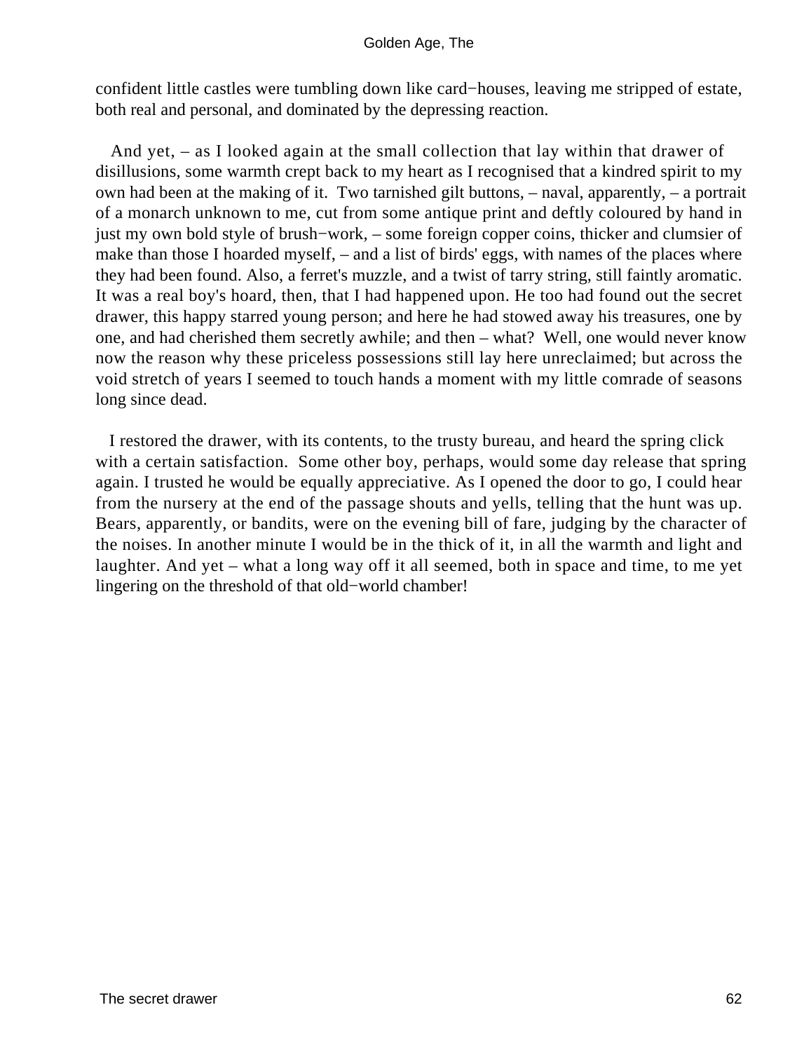confident little castles were tumbling down like card−houses, leaving me stripped of estate, both real and personal, and dominated by the depressing reaction.

And yet, – as I looked again at the small collection that lay within that drawer of disillusions, some warmth crept back to my heart as I recognised that a kindred spirit to my own had been at the making of it. Two tarnished gilt buttons, – naval, apparently, – a portrait of a monarch unknown to me, cut from some antique print and deftly coloured by hand in just my own bold style of brush−work, – some foreign copper coins, thicker and clumsier of make than those I hoarded myself, – and a list of birds' eggs, with names of the places where they had been found. Also, a ferret's muzzle, and a twist of tarry string, still faintly aromatic. It was a real boy's hoard, then, that I had happened upon. He too had found out the secret drawer, this happy starred young person; and here he had stowed away his treasures, one by one, and had cherished them secretly awhile; and then – what? Well, one would never know now the reason why these priceless possessions still lay here unreclaimed; but across the void stretch of years I seemed to touch hands a moment with my little comrade of seasons long since dead.

I restored the drawer, with its contents, to the trusty bureau, and heard the spring click with a certain satisfaction. Some other boy, perhaps, would some day release that spring again. I trusted he would be equally appreciative. As I opened the door to go, I could hear from the nursery at the end of the passage shouts and yells, telling that the hunt was up. Bears, apparently, or bandits, were on the evening bill of fare, judging by the character of the noises. In another minute I would be in the thick of it, in all the warmth and light and laughter. And yet – what a long way off it all seemed, both in space and time, to me yet lingering on the threshold of that old−world chamber!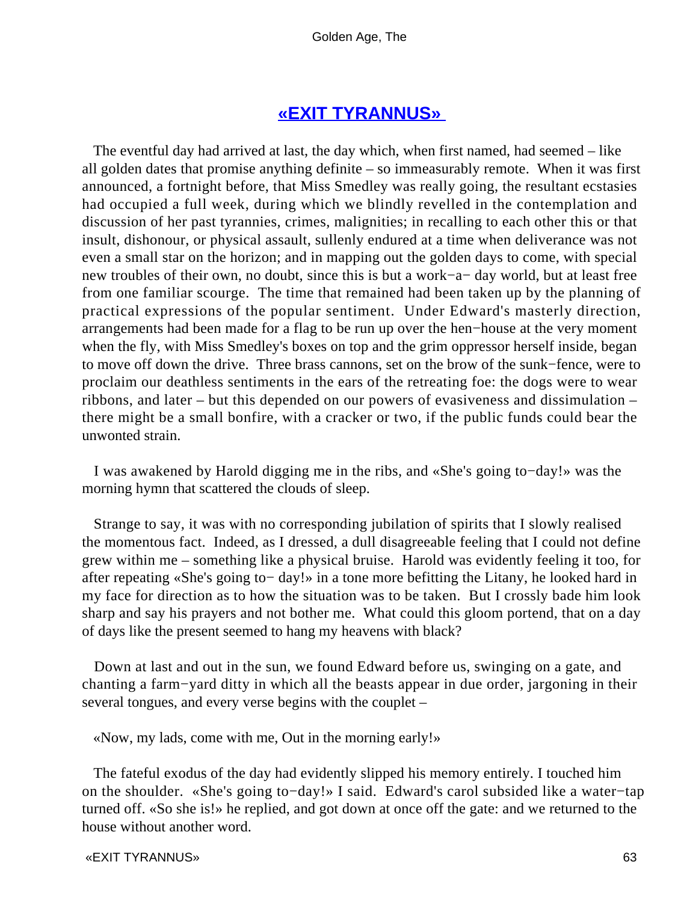# «EXIT TYRANNUS»

The eventful day had arrived at last, the day which, when first named, had seemed – like all golden dates that promise anything definite – so immeasurably remote. When it was first announced, a fortnight before, that Miss Smedley was really going, the resultant ecstasies had occupied a full week, during which we blindly revelled in the contemplation and discussion of her past tyrannies, crimes, malignities; in recalling to each other this or that insult, dishonour, or physical assault, sullenly endured at a time when deliverance was not even a small star on the horizon; and in mapping out the golden days to come, with special new troubles of their own, no doubt, since this is but a work−a− day world, but at least free from one familiar scourge. The time that remained had been taken up by the planning of practical expressions of the popular sentiment. Under Edward's masterly direction, arrangements had been made for a flag to be run up over the hen−house at the very moment when the fly, with Miss Smedley's boxes on top and the grim oppressor herself inside, began to move off down the drive. Three brass cannons, set on the brow of the sunk−fence, were to proclaim our deathless sentiments in the ears of the retreating foe: the dogs were to wear ribbons, and later – but this depended on our powers of evasiveness and dissimulation – there might be a small bonfire, with a cracker or two, if the public funds could bear the unwonted strain.

I was awakened by Harold digging me in the ribs, and «She's going to−day!» was the morning hymn that scattered the clouds of sleep.

Strange to say, it was with no corresponding jubilation of spirits that I slowly realised the momentous fact. Indeed, as I dressed, a dull disagreeable feeling that I could not define grew within me – something like a physical bruise. Harold was evidently feeling it too, for after repeating «She's going to− day!» in a tone more befitting the Litany, he looked hard in my face for direction as to how the situation was to be taken. But I crossly bade him look sharp and say his prayers and not bother me. What could this gloom portend, that on a day of days like the present seemed to hang my heavens with black?

Down at last and out in the sun, we found Edward before us, swinging on a gate, and chanting a farm−yard ditty in which all the beasts appear in due order, jargoning in their several tongues, and every verse begins with the couplet –

«Now, my lads, come with me, Out in the morning early!»

The fateful exodus of the day had evidently slipped his memory entirely. I touched him on the shoulder. «She's going to−day!» I said. Edward's carol subsided like a water−tap turned off. «So she is!» he replied, and got down at once off the gate: and we returned to the house without another word.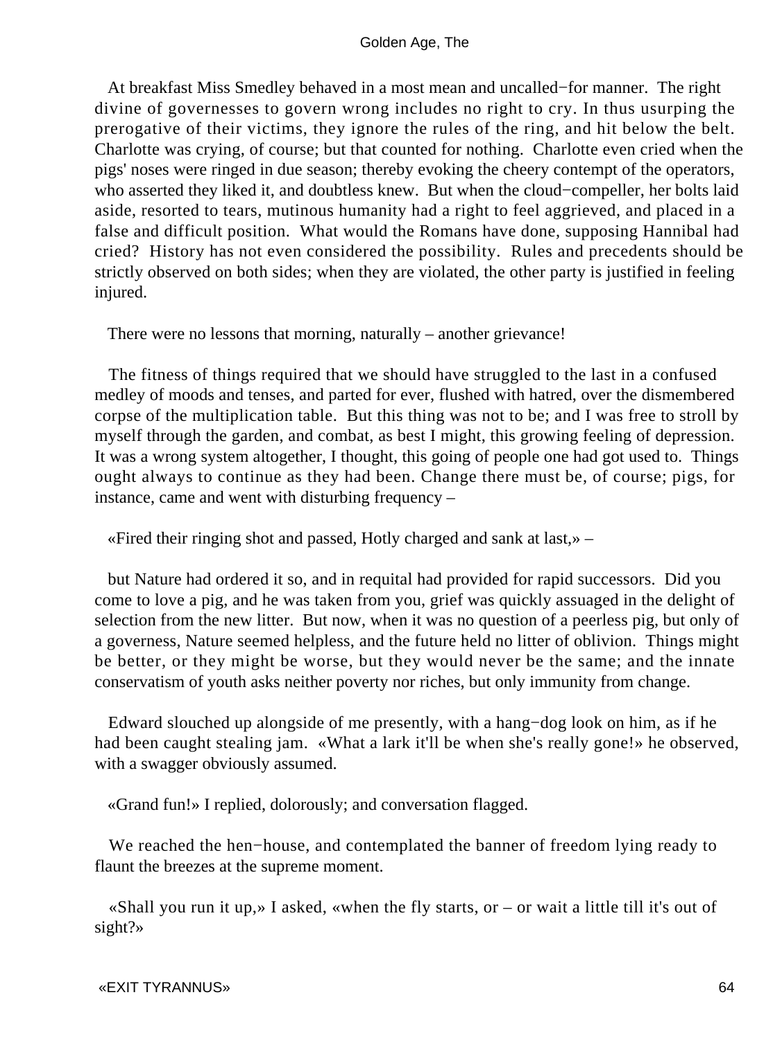At breakfast Miss Smedley behaved in a most mean and uncalled−for manner. The right divine of governesses to govern wrong includes no right to cry. In thus usurping the prerogative of their victims, they ignore the rules of the ring, and hit below the belt. Charlotte was crying, of course; but that counted for nothing. Charlotte even cried when the pigs' noses were ringed in due season; thereby evoking the cheery contempt of the operators, who asserted they liked it, and doubtless knew. But when the cloud−compeller, her bolts laid aside, resorted to tears, mutinous humanity had a right to feel aggrieved, and placed in a false and difficult position. What would the Romans have done, supposing Hannibal had cried? History has not even considered the possibility. Rules and precedents should be strictly observed on both sides; when they are violated, the other party is justified in feeling injured.

There were no lessons that morning, naturally – another grievance!

The fitness of things required that we should have struggled to the last in a confused medley of moods and tenses, and parted for ever, flushed with hatred, over the dismembered corpse of the multiplication table. But this thing was not to be; and I was free to stroll by myself through the garden, and combat, as best I might, this growing feeling of depression. It was a wrong system altogether, I thought, this going of people one had got used to. Things ought always to continue as they had been. Change there must be, of course; pigs, for instance, came and went with disturbing frequency –

«Fired their ringing shot and passed, Hotly charged and sank at last,» –

but Nature had ordered it so, and in requital had provided for rapid successors. Did you come to love a pig, and he was taken from you, grief was quickly assuaged in the delight of selection from the new litter. But now, when it was no question of a peerless pig, but only of a governess, Nature seemed helpless, and the future held no litter of oblivion. Things might be better, or they might be worse, but they would never be the same; and the innate conservatism of youth asks neither poverty nor riches, but only immunity from change.

Edward slouched up alongside of me presently, with a hang−dog look on him, as if he had been caught stealing jam. «What a lark it'll be when she's really gone!» he observed, with a swagger obviously assumed.

«Grand fun!» I replied, dolorously; and conversation flagged.

We reached the hen−house, and contemplated the banner of freedom lying ready to flaunt the breezes at the supreme moment.

«Shall you run it up,» I asked, «when the fly starts, or – or wait a little till it's out of sight?»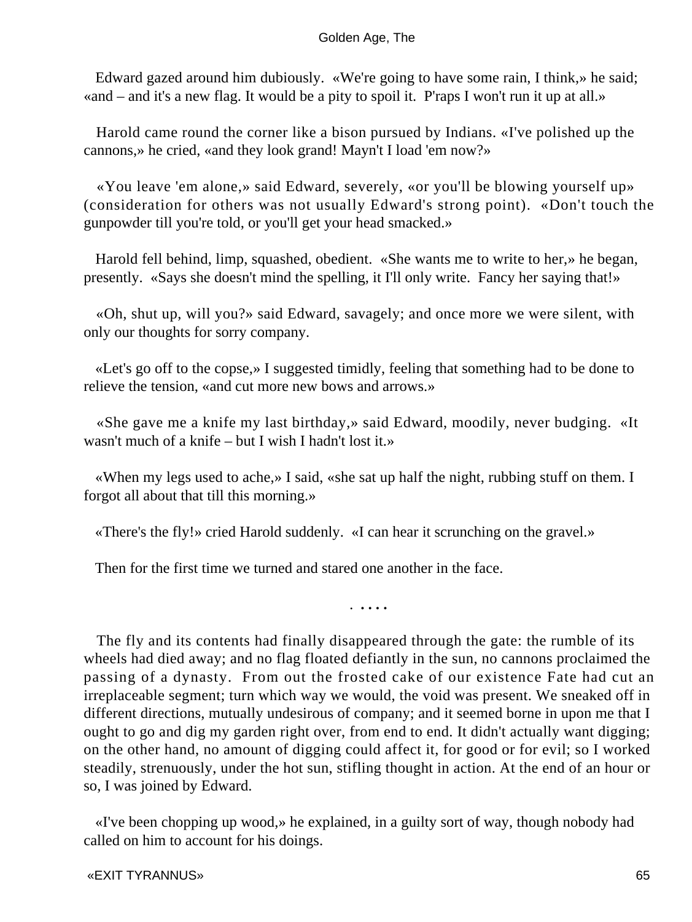Edward gazed around him dubiously. «We're going to have some rain, I think,» he said; «and – and it's a new flag. It would be a pity to spoil it. P'raps I won't run it up at all.»

Harold came round the corner like a bison pursued by Indians. «I've polished up the cannons,» he cried, «and they look grand! Mayn't I load 'em now?»

«You leave 'em alone,» said Edward, severely, «or you'll be blowing yourself up» (consideration for others was not usually Edward's strong point). «Don't touch the gunpowder till you're told, or you'll get your head smacked.»

Harold fell behind, limp, squashed, obedient. «She wants me to write to her,» he began, presently. «Says she doesn't mind the spelling, it I'll only write. Fancy her saying that!»

«Oh, shut up, will you?» said Edward, savagely; and once more we were silent, with only our thoughts for sorry company.

«Let's go off to the copse,» I suggested timidly, feeling that something had to be done to relieve the tension, «and cut more new bows and arrows.»

«She gave me a knife my last birthday,» said Edward, moodily, never budging. «It wasn't much of a knife – but I wish I hadn't lost it.»

«When my legs used to ache,» I said, «she sat up half the night, rubbing stuff on them. I forgot all about that till this morning.»

«There's the fly!» cried Harold suddenly. «I can hear it scrunching on the gravel.»

Then for the first time we turned and stared one another in the face.

. . . . .

The fly and its contents had finally disappeared through the gate: the rumble of its wheels had died away; and no flag floated defiantly in the sun, no cannons proclaimed the passing of a dynasty. From out the frosted cake of our existence Fate had cut an irreplaceable segment; turn which way we would, the void was present. We sneaked off in different directions, mutually undesirous of company; and it seemed borne in upon me that I ought to go and dig my garden right over, from end to end. It didn't actually want digging; on the other hand, no amount of digging could affect it, for good or for evil; so I worked steadily, strenuously, under the hot sun, stifling thought in action. At the end of an hour or so, I was joined by Edward.

«I've been chopping up wood,» he explained, in a guilty sort of way, though nobody had called on him to account for his doings.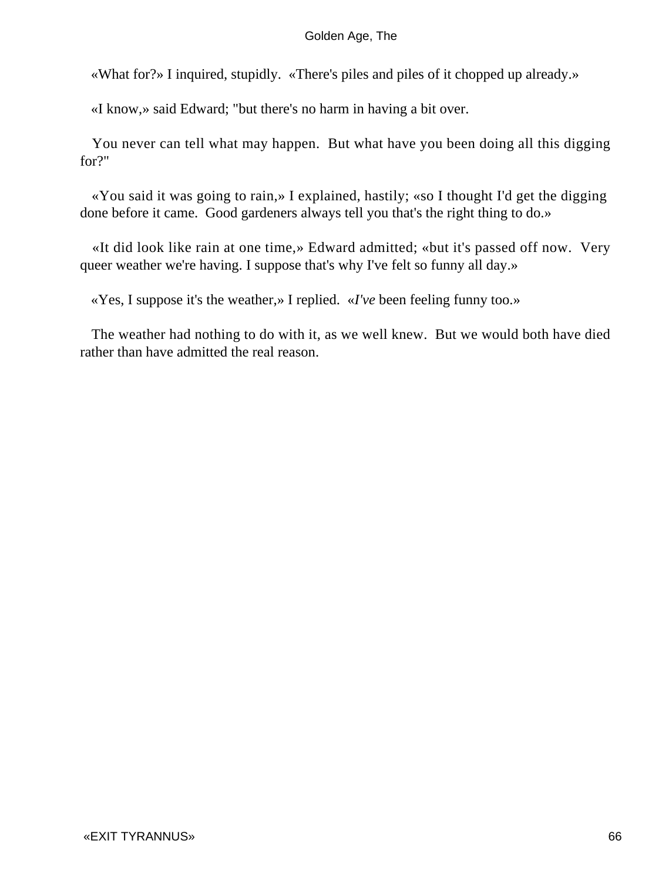«What for?» I inquired, stupidly. «There's piles and piles of it chopped up already.»

«I know,» said Edward; "but there's no harm in having a bit over.

You never can tell what may happen. But what have you been doing all this digging for?"

«You said it was going to rain,» I explained, hastily; «so I thought I'd get the digging done before it came. Good gardeners always tell you that's the right thing to do.»

«It did look like rain at one time,» Edward admitted; «but it's passed off now. Very queer weather we're having. I suppose that's why I've felt so funny all day.»

«Yes, I suppose it's the weather,» I replied. «*I've* been feeling funny too.»

The weather had nothing to do with it, as we well knew. But we would both have died rather than have admitted the real reason.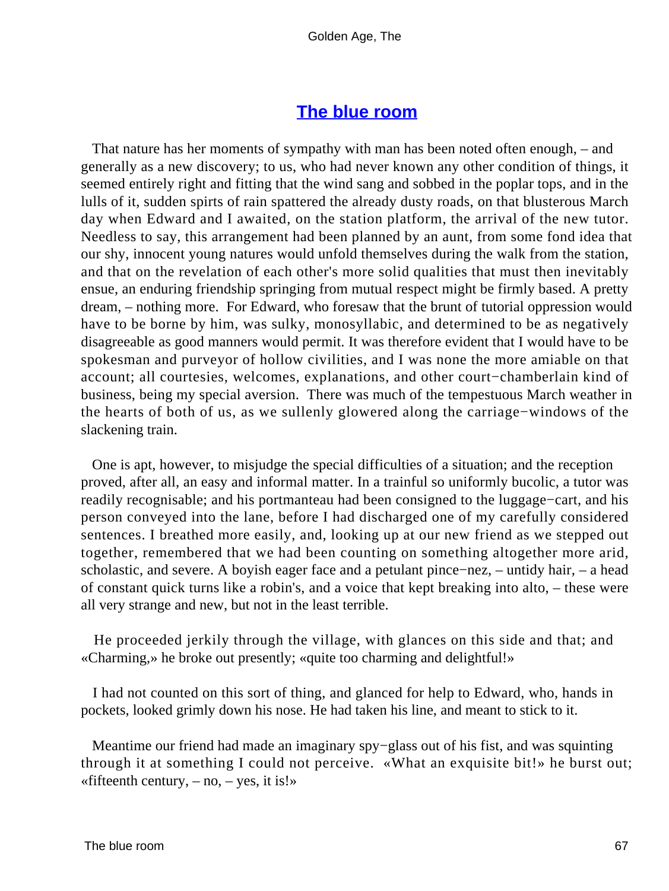## [The blue room]()

That nature has her moments of sympathy with man has been noted often enough, – and generally as a new discovery; to us, who had never known any other condition of things, it seemed entirely right and fitting that the wind sang and sobbed in the poplar tops, and in the lulls of it, sudden spirts of rain spattered the already dusty roads, on that blusterous March day when Edward and I awaited, on the station platform, the arrival of the new tutor. Needless to say, this arrangement had been planned by an aunt, from some fond idea that our shy, innocent young natures would unfold themselves during the walk from the station, and that on the revelation of each other's more solid qualities that must then inevitably ensue, an enduring friendship springing from mutual respect might be firmly based. A pretty dream, – nothing more. For Edward, who foresaw that the brunt of tutorial oppression would have to be borne by him, was sulky, monosyllabic, and determined to be as negatively disagreeable as good manners would permit. It was therefore evident that I would have to be spokesman and purveyor of hollow civilities, and I was none the more amiable on that account; all courtesies, welcomes, explanations, and other court−chamberlain kind of business, being my special aversion. There was much of the tempestuous March weather in the hearts of both of us, as we sullenly glowered along the carriage−windows of the slackening train.

One is apt, however, to misjudge the special difficulties of a situation; and the reception proved, after all, an easy and informal matter. In a trainful so uniformly bucolic, a tutor was readily recognisable; and his portmanteau had been consigned to the luggage−cart, and his person conveyed into the lane, before I had discharged one of my carefully considered sentences. I breathed more easily, and, looking up at our new friend as we stepped out together, remembered that we had been counting on something altogether more arid, scholastic, and severe. A boyish eager face and a petulant pince−nez, – untidy hair, – a head of constant quick turns like a robin's, and a voice that kept breaking into alto, – these were all very strange and new, but not in the least terrible.

He proceeded jerkily through the village, with glances on this side and that; and «Charming,» he broke out presently; «quite too charming and delightful!»

I had not counted on this sort of thing, and glanced for help to Edward, who, hands in pockets, looked grimly down his nose. He had taken his line, and meant to stick to it.

Meantime our friend had made an imaginary spy−glass out of his fist, and was squinting through it at something I could not perceive. «What an exquisite bit!» he burst out; «fifteenth century, – no, – yes, it is!»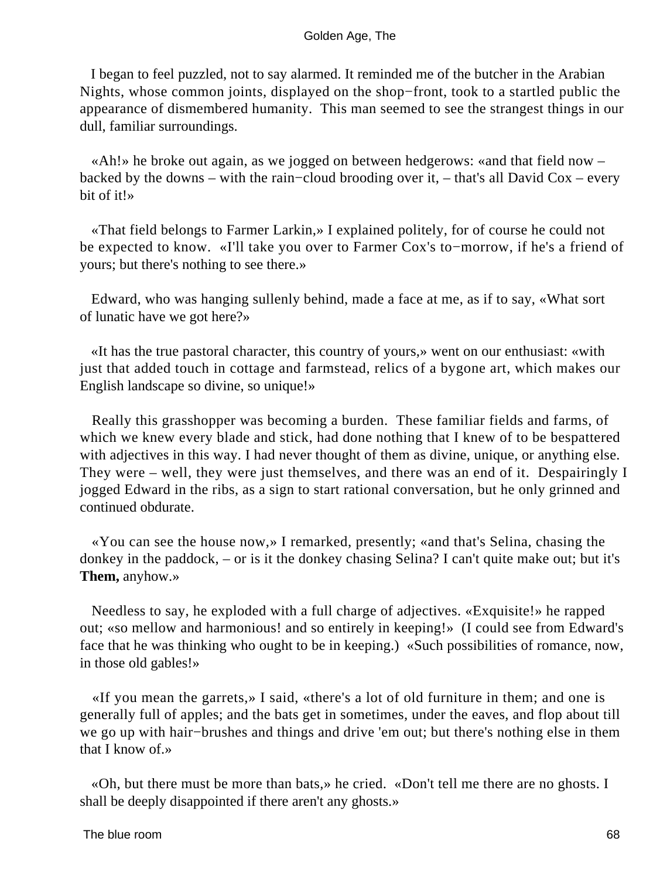I began to feel puzzled, not to say alarmed. It reminded me of the butcher in the Arabian Nights, whose common joints, displayed on the shop−front, took to a startled public the appearance of dismembered humanity. This man seemed to see the strangest things in our dull, familiar surroundings.

«Ah!» he broke out again, as we jogged on between hedgerows: «and that field now – backed by the downs – with the rain−cloud brooding over it, – that's all David Cox – every bit of it!»

«That field belongs to Farmer Larkin,» I explained politely, for of course he could not be expected to know. «I'll take you over to Farmer Cox's to−morrow, if he's a friend of yours; but there's nothing to see there.»

Edward, who was hanging sullenly behind, made a face at me, as if to say, «What sort of lunatic have we got here?»

«It has the true pastoral character, this country of yours,» went on our enthusiast: «with just that added touch in cottage and farmstead, relics of a bygone art, which makes our English landscape so divine, so unique!»

Really this grasshopper was becoming a burden. These familiar fields and farms, of which we knew every blade and stick, had done nothing that I knew of to be bespattered with adjectives in this way. I had never thought of them as divine, unique, or anything else. They were – well, they were just themselves, and there was an end of it. Despairingly I jogged Edward in the ribs, as a sign to start rational conversation, but he only grinned and continued obdurate.

«You can see the house now,» I remarked, presently; «and that's Selina, chasing the donkey in the paddock, – or is it the donkey chasing Selina? I can't quite make out; but it's **Them,** anyhow.»

Needless to say, he exploded with a full charge of adjectives. «Exquisite!» he rapped out; «so mellow and harmonious! and so entirely in keeping!» (I could see from Edward's face that he was thinking who ought to be in keeping.) «Such possibilities of romance, now, in those old gables!»

«If you mean the garrets,» I said, «there's a lot of old furniture in them; and one is generally full of apples; and the bats get in sometimes, under the eaves, and flop about till we go up with hair−brushes and things and drive 'em out; but there's nothing else in them that I know of.»

«Oh, but there must be more than bats,» he cried. «Don't tell me there are no ghosts. I shall be deeply disappointed if there aren't any ghosts.»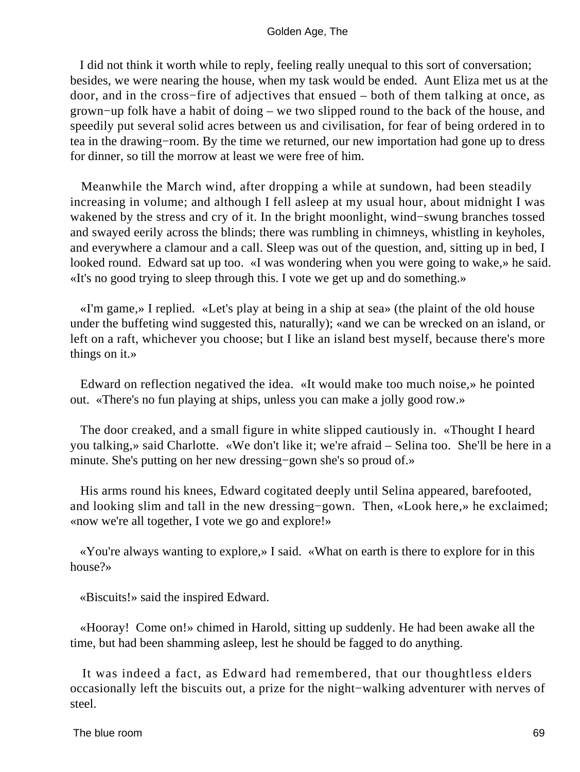I did not think it worth while to reply, feeling really unequal to this sort of conversation; besides, we were nearing the house, when my task would be ended. Aunt Eliza met us at the door, and in the cross−fire of adjectives that ensued – both of them talking at once, as grown−up folk have a habit of doing – we two slipped round to the back of the house, and speedily put several solid acres between us and civilisation, for fear of being ordered in to tea in the drawing−room. By the time we returned, our new importation had gone up to dress for dinner, so till the morrow at least we were free of him.

Meanwhile the March wind, after dropping a while at sundown, had been steadily increasing in volume; and although I fell asleep at my usual hour, about midnight I was wakened by the stress and cry of it. In the bright moonlight, wind−swung branches tossed and swayed eerily across the blinds; there was rumbling in chimneys, whistling in keyholes, and everywhere a clamour and a call. Sleep was out of the question, and, sitting up in bed, I looked round. Edward sat up too. «I was wondering when you were going to wake,» he said. «It's no good trying to sleep through this. I vote we get up and do something.»

«I'm game,» I replied. «Let's play at being in a ship at sea» (the plaint of the old house under the buffeting wind suggested this, naturally); «and we can be wrecked on an island, or left on a raft, whichever you choose; but I like an island best myself, because there's more things on it.»

Edward on reflection negatived the idea. «It would make too much noise,» he pointed out. «There's no fun playing at ships, unless you can make a jolly good row.»

The door creaked, and a small figure in white slipped cautiously in. «Thought I heard you talking,» said Charlotte. «We don't like it; we're afraid – Selina too. She'll be here in a minute. She's putting on her new dressing−gown she's so proud of.»

His arms round his knees, Edward cogitated deeply until Selina appeared, barefooted, and looking slim and tall in the new dressing−gown. Then, «Look here,» he exclaimed; «now we're all together, I vote we go and explore!»

«You're always wanting to explore,» I said. «What on earth is there to explore for in this house?»

«Biscuits!» said the inspired Edward.

«Hooray! Come on!» chimed in Harold, sitting up suddenly. He had been awake all the time, but had been shamming asleep, lest he should be fagged to do anything.

It was indeed a fact, as Edward had remembered, that our thoughtless elders occasionally left the biscuits out, a prize for the night−walking adventurer with nerves of steel.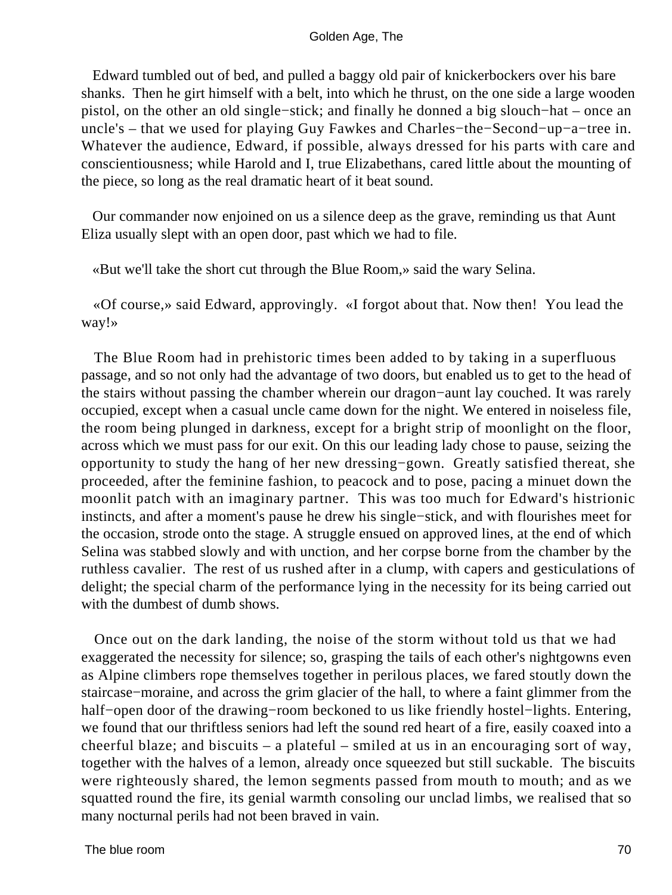Edward tumbled out of bed, and pulled a baggy old pair of knickerbockers over his bare shanks. Then he girt himself with a belt, into which he thrust, on the one side a large wooden pistol, on the other an old single−stick; and finally he donned a big slouch−hat – once an uncle's – that we used for playing Guy Fawkes and Charles−the−Second−up−a−tree in. Whatever the audience, Edward, if possible, always dressed for his parts with care and conscientiousness; while Harold and I, true Elizabethans, cared little about the mounting of the piece, so long as the real dramatic heart of it beat sound.

Our commander now enjoined on us a silence deep as the grave, reminding us that Aunt Eliza usually slept with an open door, past which we had to file.

«But we'll take the short cut through the Blue Room,» said the wary Selina.

«Of course,» said Edward, approvingly. «I forgot about that. Now then! You lead the way!»

The Blue Room had in prehistoric times been added to by taking in a superfluous passage, and so not only had the advantage of two doors, but enabled us to get to the head of the stairs without passing the chamber wherein our dragon−aunt lay couched. It was rarely occupied, except when a casual uncle came down for the night. We entered in noiseless file, the room being plunged in darkness, except for a bright strip of moonlight on the floor, across which we must pass for our exit. On this our leading lady chose to pause, seizing the opportunity to study the hang of her new dressing−gown. Greatly satisfied thereat, she proceeded, after the feminine fashion, to peacock and to pose, pacing a minuet down the moonlit patch with an imaginary partner. This was too much for Edward's histrionic instincts, and after a moment's pause he drew his single−stick, and with flourishes meet for the occasion, strode onto the stage. A struggle ensued on approved lines, at the end of which Selina was stabbed slowly and with unction, and her corpse borne from the chamber by the ruthless cavalier. The rest of us rushed after in a clump, with capers and gesticulations of delight; the special charm of the performance lying in the necessity for its being carried out with the dumbest of dumb shows.

Once out on the dark landing, the noise of the storm without told us that we had exaggerated the necessity for silence; so, grasping the tails of each other's nightgowns even as Alpine climbers rope themselves together in perilous places, we fared stoutly down the staircase−moraine, and across the grim glacier of the hall, to where a faint glimmer from the half−open door of the drawing−room beckoned to us like friendly hostel−lights. Entering, we found that our thriftless seniors had left the sound red heart of a fire, easily coaxed into a cheerful blaze; and biscuits – a plateful – smiled at us in an encouraging sort of way, together with the halves of a lemon, already once squeezed but still suckable. The biscuits were righteously shared, the lemon segments passed from mouth to mouth; and as we squatted round the fire, its genial warmth consoling our unclad limbs, we realised that so many nocturnal perils had not been braved in vain.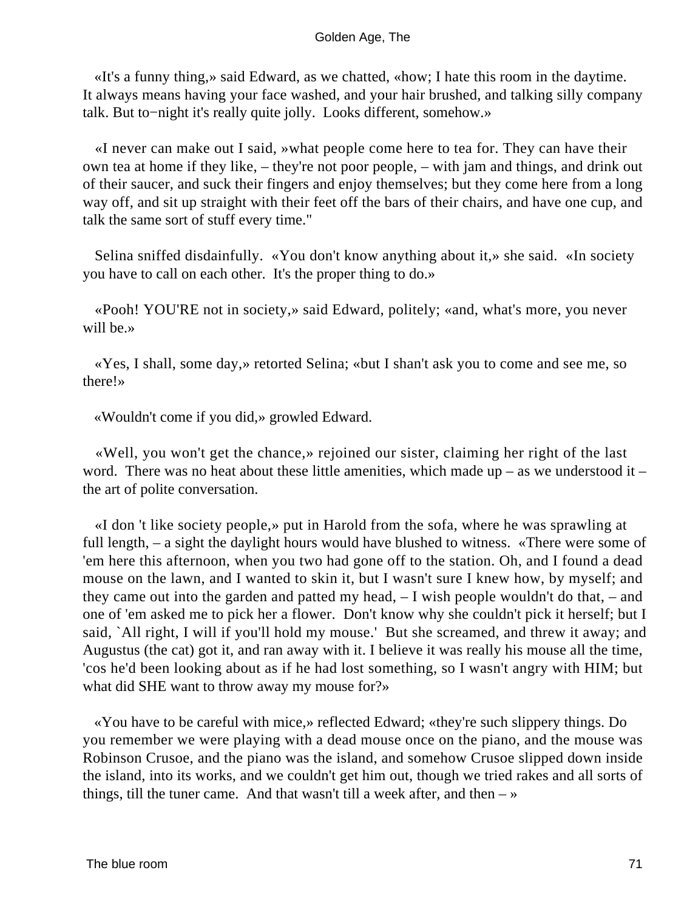«It's a funny thing,» said Edward, as we chatted, «how; I hate this room in the daytime. It always means having your face washed, and your hair brushed, and talking silly company talk. But to−night it's really quite jolly. Looks different, somehow.»

«I never can make out I said, »what people come here to tea for. They can have their own tea at home if they like, – they're not poor people, – with jam and things, and drink out of their saucer, and suck their fingers and enjoy themselves; but they come here from a long way off, and sit up straight with their feet off the bars of their chairs, and have one cup, and talk the same sort of stuff every time."

Selina sniffed disdainfully. «You don't know anything about it,» she said. «In society you have to call on each other. It's the proper thing to do.»

«Pooh! YOU'RE not in society,» said Edward, politely; «and, what's more, you never will be.»

«Yes, I shall, some day,» retorted Selina; «but I shan't ask you to come and see me, so there!»

«Wouldn't come if you did,» growled Edward.

«Well, you won't get the chance,» rejoined our sister, claiming her right of the last word. There was no heat about these little amenities, which made up – as we understood it – the art of polite conversation.

«I don 't like society people,» put in Harold from the sofa, where he was sprawling at full length, – a sight the daylight hours would have blushed to witness. «There were some of 'em here this afternoon, when you two had gone off to the station. Oh, and I found a dead mouse on the lawn, and I wanted to skin it, but I wasn't sure I knew how, by myself; and they came out into the garden and patted my head, – I wish people wouldn't do that, – and one of 'em asked me to pick her a flower. Don't know why she couldn't pick it herself; but I said, `All right, I will if you'll hold my mouse.' But she screamed, and threw it away; and Augustus (the cat) got it, and ran away with it. I believe it was really his mouse all the time, 'cos he'd been looking about as if he had lost something, so I wasn't angry with HIM; but what did SHE want to throw away my mouse for?»

«You have to be careful with mice,» reflected Edward; «they're such slippery things. Do you remember we were playing with a dead mouse once on the piano, and the mouse was Robinson Crusoe, and the piano was the island, and somehow Crusoe slipped down inside the island, into its works, and we couldn't get him out, though we tried rakes and all sorts of things, till the tuner came. And that wasn't till a week after, and then – »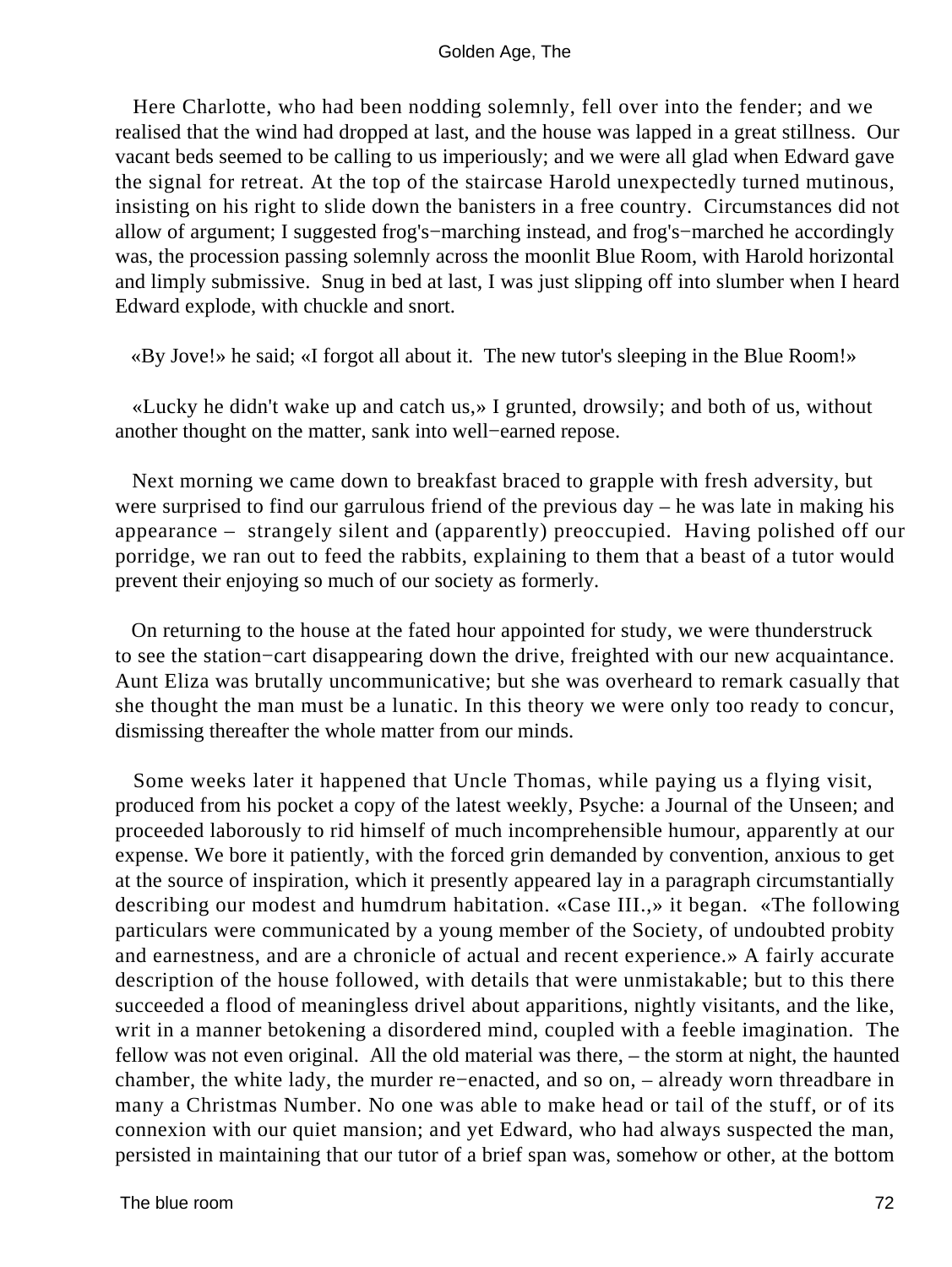Here Charlotte, who had been nodding solemnly, fell over into the fender; and we realised that the wind had dropped at last, and the house was lapped in a great stillness. Our vacant beds seemed to be calling to us imperiously; and we were all glad when Edward gave the signal for retreat. At the top of the staircase Harold unexpectedly turned mutinous, insisting on his right to slide down the banisters in a free country. Circumstances did not allow of argument; I suggested frog's−marching instead, and frog's−marched he accordingly was, the procession passing solemnly across the moonlit Blue Room, with Harold horizontal and limply submissive. Snug in bed at last, I was just slipping off into slumber when I heard Edward explode, with chuckle and snort.

«By Jove!» he said; «I forgot all about it. The new tutor's sleeping in the Blue Room!»

«Lucky he didn't wake up and catch us,» I grunted, drowsily; and both of us, without another thought on the matter, sank into well−earned repose.

Next morning we came down to breakfast braced to grapple with fresh adversity, but were surprised to find our garrulous friend of the previous day – he was late in making his appearance – strangely silent and (apparently) preoccupied. Having polished off our porridge, we ran out to feed the rabbits, explaining to them that a beast of a tutor would prevent their enjoying so much of our society as formerly.

On returning to the house at the fated hour appointed for study, we were thunderstruck to see the station−cart disappearing down the drive, freighted with our new acquaintance. Aunt Eliza was brutally uncommunicative; but she was overheard to remark casually that she thought the man must be a lunatic. In this theory we were only too ready to concur, dismissing thereafter the whole matter from our minds.

Some weeks later it happened that Uncle Thomas, while paying us a flying visit, produced from his pocket a copy of the latest weekly, Psyche: a Journal of the Unseen; and proceeded laboriously to rid himself of much incomprehensible humour, apparently at our expense. We bore it patiently, with the forced grin demanded by convention, anxious to get at the source of inspiration, which it presently appeared lay in a paragraph circumstantially describing our modest and humdrum habitation. «Case III.,» it began. «The following particulars were communicated by a young member of the Society, of undoubted probity and earnestness, and are a chronicle of actual and recent experience.» A fairly accurate description of the house followed, with details that were unmistakable; but to this there succeeded a flood of meaningless drivel about apparitions, nightly visitants, and the like, writ in a manner betokening a disordered mind, coupled with a feeble imagination. The fellow was not even original. All the old material was there, – the storm at night, the haunted chamber, the white lady, the murder re−enacted, and so on, – already worn threadbare in many a Christmas Number. No one was able to make head or tail of the stuff, or of its connexion with our quiet mansion; and yet Edward, who had always suspected the man, persisted in maintaining that our tutor of a brief span was, somehow or other, at the bottom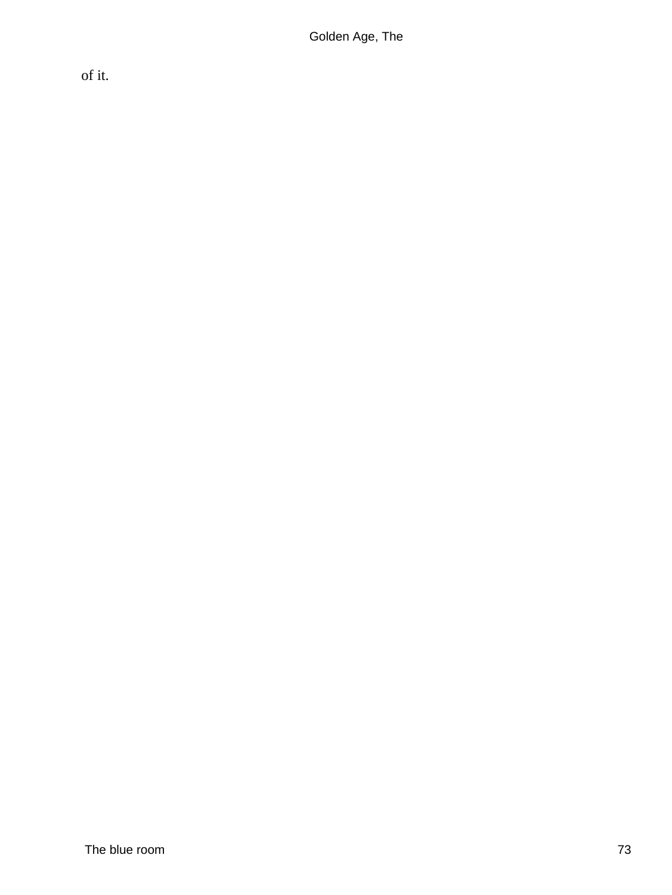of it.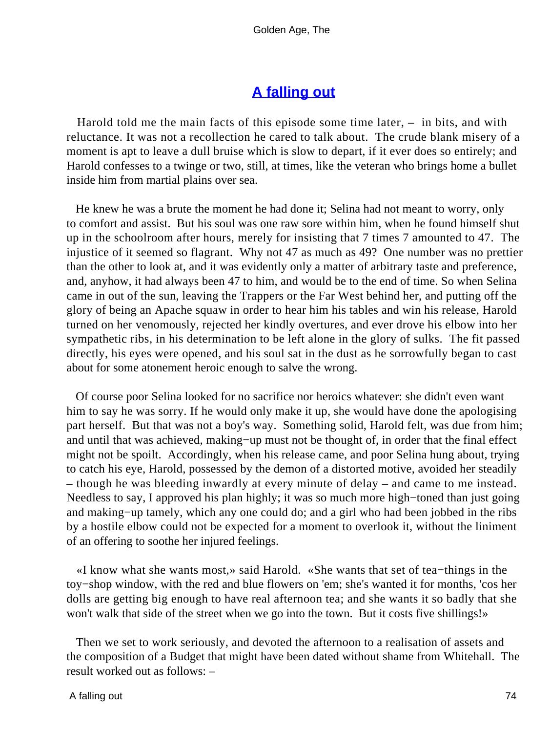## A falling out

Harold told me the main facts of this episode some time later, – in bits, and with reluctance. It was not a recollection he cared to talk about. The crude blank misery of a moment is apt to leave a dull bruise which is slow to depart, if it ever does so entirely; and Harold confesses to a twinge or two, still, at times, like the veteran who brings home a bullet inside him from martial plains over sea.

He knew he was a brute the moment he had done it; Selina had not meant to worry, only to comfort and assist. But his soul was one raw sore within him, when he found himself shut up in the schoolroom after hours, merely for insisting that 7 times 7 amounted to 47. The injustice of it seemed so flagrant. Why not 47 as much as 49? One number was no prettier than the other to look at, and it was evidently only a matter of arbitrary taste and preference, and, anyhow, it had always been 47 to him, and would be to the end of time. So when Selina came in out of the sun, leaving the Trappers or the Far West behind her, and putting off the glory of being an Apache squaw in order to hear him his tables and win his release, Harold turned on her venomously, rejected her kindly overtures, and ever drove his elbow into her sympathetic ribs, in his determination to be left alone in the glory of sulks. The fit passed directly, his eyes were opened, and his soul sat in the dust as he sorrowfully began to cast about for some atonement heroic enough to salve the wrong.

Of course poor Selina looked for no sacrifice nor heroics whatever: she didn't even want him to say he was sorry. If he would only make it up, she would have done the apologising part herself. But that was not a boy's way. Something solid, Harold felt, was due from him; and until that was achieved, making−up must not be thought of, in order that the final effect might not be spoilt. Accordingly, when his release came, and poor Selina hung about, trying to catch his eye, Harold, possessed by the demon of a distorted motive, avoided her steadily – though he was bleeding inwardly at every minute of delay – and came to me instead. Needless to say, I approved his plan highly; it was so much more high−toned than just going and making−up tamely, which any one could do; and a girl who had been jobbed in the ribs by a hostile elbow could not be expected for a moment to overlook it, without the liniment of an offering to soothe her injured feelings.

«I know what she wants most,» said Harold. «She wants that set of tea−things in the toy−shop window, with the red and blue flowers on 'em; she's wanted it for months, 'cos her dolls are getting big enough to have real afternoon tea; and she wants it so badly that she won't walk that side of the street when we go into the town. But it costs five shillings!»

Then we set to work seriously, and devoted the afternoon to a realisation of assets and the composition of a Budget that might have been dated without shame from Whitehall. The result worked out as follows: –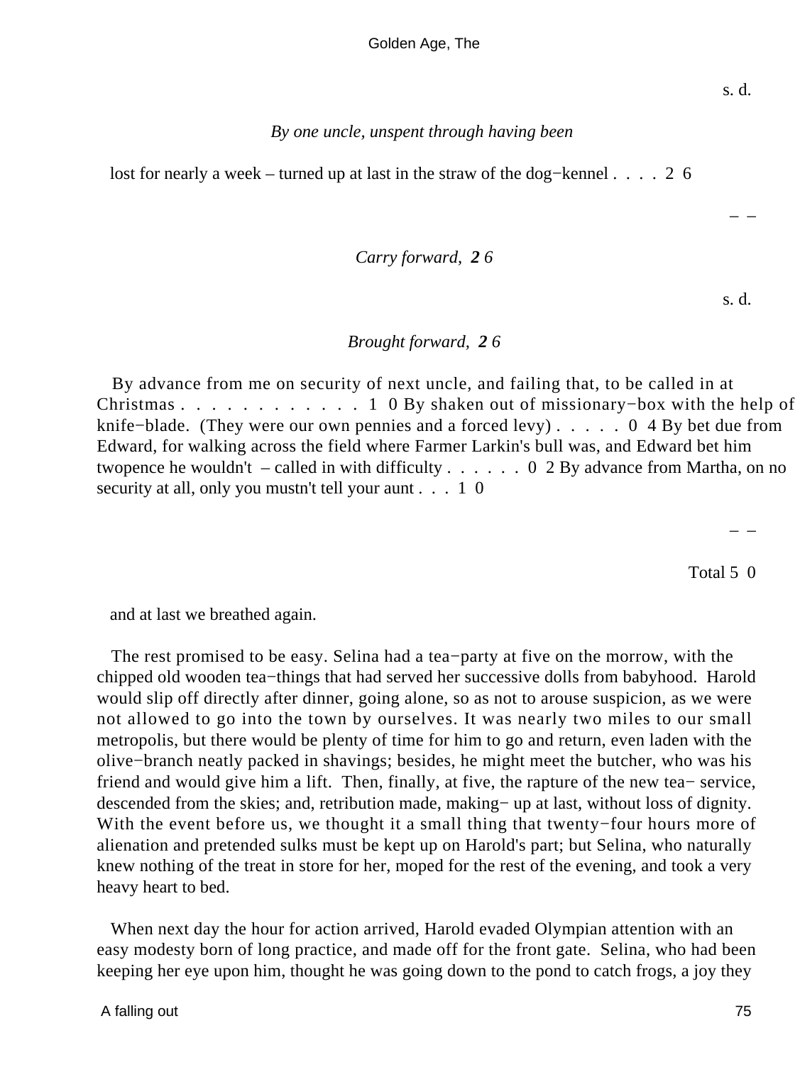s. d.

*By one uncle, unspent through having been*

lost for nearly a week – turned up at last in the straw of the dog−kennel . . . . 2 6

– –

*Carry forward,* ***2*** *6*

s. d.

*Brought forward,* ***2*** *6*

By advance from me on security of next uncle, and failing that, to be called in at Christmas . . . . . . . . . . . . 1 0 By shaken out of missionary−box with the help of knife−blade. (They were our own pennies and a forced levy) . . . . . 0 4 By bet due from Edward, for walking across the field where Farmer Larkin's bull was, and Edward bet him twopence he wouldn't – called in with difficulty . . . . . . 0 2 By advance from Martha, on no security at all, only you mustn't tell your aunt . . . 1 0

– –

Total 5 0

and at last we breathed again.

The rest promised to be easy. Selina had a tea−party at five on the morrow, with the chipped old wooden tea−things that had served her successive dolls from babyhood. Harold would slip off directly after dinner, going alone, so as not to arouse suspicion, as we were not allowed to go into the town by ourselves. It was nearly two miles to our small metropolis, but there would be plenty of time for him to go and return, even laden with the olive−branch neatly packed in shavings; besides, he might meet the butcher, who was his friend and would give him a lift. Then, finally, at five, the rapture of the new tea− service, descended from the skies; and, retribution made, making− up at last, without loss of dignity. With the event before us, we thought it a small thing that twenty−four hours more of alienation and pretended sulks must be kept up on Harold's part; but Selina, who naturally knew nothing of the treat in store for her, moped for the rest of the evening, and took a very heavy heart to bed.

When next day the hour for action arrived, Harold evaded Olympian attention with an easy modesty born of long practice, and made off for the front gate. Selina, who had been keeping her eye upon him, thought he was going down to the pond to catch frogs, a joy they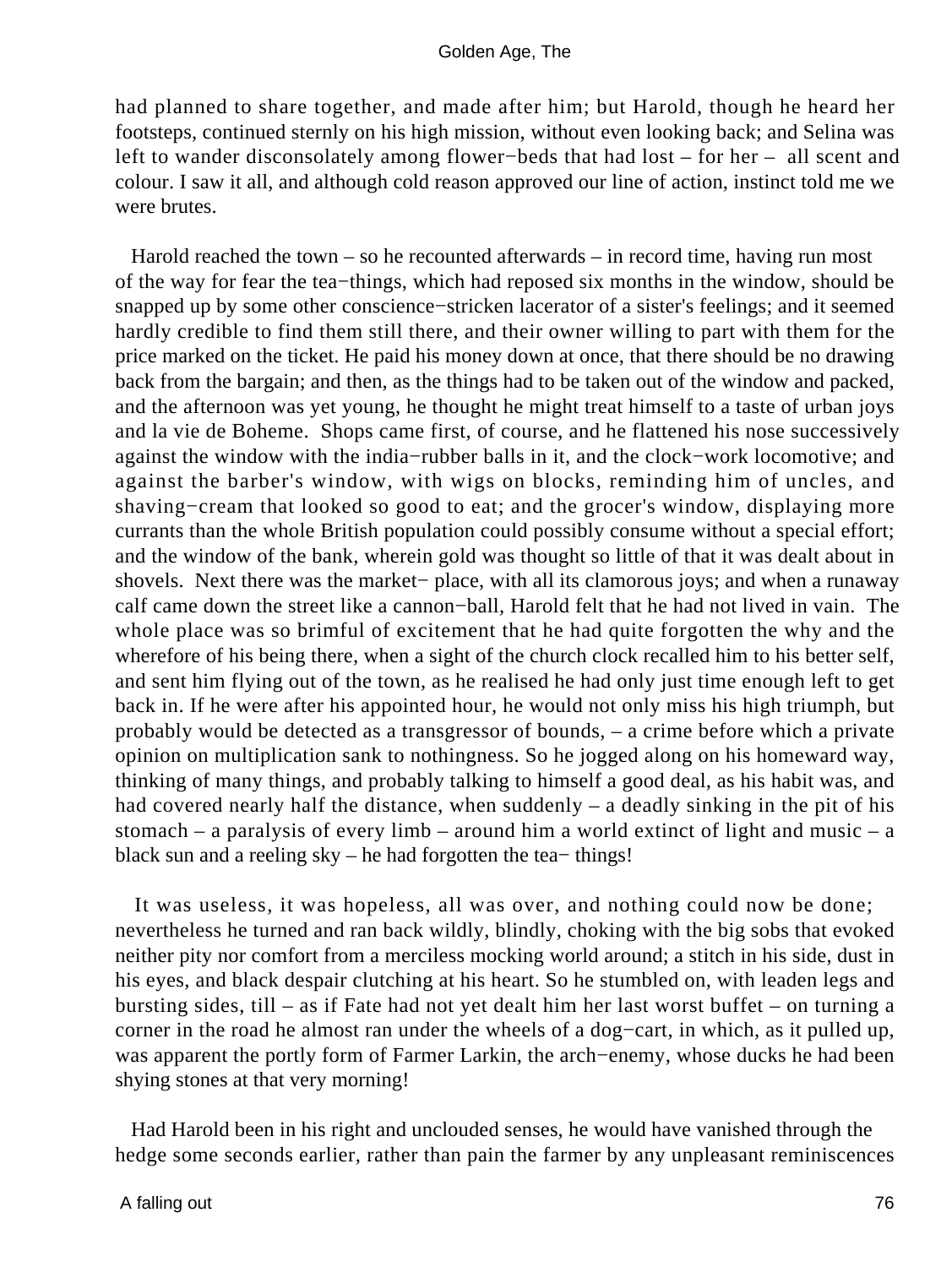had planned to share together, and made after him; but Harold, though he heard her footsteps, continued sternly on his high mission, without even looking back; and Selina was left to wander disconsolately among flower−beds that had lost – for her – all scent and colour. I saw it all, and although cold reason approved our line of action, instinct told me we were brutes.

Harold reached the town – so he recounted afterwards – in record time, having run most of the way for fear the tea−things, which had reposed six months in the window, should be snapped up by some other conscience−stricken lacerator of a sister's feelings; and it seemed hardly credible to find them still there, and their owner willing to part with them for the price marked on the ticket. He paid his money down at once, that there should be no drawing back from the bargain; and then, as the things had to be taken out of the window and packed, and the afternoon was yet young, he thought he might treat himself to a taste of urban joys and la vie de Boheme. Shops came first, of course, and he flattened his nose successively against the window with the india−rubber balls in it, and the clock−work locomotive; and against the barber's window, with wigs on blocks, reminding him of uncles, and shaving−cream that looked so good to eat; and the grocer's window, displaying more currants than the whole British population could possibly consume without a special effort; and the window of the bank, wherein gold was thought so little of that it was dealt about in shovels. Next there was the market− place, with all its clamorous joys; and when a runaway calf came down the street like a cannon−ball, Harold felt that he had not lived in vain. The whole place was so brimful of excitement that he had quite forgotten the why and the wherefore of his being there, when a sight of the church clock recalled him to his better self, and sent him flying out of the town, as he realised he had only just time enough left to get back in. If he were after his appointed hour, he would not only miss his high triumph, but probably would be detected as a transgressor of bounds, – a crime before which a private opinion on multiplication sank to nothingness. So he jogged along on his homeward way, thinking of many things, and probably talking to himself a good deal, as his habit was, and had covered nearly half the distance, when suddenly – a deadly sinking in the pit of his stomach – a paralysis of every limb – around him a world extinct of light and music – a black sun and a reeling sky – he had forgotten the tea− things!

It was useless, it was hopeless, all was over, and nothing could now be done; nevertheless he turned and ran back wildly, blindly, choking with the big sobs that evoked neither pity nor comfort from a merciless mocking world around; a stitch in his side, dust in his eyes, and black despair clutching at his heart. So he stumbled on, with leaden legs and bursting sides, till – as if Fate had not yet dealt him her last worst buffet – on turning a corner in the road he almost ran under the wheels of a dog−cart, in which, as it pulled up, was apparent the portly form of Farmer Larkin, the arch−enemy, whose ducks he had been shying stones at that very morning!

Had Harold been in his right and unclouded senses, he would have vanished through the hedge some seconds earlier, rather than pain the farmer by any unpleasant reminiscences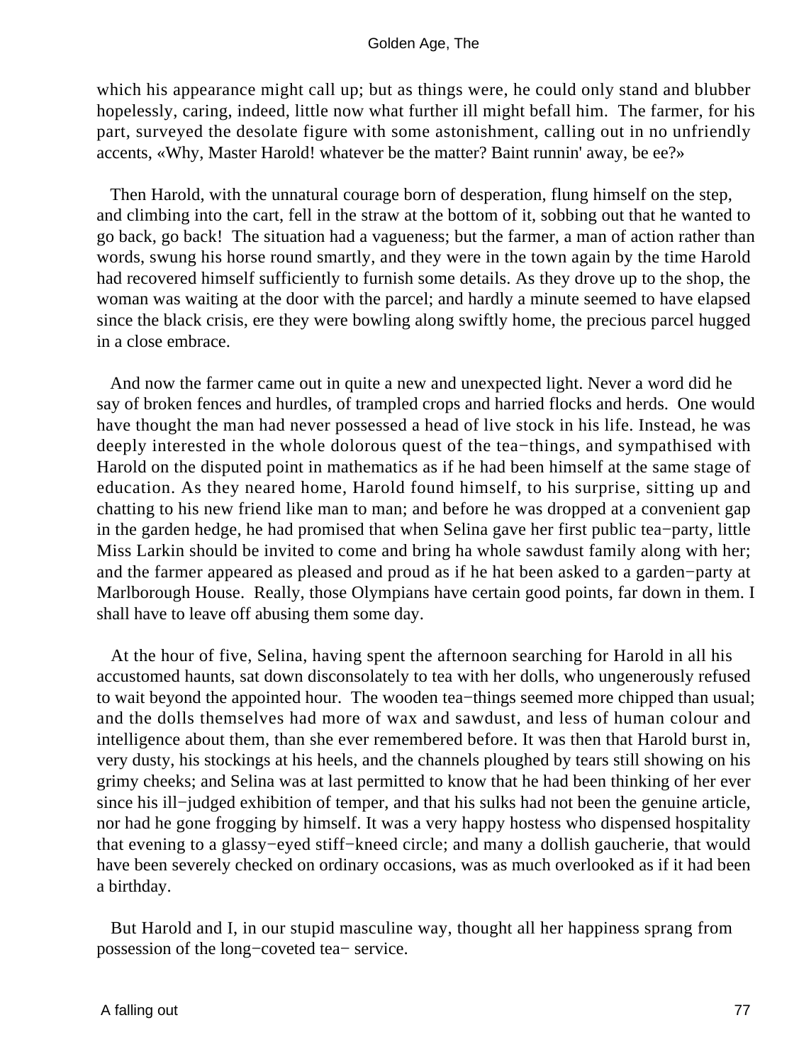which his appearance might call up; but as things were, he could only stand and blubber hopelessly, caring, indeed, little now what further ill might befall him. The farmer, for his part, surveyed the desolate figure with some astonishment, calling out in no unfriendly accents, «Why, Master Harold! whatever be the matter? Baint runnin' away, be ee?»

Then Harold, with the unnatural courage born of desperation, flung himself on the step, and climbing into the cart, fell in the straw at the bottom of it, sobbing out that he wanted to go back, go back! The situation had a vagueness; but the farmer, a man of action rather than words, swung his horse round smartly, and they were in the town again by the time Harold had recovered himself sufficiently to furnish some details. As they drove up to the shop, the woman was waiting at the door with the parcel; and hardly a minute seemed to have elapsed since the black crisis, ere they were bowling along swiftly home, the precious parcel hugged in a close embrace.

And now the farmer came out in quite a new and unexpected light. Never a word did he say of broken fences and hurdles, of trampled crops and harried flocks and herds. One would have thought the man had never possessed a head of live stock in his life. Instead, he was deeply interested in the whole dolorous quest of the tea−things, and sympathised with Harold on the disputed point in mathematics as if he had been himself at the same stage of education. As they neared home, Harold found himself, to his surprise, sitting up and chatting to his new friend like man to man; and before he was dropped at a convenient gap in the garden hedge, he had promised that when Selina gave her first public tea−party, little Miss Larkin should be invited to come and bring ha whole sawdust family along with her; and the farmer appeared as pleased and proud as if he hat been asked to a garden−party at Marlborough House. Really, those Olympians have certain good points, far down in them. I shall have to leave off abusing them some day.

At the hour of five, Selina, having spent the afternoon searching for Harold in all his accustomed haunts, sat down disconsolately to tea with her dolls, who ungenerously refused to wait beyond the appointed hour. The wooden tea−things seemed more chipped than usual; and the dolls themselves had more of wax and sawdust, and less of human colour and intelligence about them, than she ever remembered before. It was then that Harold burst in, very dusty, his stockings at his heels, and the channels ploughed by tears still showing on his grimy cheeks; and Selina was at last permitted to know that he had been thinking of her ever since his ill−judged exhibition of temper, and that his sulks had not been the genuine article, nor had he gone frogging by himself. It was a very happy hostess who dispensed hospitality that evening to a glassy−eyed stiff−kneed circle; and many a dollish gaucherie, that would have been severely checked on ordinary occasions, was as much overlooked as if it had been a birthday.

But Harold and I, in our stupid masculine way, thought all her happiness sprang from possession of the long−coveted tea− service.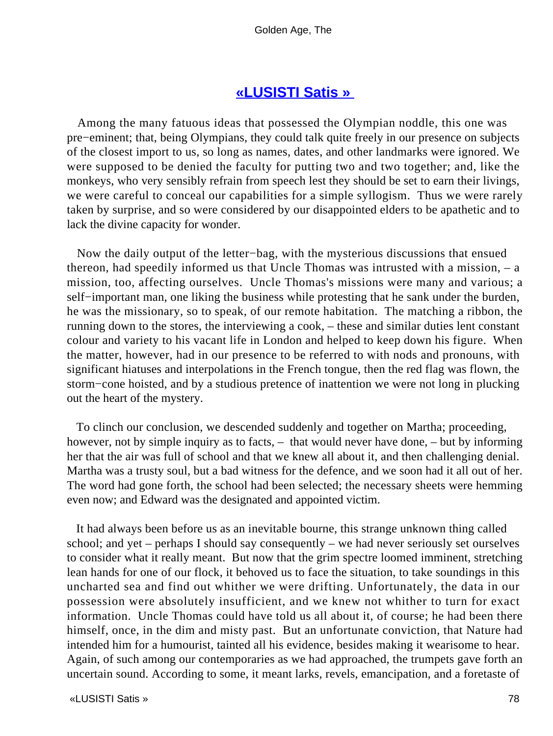## «LUSISTI Satis »

Among the many fatuous ideas that possessed the Olympian noddle, this one was pre−eminent; that, being Olympians, they could talk quite freely in our presence on subjects of the closest import to us, so long as names, dates, and other landmarks were ignored. We were supposed to be denied the faculty for putting two and two together; and, like the monkeys, who very sensibly refrain from speech lest they should be set to earn their livings, we were careful to conceal our capabilities for a simple syllogism. Thus we were rarely taken by surprise, and so were considered by our disappointed elders to be apathetic and to lack the divine capacity for wonder.

Now the daily output of the letter−bag, with the mysterious discussions that ensued thereon, had speedily informed us that Uncle Thomas was intrusted with a mission, – a mission, too, affecting ourselves. Uncle Thomas's missions were many and various; a self−important man, one liking the business while protesting that he sank under the burden, he was the missionary, so to speak, of our remote habitation. The matching a ribbon, the running down to the stores, the interviewing a cook, – these and similar duties lent constant colour and variety to his vacant life in London and helped to keep down his figure. When the matter, however, had in our presence to be referred to with nods and pronouns, with significant hiatuses and interpolations in the French tongue, then the red flag was flown, the storm−cone hoisted, and by a studious pretence of inattention we were not long in plucking out the heart of the mystery.

To clinch our conclusion, we descended suddenly and together on Martha; proceeding, however, not by simple inquiry as to facts, – that would never have done, – but by informing her that the air was full of school and that we knew all about it, and then challenging denial. Martha was a trusty soul, but a bad witness for the defence, and we soon had it all out of her. The word had gone forth, the school had been selected; the necessary sheets were hemming even now; and Edward was the designated and appointed victim.

It had always been before us as an inevitable bourne, this strange unknown thing called school; and yet – perhaps I should say consequently – we had never seriously set ourselves to consider what it really meant. But now that the grim spectre loomed imminent, stretching lean hands for one of our flock, it behoved us to face the situation, to take soundings in this uncharted sea and find out whither we were drifting. Unfortunately, the data in our possession were absolutely insufficient, and we knew not whither to turn for exact information. Uncle Thomas could have told us all about it, of course; he had been there himself, once, in the dim and misty past. But an unfortunate conviction, that Nature had intended him for a humourist, tainted all his evidence, besides making it wearisome to hear. Again, of such among our contemporaries as we had approached, the trumpets gave forth an uncertain sound. According to some, it meant larks, revels, emancipation, and a foretaste of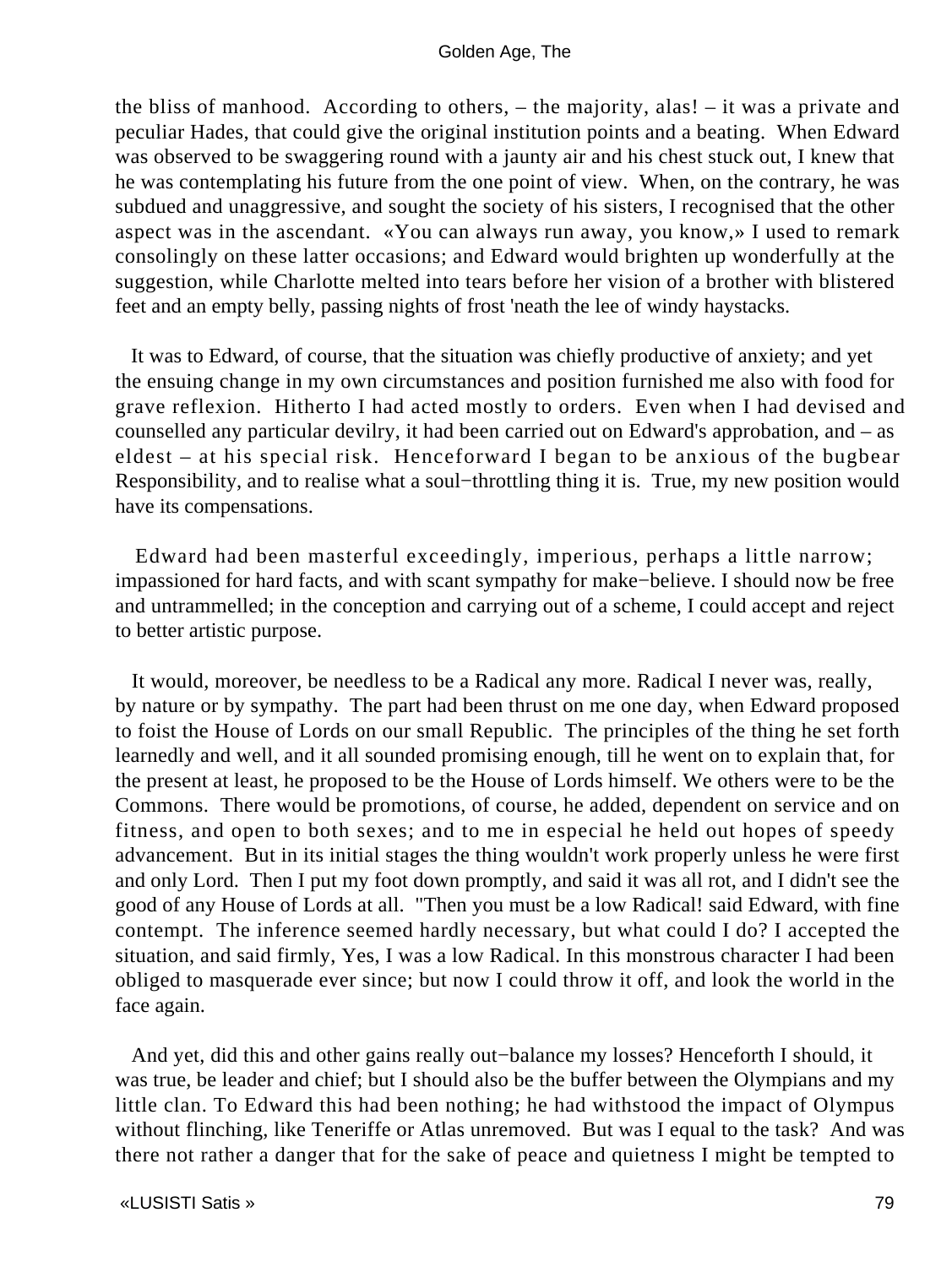the bliss of manhood. According to others, – the majority, alas! – it was a private and peculiar Hades, that could give the original institution points and a beating. When Edward was observed to be swaggering round with a jaunty air and his chest stuck out, I knew that he was contemplating his future from the one point of view. When, on the contrary, he was subdued and unaggressive, and sought the society of his sisters, I recognised that the other aspect was in the ascendant. «You can always run away, you know,» I used to remark consolingly on these latter occasions; and Edward would brighten up wonderfully at the suggestion, while Charlotte melted into tears before her vision of a brother with blistered feet and an empty belly, passing nights of frost 'neath the lee of windy haystacks.

It was to Edward, of course, that the situation was chiefly productive of anxiety; and yet the ensuing change in my own circumstances and position furnished me also with food for grave reflexion. Hitherto I had acted mostly to orders. Even when I had devised and counselled any particular devilry, it had been carried out on Edward's approbation, and – as eldest – at his special risk. Henceforward I began to be anxious of the bugbear Responsibility, and to realise what a soul−throttling thing it is. True, my new position would have its compensations.

Edward had been masterful exceedingly, imperious, perhaps a little narrow; impassioned for hard facts, and with scant sympathy for make−believe. I should now be free and untrammelled; in the conception and carrying out of a scheme, I could accept and reject to better artistic purpose.

It would, moreover, be needless to be a Radical any more. Radical I never was, really, by nature or by sympathy. The part had been thrust on me one day, when Edward proposed to foist the House of Lords on our small Republic. The principles of the thing he set forth learnedly and well, and it all sounded promising enough, till he went on to explain that, for the present at least, he proposed to be the House of Lords himself. We others were to be the Commons. There would be promotions, of course, he added, dependent on service and on fitness, and open to both sexes; and to me in especial he held out hopes of speedy advancement. But in its initial stages the thing wouldn't work properly unless he were first and only Lord. Then I put my foot down promptly, and said it was all rot, and I didn't see the good of any House of Lords at all. "Then you must be a low Radical! said Edward, with fine contempt. The inference seemed hardly necessary, but what could I do? I accepted the situation, and said firmly, Yes, I was a low Radical. In this monstrous character I had been obliged to masquerade ever since; but now I could throw it off, and look the world in the face again.

And yet, did this and other gains really out−balance my losses? Henceforth I should, it was true, be leader and chief; but I should also be the buffer between the Olympians and my little clan. To Edward this had been nothing; he had withstood the impact of Olympus without flinching, like Teneriffe or Atlas unremoved. But was I equal to the task? And was there not rather a danger that for the sake of peace and quietness I might be tempted to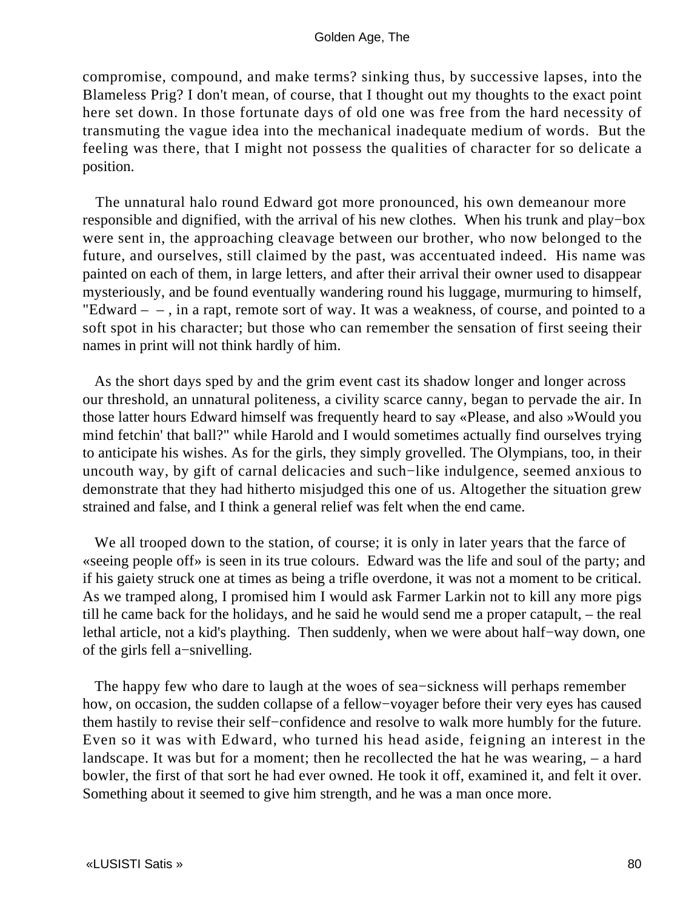compromise, compound, and make terms? sinking thus, by successive lapses, into the Blameless Prig? I don't mean, of course, that I thought out my thoughts to the exact point here set down. In those fortunate days of old one was free from the hard necessity of transmuting the vague idea into the mechanical inadequate medium of words. But the feeling was there, that I might not possess the qualities of character for so delicate a position.

The unnatural halo round Edward got more pronounced, his own demeanour more responsible and dignified, with the arrival of his new clothes. When his trunk and play−box were sent in, the approaching cleavage between our brother, who now belonged to the future, and ourselves, still claimed by the past, was accentuated indeed. His name was painted on each of them, in large letters, and after their arrival their owner used to disappear mysteriously, and be found eventually wandering round his luggage, murmuring to himself, "Edward – – , in a rapt, remote sort of way. It was a weakness, of course, and pointed to a soft spot in his character; but those who can remember the sensation of first seeing their names in print will not think hardly of him.

As the short days sped by and the grim event cast its shadow longer and longer across our threshold, an unnatural politeness, a civility scarce canny, began to pervade the air. In those latter hours Edward himself was frequently heard to say «Please, and also »Would you mind fetchin' that ball?" while Harold and I would sometimes actually find ourselves trying to anticipate his wishes. As for the girls, they simply grovelled. The Olympians, too, in their uncouth way, by gift of carnal delicacies and such−like indulgence, seemed anxious to demonstrate that they had hitherto misjudged this one of us. Altogether the situation grew strained and false, and I think a general relief was felt when the end came.

We all trooped down to the station, of course; it is only in later years that the farce of «seeing people off» is seen in its true colours. Edward was the life and soul of the party; and if his gaiety struck one at times as being a trifle overdone, it was not a moment to be critical. As we tramped along, I promised him I would ask Farmer Larkin not to kill any more pigs till he came back for the holidays, and he said he would send me a proper catapult, – the real lethal article, not a kid's plaything. Then suddenly, when we were about half−way down, one of the girls fell a−snivelling.

The happy few who dare to laugh at the woes of sea−sickness will perhaps remember how, on occasion, the sudden collapse of a fellow−voyager before their very eyes has caused them hastily to revise their self−confidence and resolve to walk more humbly for the future. Even so it was with Edward, who turned his head aside, feigning an interest in the landscape. It was but for a moment; then he recollected the hat he was wearing, – a hard bowler, the first of that sort he had ever owned. He took it off, examined it, and felt it over. Something about it seemed to give him strength, and he was a man once more.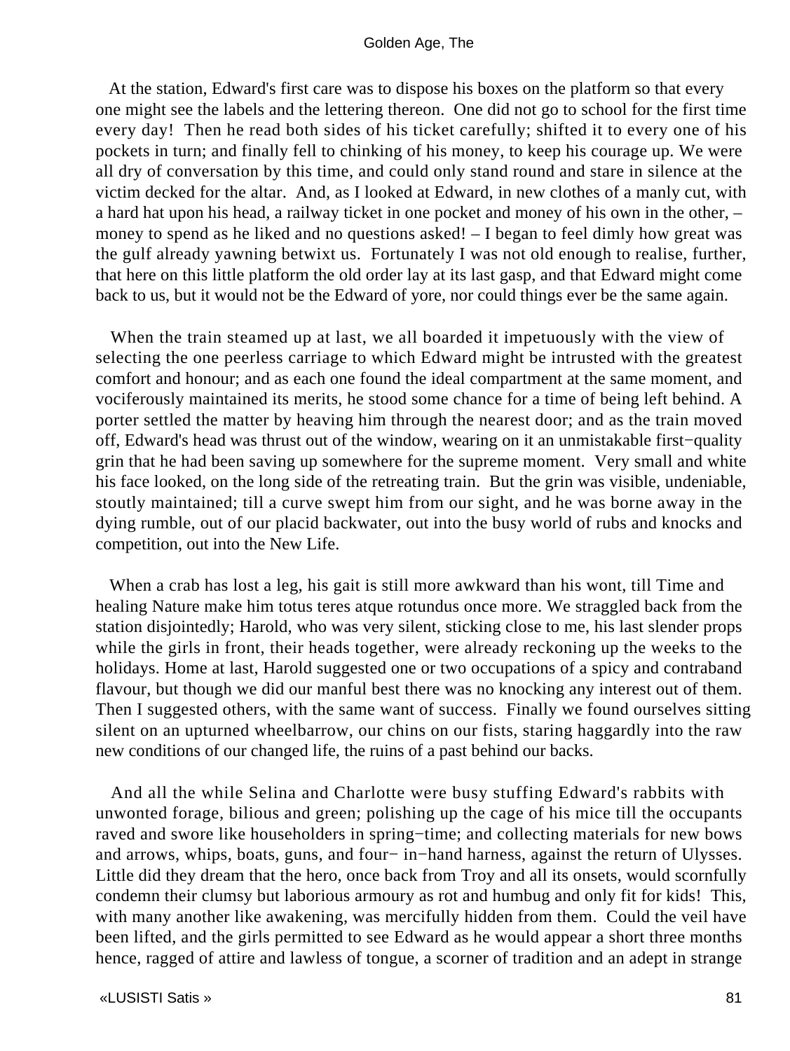At the station, Edward's first care was to dispose his boxes on the platform so that every one might see the labels and the lettering thereon. One did not go to school for the first time every day! Then he read both sides of his ticket carefully; shifted it to every one of his pockets in turn; and finally fell to chinking of his money, to keep his courage up. We were all dry of conversation by this time, and could only stand round and stare in silence at the victim decked for the altar. And, as I looked at Edward, in new clothes of a manly cut, with a hard hat upon his head, a railway ticket in one pocket and money of his own in the other, – money to spend as he liked and no questions asked! – I began to feel dimly how great was the gulf already yawning betwixt us. Fortunately I was not old enough to realise, further, that here on this little platform the old order lay at its last gasp, and that Edward might come back to us, but it would not be the Edward of yore, nor could things ever be the same again.

When the train steamed up at last, we all boarded it impetuously with the view of selecting the one peerless carriage to which Edward might be intrusted with the greatest comfort and honour; and as each one found the ideal compartment at the same moment, and vociferously maintained its merits, he stood some chance for a time of being left behind. A porter settled the matter by heaving him through the nearest door; and as the train moved off, Edward's head was thrust out of the window, wearing on it an unmistakable first−quality grin that he had been saving up somewhere for the supreme moment. Very small and white his face looked, on the long side of the retreating train. But the grin was visible, undeniable, stoutly maintained; till a curve swept him from our sight, and he was borne away in the dying rumble, out of our placid backwater, out into the busy world of rubs and knocks and competition, out into the New Life.

When a crab has lost a leg, his gait is still more awkward than his wont, till Time and healing Nature make him totus teres atque rotundus once more. We straggled back from the station disjointedly; Harold, who was very silent, sticking close to me, his last slender props while the girls in front, their heads together, were already reckoning up the weeks to the holidays. Home at last, Harold suggested one or two occupations of a spicy and contraband flavour, but though we did our manful best there was no knocking any interest out of them. Then I suggested others, with the same want of success. Finally we found ourselves sitting silent on an upturned wheelbarrow, our chins on our fists, staring haggardly into the raw new conditions of our changed life, the ruins of a past behind our backs.

And all the while Selina and Charlotte were busy stuffing Edward's rabbits with unwonted forage, bilious and green; polishing up the cage of his mice till the occupants raved and swore like householders in spring−time; and collecting materials for new bows and arrows, whips, boats, guns, and four− in−hand harness, against the return of Ulysses. Little did they dream that the hero, once back from Troy and all its onsets, would scornfully condemn their clumsy but laborious armoury as rot and humbug and only fit for kids! This, with many another like awakening, was mercifully hidden from them. Could the veil have been lifted, and the girls permitted to see Edward as he would appear a short three months hence, ragged of attire and lawless of tongue, a scorner of tradition and an adept in strange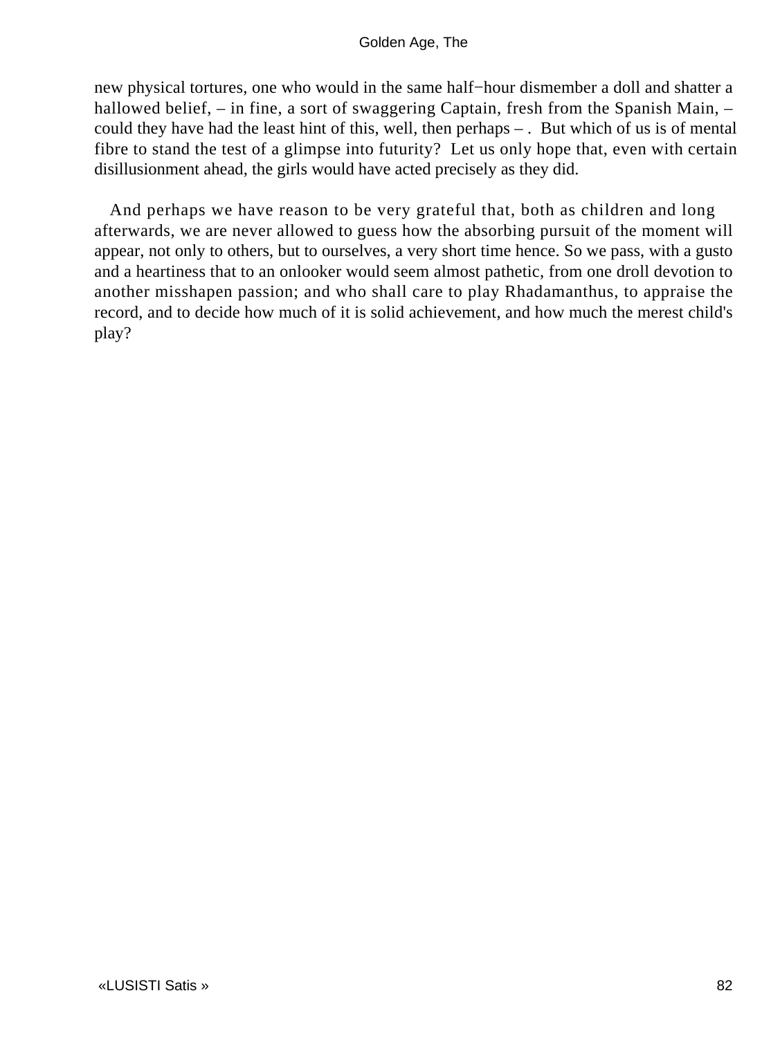new physical tortures, one who would in the same half−hour dismember a doll and shatter a hallowed belief, – in fine, a sort of swaggering Captain, fresh from the Spanish Main, – could they have had the least hint of this, well, then perhaps – . But which of us is of mental fibre to stand the test of a glimpse into futurity? Let us only hope that, even with certain disillusionment ahead, the girls would have acted precisely as they did.

And perhaps we have reason to be very grateful that, both as children and long afterwards, we are never allowed to guess how the absorbing pursuit of the moment will appear, not only to others, but to ourselves, a very short time hence. So we pass, with a gusto and a heartiness that to an onlooker would seem almost pathetic, from one droll devotion to another misshapen passion; and who shall care to play Rhadamanthus, to appraise the record, and to decide how much of it is solid achievement, and how much the merest child's play?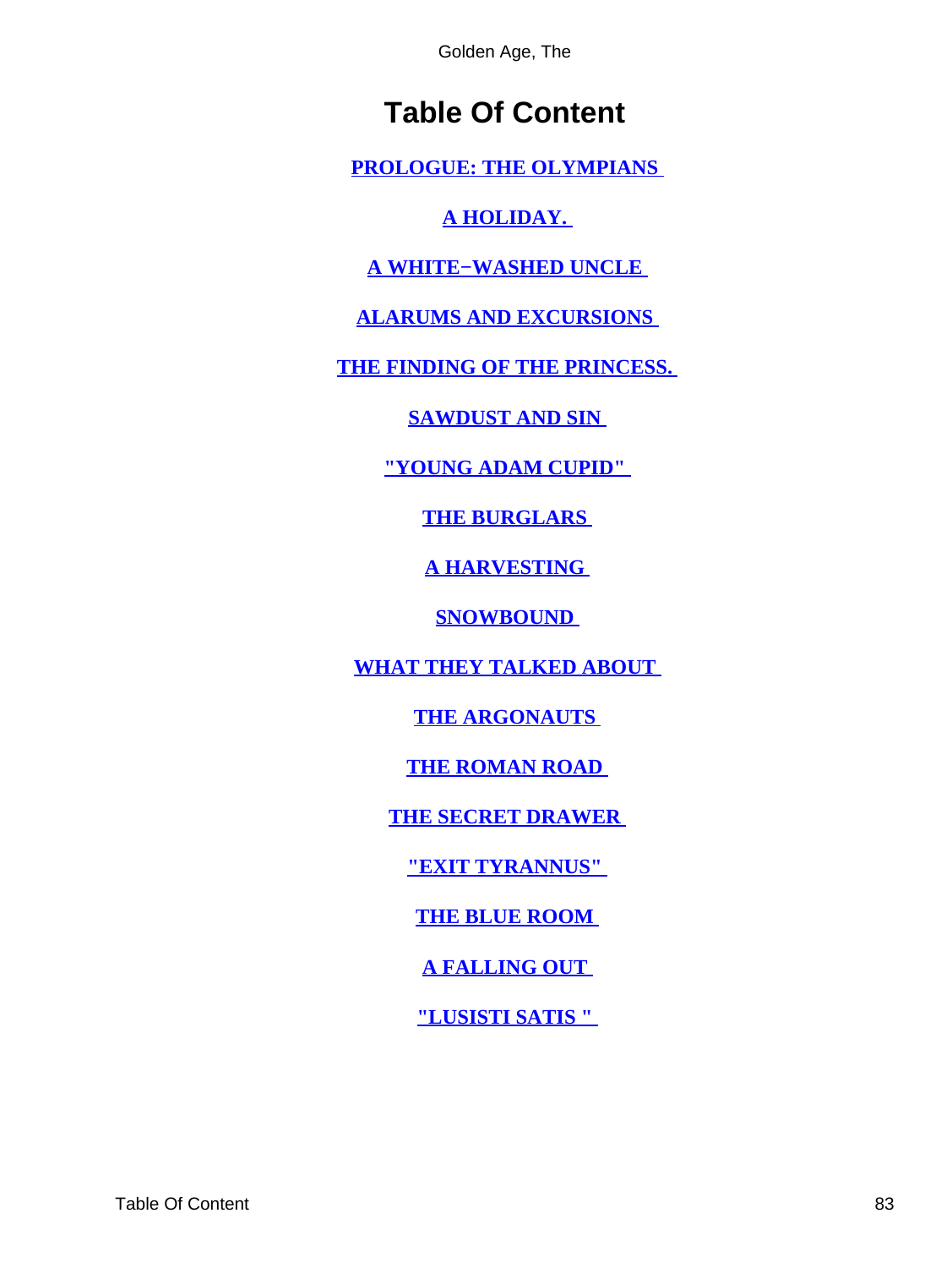# Table Of Content

**PROLOGUE: THE OLYMPIANS**

**A HOLIDAY.**

**A WHITE−WASHED UNCLE**

**ALARUMS AND EXCURSIONS**

**THE FINDING OF THE PRINCESS.**

**SAWDUST AND SIN**

**"YOUNG ADAM CUPID"**

**THE BURGLARS**

**A HARVESTING**

**SNOWBOUND**

**WHAT THEY TALKED ABOUT**

**THE ARGONAUTS**

**THE ROMAN ROAD**

**THE SECRET DRAWER**

**"EXIT TYRANNUS"**

**THE BLUE ROOM**

**A FALLING OUT**

**"LUSISTI SATIS "**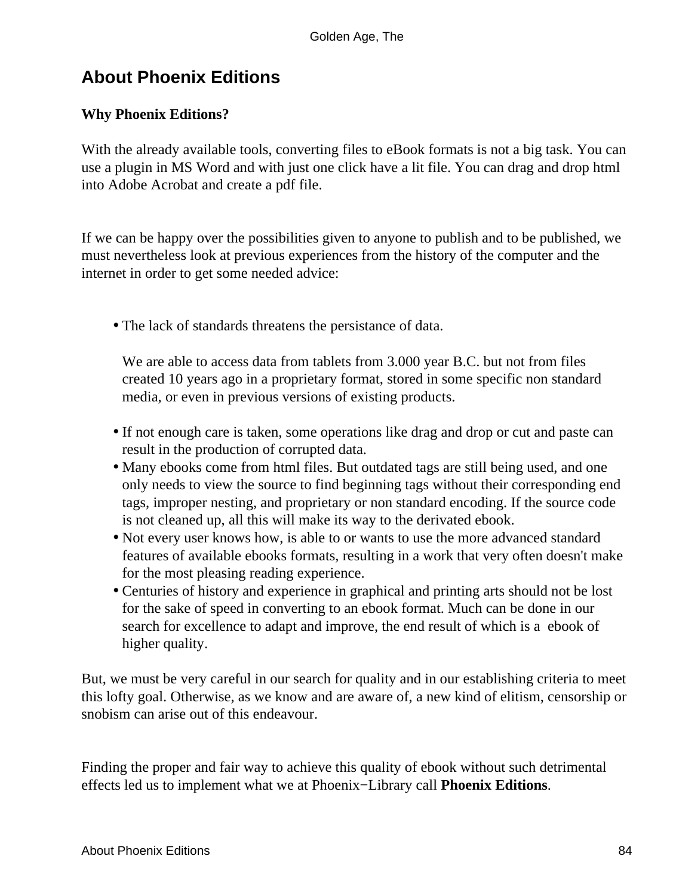## About Phoenix Editions

**Why Phoenix Editions?**

With the already available tools, converting files to eBook formats is not a big task. You can use a plugin in MS Word and with just one click have a lit file. You can drag and drop html into Adobe Acrobat and create a pdf file.

If we can be happy over the possibilities given to anyone to publish and to be published, we must nevertheless look at previous experiences from the history of the computer and the internet in order to get some needed advice:

- The lack of standards threatens the persistance of data.

  We are able to access data from tablets from 3.000 year B.C. but not from files created 10 years ago in a proprietary format, stored in some specific non standard media, or even in previous versions of existing products.
- If not enough care is taken, some operations like drag and drop or cut and paste can result in the production of corrupted data.
- Many ebooks come from html files. But outdated tags are still being used, and one only needs to view the source to find beginning tags without their corresponding end tags, improper nesting, and proprietary or non standard encoding. If the source code is not cleaned up, all this will make its way to the derivated ebook.
- Not every user knows how, is able to or wants to use the more advanced standard features of available ebooks formats, resulting in a work that very often doesn't make for the most pleasing reading experience.
- Centuries of history and experience in graphical and printing arts should not be lost for the sake of speed in converting to an ebook format. Much can be done in our search for excellence to adapt and improve, the end result of which is a ebook of higher quality.

But, we must be very careful in our search for quality and in our establishing criteria to meet this lofty goal. Otherwise, as we know and are aware of, a new kind of elitism, censorship or snobism can arise out of this endeavour.

Finding the proper and fair way to achieve this quality of ebook without such detrimental effects led us to implement what we at Phoenix−Library call **Phoenix Editions**.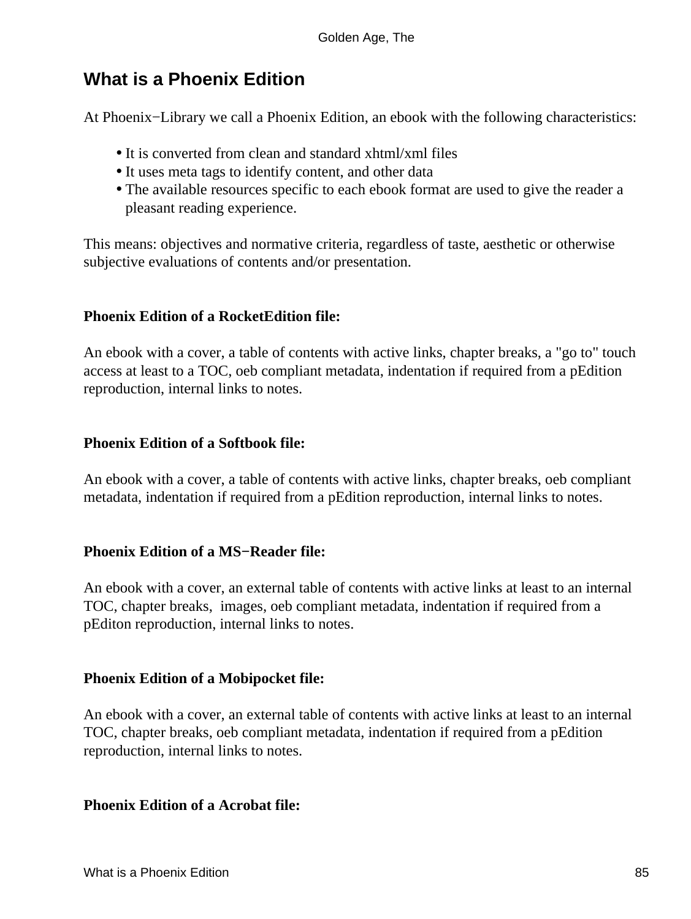## What is a Phoenix Edition

At Phoenix−Library we call a Phoenix Edition, an ebook with the following characteristics:

- It is converted from clean and standard xhtml/xml files
- It uses meta tags to identify content, and other data
- The available resources specific to each ebook format are used to give the reader a pleasant reading experience.

This means: objectives and normative criteria, regardless of taste, aesthetic or otherwise subjective evaluations of contents and/or presentation.

**Phoenix Edition of a RocketEdition file:**

An ebook with a cover, a table of contents with active links, chapter breaks, a "go to" touch access at least to a TOC, oeb compliant metadata, indentation if required from a pEdition reproduction, internal links to notes.

**Phoenix Edition of a Softbook file:**

An ebook with a cover, a table of contents with active links, chapter breaks, oeb compliant metadata, indentation if required from a pEdition reproduction, internal links to notes.

**Phoenix Edition of a MS−Reader file:**

An ebook with a cover, an external table of contents with active links at least to an internal TOC, chapter breaks, images, oeb compliant metadata, indentation if required from a pEditon reproduction, internal links to notes.

**Phoenix Edition of a Mobipocket file:**

An ebook with a cover, an external table of contents with active links at least to an internal TOC, chapter breaks, oeb compliant metadata, indentation if required from a pEdition reproduction, internal links to notes.

**Phoenix Edition of a Acrobat file:**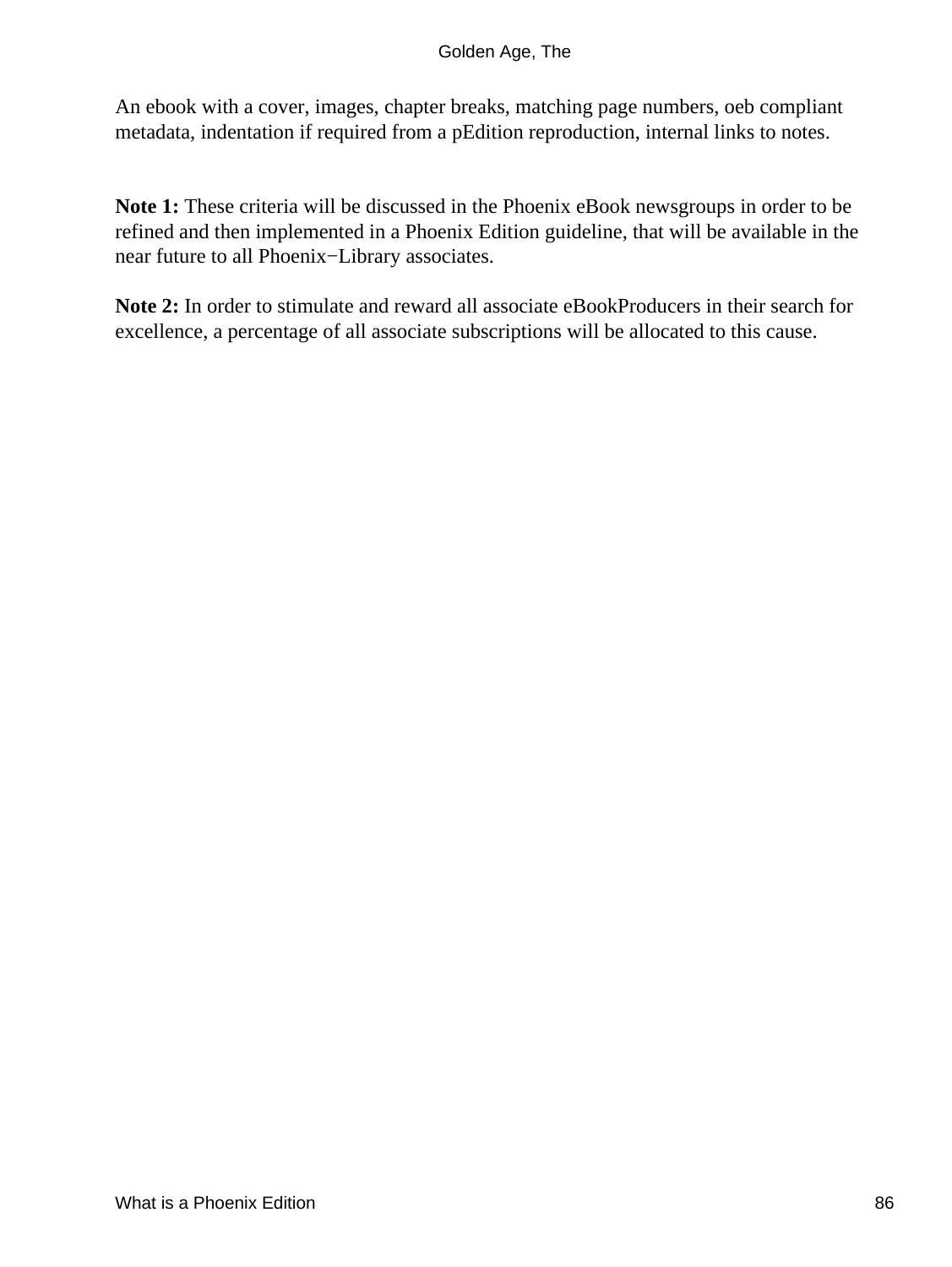An ebook with a cover, images, chapter breaks, matching page numbers, oeb compliant metadata, indentation if required from a pEdition reproduction, internal links to notes.

**Note 1:** These criteria will be discussed in the Phoenix eBook newsgroups in order to be refined and then implemented in a Phoenix Edition guideline, that will be available in the near future to all Phoenix−Library associates.

**Note 2:** In order to stimulate and reward all associate eBookProducers in their search for excellence, a percentage of all associate subscriptions will be allocated to this cause.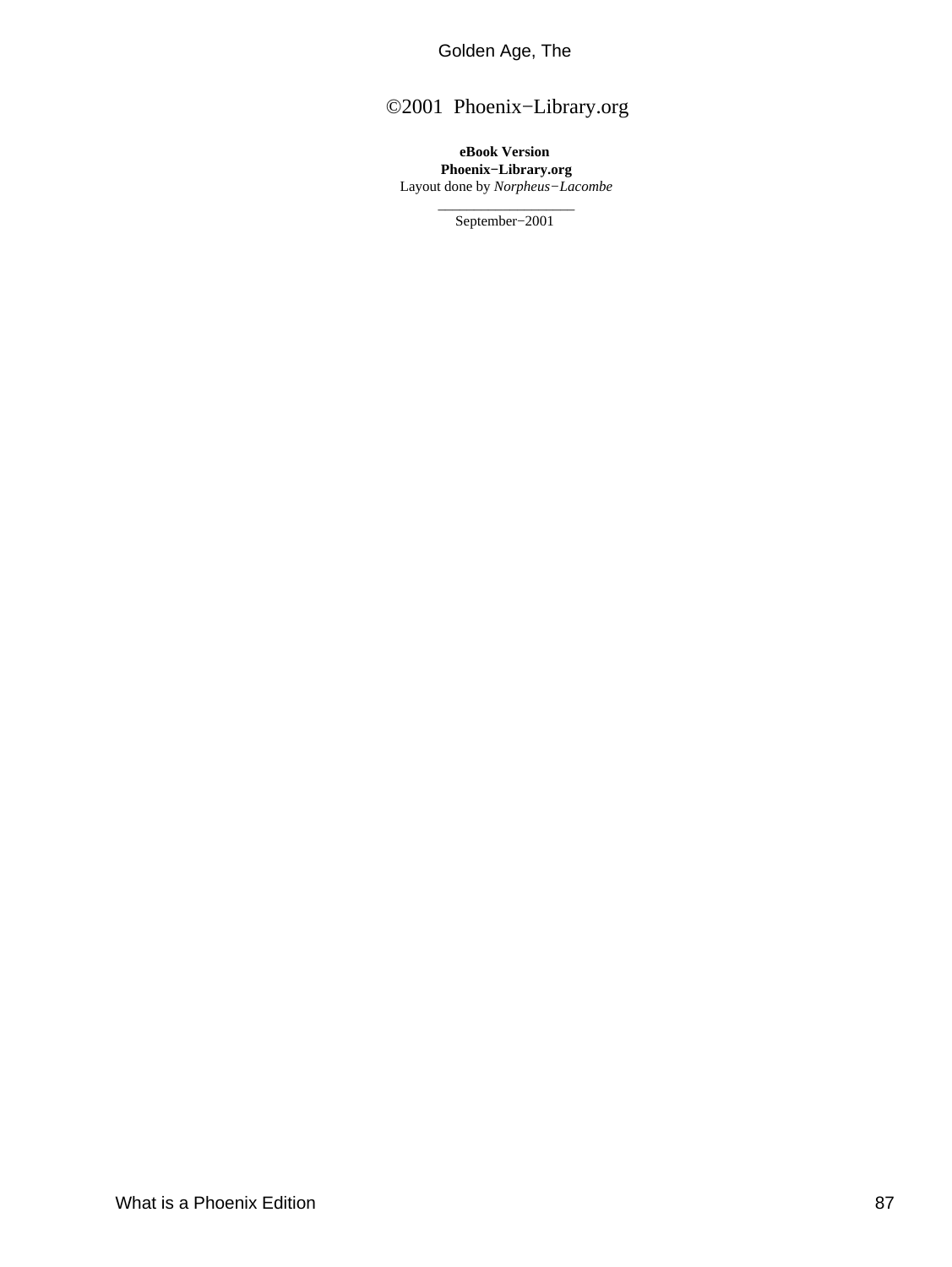©2001 Phoenix−Library.org

**eBook Version**
**Phoenix−Library.org**
Layout done by *Norpheus−Lacombe*

\_\_\_\_\_\_\_\_\_\_\_\_\_\_\_\_\_\_\_

September−2001